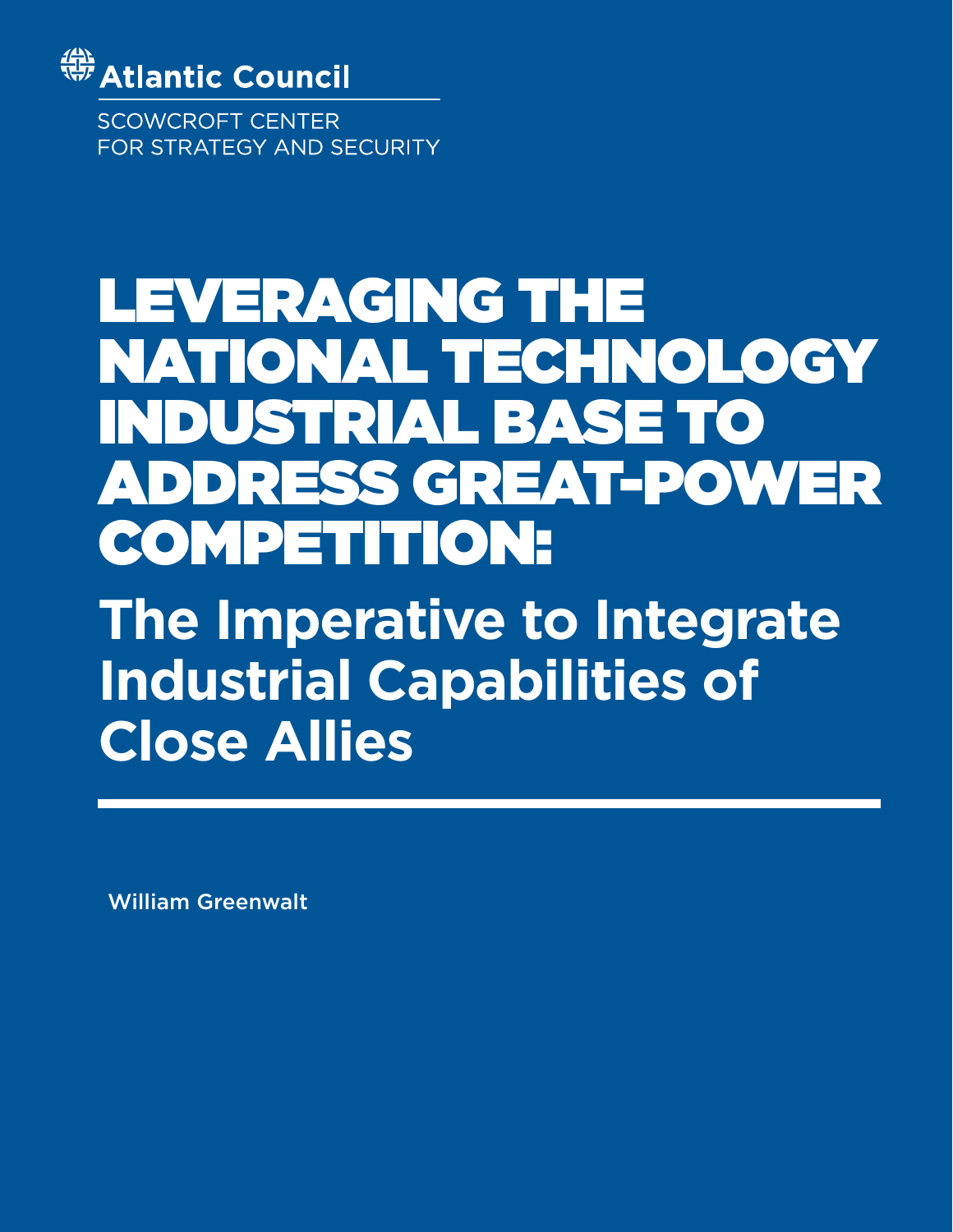Atlantic Council

SCOWCROFT CENTER
FOR STRATEGY AND SECURITY

# LEVERAGING THE NATIONAL TECHNOLOGY INDUSTRIAL BASE TO ADDRESS GREAT-POWER COMPETITION:

## The Imperative to Integrate Industrial Capabilities of Close Allies

William Greenwalt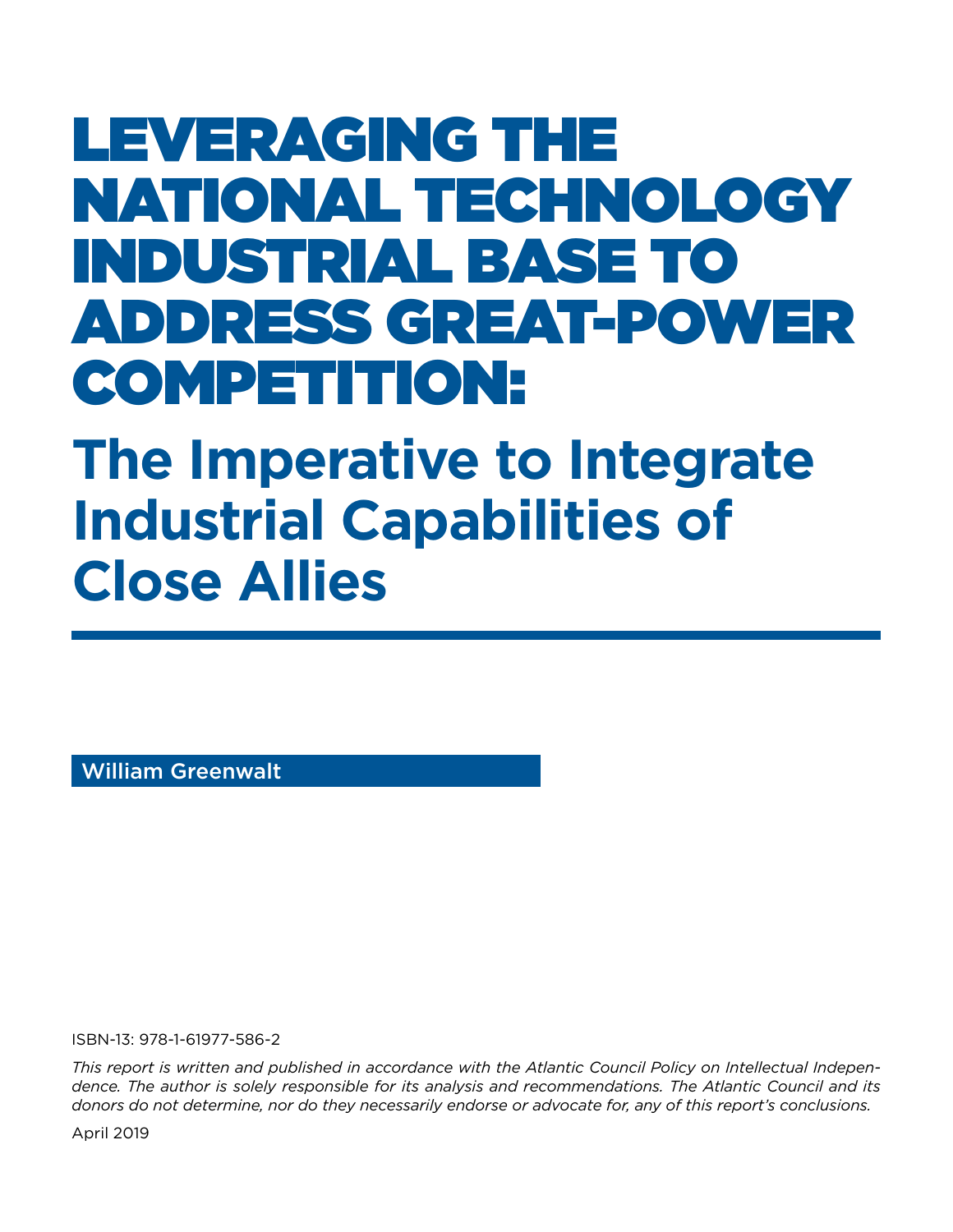# LEVERAGING THE NATIONAL TECHNOLOGY INDUSTRIAL BASE TO ADDRESS GREAT-POWER COMPETITION:

## The Imperative to Integrate Industrial Capabilities of Close Allies

William Greenwalt

ISBN-13: 978-1-61977-586-2

*This report is written and published in accordance with the Atlantic Council Policy on Intellectual Independence. The author is solely responsible for its analysis and recommendations. The Atlantic Council and its donors do not determine, nor do they necessarily endorse or advocate for, any of this report's conclusions.*

April 2019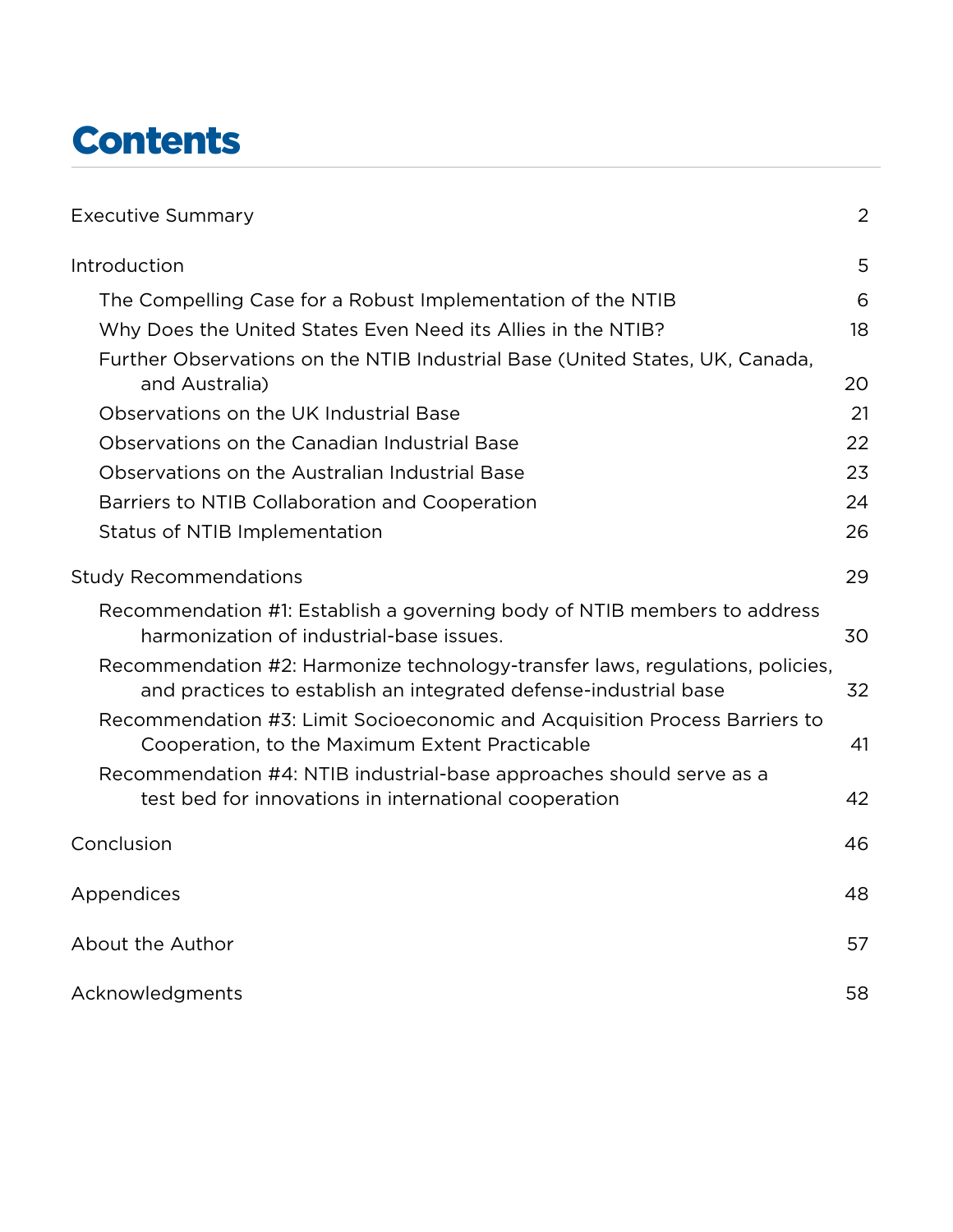# Contents

| | |
|---|---|
| Executive Summary | 2 |
| Introduction | 5 |
| The Compelling Case for a Robust Implementation of the NTIB | 6 |
| Why Does the United States Even Need its Allies in the NTIB? | 18 |
| Further Observations on the NTIB Industrial Base (United States, UK, Canada, and Australia) | 20 |
| Observations on the UK Industrial Base | 21 |
| Observations on the Canadian Industrial Base | 22 |
| Observations on the Australian Industrial Base | 23 |
| Barriers to NTIB Collaboration and Cooperation | 24 |
| Status of NTIB Implementation | 26 |
| Study Recommendations | 29 |
| Recommendation #1: Establish a governing body of NTIB members to address harmonization of industrial-base issues. | 30 |
| Recommendation #2: Harmonize technology-transfer laws, regulations, policies, and practices to establish an integrated defense-industrial base | 32 |
| Recommendation #3: Limit Socioeconomic and Acquisition Process Barriers to Cooperation, to the Maximum Extent Practicable | 41 |
| Recommendation #4: NTIB industrial-base approaches should serve as a test bed for innovations in international cooperation | 42 |
| Conclusion | 46 |
| Appendices | 48 |
| About the Author | 57 |
| Acknowledgments | 58 |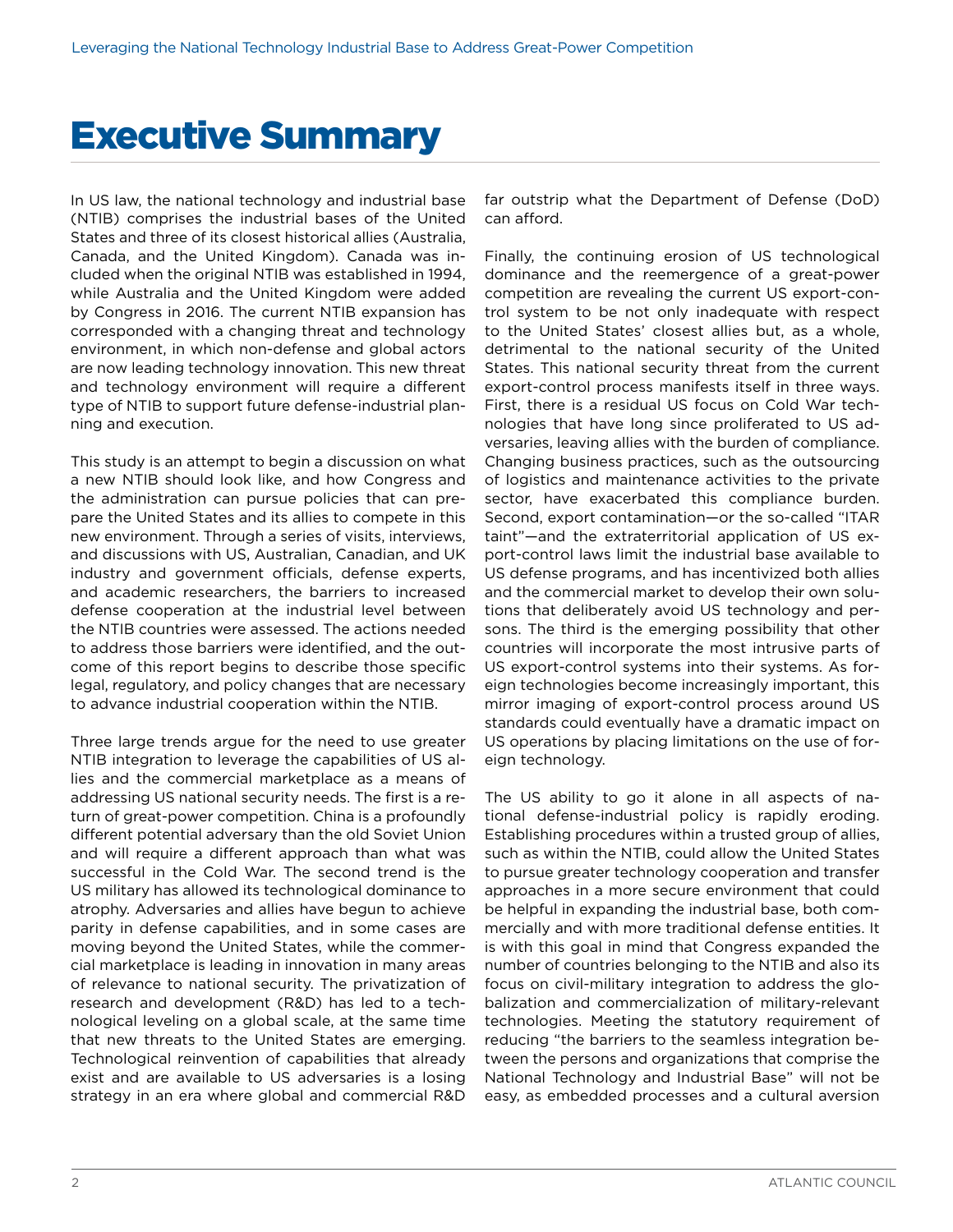# Executive Summary

In US law, the national technology and industrial base (NTIB) comprises the industrial bases of the United States and three of its closest historical allies (Australia, Canada, and the United Kingdom). Canada was included when the original NTIB was established in 1994, while Australia and the United Kingdom were added by Congress in 2016. The current NTIB expansion has corresponded with a changing threat and technology environment, in which non-defense and global actors are now leading technology innovation. This new threat and technology environment will require a different type of NTIB to support future defense-industrial planning and execution.

This study is an attempt to begin a discussion on what a new NTIB should look like, and how Congress and the administration can pursue policies that can prepare the United States and its allies to compete in this new environment. Through a series of visits, interviews, and discussions with US, Australian, Canadian, and UK industry and government officials, defense experts, and academic researchers, the barriers to increased defense cooperation at the industrial level between the NTIB countries were assessed. The actions needed to address those barriers were identified, and the outcome of this report begins to describe those specific legal, regulatory, and policy changes that are necessary to advance industrial cooperation within the NTIB.

Three large trends argue for the need to use greater NTIB integration to leverage the capabilities of US allies and the commercial marketplace as a means of addressing US national security needs. The first is a return of great-power competition. China is a profoundly different potential adversary than the old Soviet Union and will require a different approach than what was successful in the Cold War. The second trend is the US military has allowed its technological dominance to atrophy. Adversaries and allies have begun to achieve parity in defense capabilities, and in some cases are moving beyond the United States, while the commercial marketplace is leading in innovation in many areas of relevance to national security. The privatization of research and development (R&D) has led to a technological leveling on a global scale, at the same time that new threats to the United States are emerging. Technological reinvention of capabilities that already exist and are available to US adversaries is a losing strategy in an era where global and commercial R&D far outstrip what the Department of Defense (DoD) can afford.

Finally, the continuing erosion of US technological dominance and the reemergence of a great-power competition are revealing the current US export-control system to be not only inadequate with respect to the United States' closest allies but, as a whole, detrimental to the national security of the United States. This national security threat from the current export-control process manifests itself in three ways. First, there is a residual US focus on Cold War technologies that have long since proliferated to US adversaries, leaving allies with the burden of compliance. Changing business practices, such as the outsourcing of logistics and maintenance activities to the private sector, have exacerbated this compliance burden. Second, export contamination—or the so-called "ITAR taint"—and the extraterritorial application of US export-control laws limit the industrial base available to US defense programs, and has incentivized both allies and the commercial market to develop their own solutions that deliberately avoid US technology and persons. The third is the emerging possibility that other countries will incorporate the most intrusive parts of US export-control systems into their systems. As foreign technologies become increasingly important, this mirror imaging of export-control process around US standards could eventually have a dramatic impact on US operations by placing limitations on the use of foreign technology.

The US ability to go it alone in all aspects of national defense-industrial policy is rapidly eroding. Establishing procedures within a trusted group of allies, such as within the NTIB, could allow the United States to pursue greater technology cooperation and transfer approaches in a more secure environment that could be helpful in expanding the industrial base, both commercially and with more traditional defense entities. It is with this goal in mind that Congress expanded the number of countries belonging to the NTIB and also its focus on civil-military integration to address the globalization and commercialization of military-relevant technologies. Meeting the statutory requirement of reducing "the barriers to the seamless integration between the persons and organizations that comprise the National Technology and Industrial Base" will not be easy, as embedded processes and a cultural aversion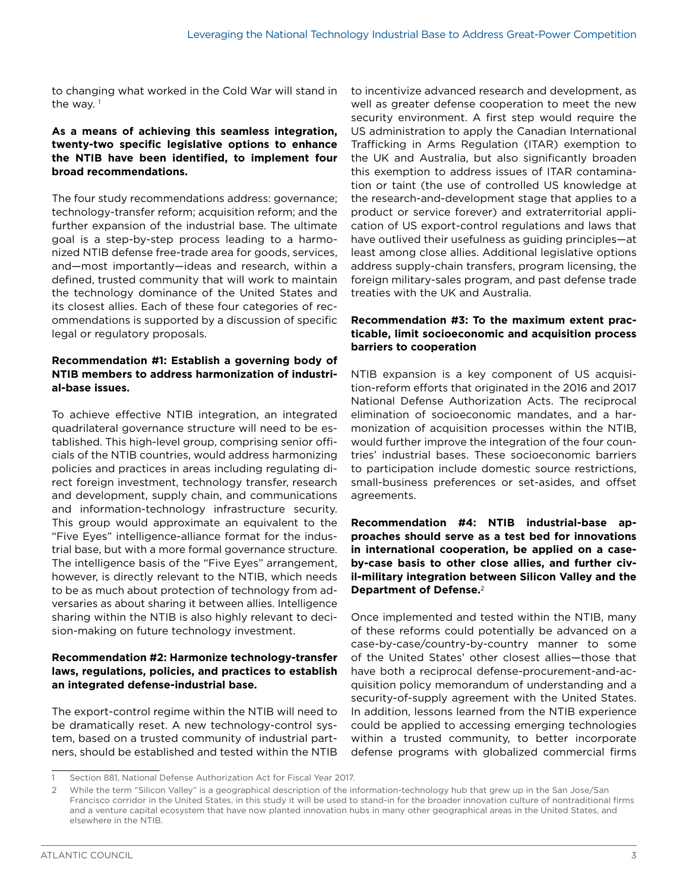to changing what worked in the Cold War will stand in the way. [1]

**As a means of achieving this seamless integration, twenty-two specific legislative options to enhance the NTIB have been identified, to implement four broad recommendations.**

The four study recommendations address: governance; technology-transfer reform; acquisition reform; and the further expansion of the industrial base. The ultimate goal is a step-by-step process leading to a harmonized NTIB defense free-trade area for goods, services, and—most importantly—ideas and research, within a defined, trusted community that will work to maintain the technology dominance of the United States and its closest allies. Each of these four categories of recommendations is supported by a discussion of specific legal or regulatory proposals.

**Recommendation #1: Establish a governing body of NTIB members to address harmonization of industrial-base issues.**

To achieve effective NTIB integration, an integrated quadrilateral governance structure will need to be established. This high-level group, comprising senior officials of the NTIB countries, would address harmonizing policies and practices in areas including regulating direct foreign investment, technology transfer, research and development, supply chain, and communications and information-technology infrastructure security. This group would approximate an equivalent to the "Five Eyes" intelligence-alliance format for the industrial base, but with a more formal governance structure. The intelligence basis of the "Five Eyes" arrangement, however, is directly relevant to the NTIB, which needs to be as much about protection of technology from adversaries as about sharing it between allies. Intelligence sharing within the NTIB is also highly relevant to decision-making on future technology investment.

**Recommendation #2: Harmonize technology-transfer laws, regulations, policies, and practices to establish an integrated defense-industrial base.**

The export-control regime within the NTIB will need to be dramatically reset. A new technology-control system, based on a trusted community of industrial partners, should be established and tested within the NTIB to incentivize advanced research and development, as well as greater defense cooperation to meet the new security environment. A first step would require the US administration to apply the Canadian International Trafficking in Arms Regulation (ITAR) exemption to the UK and Australia, but also significantly broaden this exemption to address issues of ITAR contamination or taint (the use of controlled US knowledge at the research-and-development stage that applies to a product or service forever) and extraterritorial application of US export-control regulations and laws that have outlived their usefulness as guiding principles—at least among close allies. Additional legislative options address supply-chain transfers, program licensing, the foreign military-sales program, and past defense trade treaties with the UK and Australia.

**Recommendation #3: To the maximum extent practicable, limit socioeconomic and acquisition process barriers to cooperation**

NTIB expansion is a key component of US acquisition-reform efforts that originated in the 2016 and 2017 National Defense Authorization Acts. The reciprocal elimination of socioeconomic mandates, and a harmonization of acquisition processes within the NTIB, would further improve the integration of the four countries' industrial bases. These socioeconomic barriers to participation include domestic source restrictions, small-business preferences or set-asides, and offset agreements.

**Recommendation #4: NTIB industrial-base approaches should serve as a test bed for innovations in international cooperation, be applied on a case-by-case basis to other close allies, and further civil-military integration between Silicon Valley and the Department of Defense.**[2]

Once implemented and tested within the NTIB, many of these reforms could potentially be advanced on a case-by-case/country-by-country manner to some of the United States' other closest allies—those that have both a reciprocal defense-procurement-and-acquisition policy memorandum of understanding and a security-of-supply agreement with the United States. In addition, lessons learned from the NTIB experience could be applied to accessing emerging technologies within a trusted community, to better incorporate defense programs with globalized commercial firms

---

1 Section 881, National Defense Authorization Act for Fiscal Year 2017.

2 While the term "Silicon Valley" is a geographical description of the information-technology hub that grew up in the San Jose/San Francisco corridor in the United States, in this study it will be used to stand-in for the broader innovation culture of nontraditional firms and a venture capital ecosystem that have now planted innovation hubs in many other geographical areas in the United States, and elsewhere in the NTIB.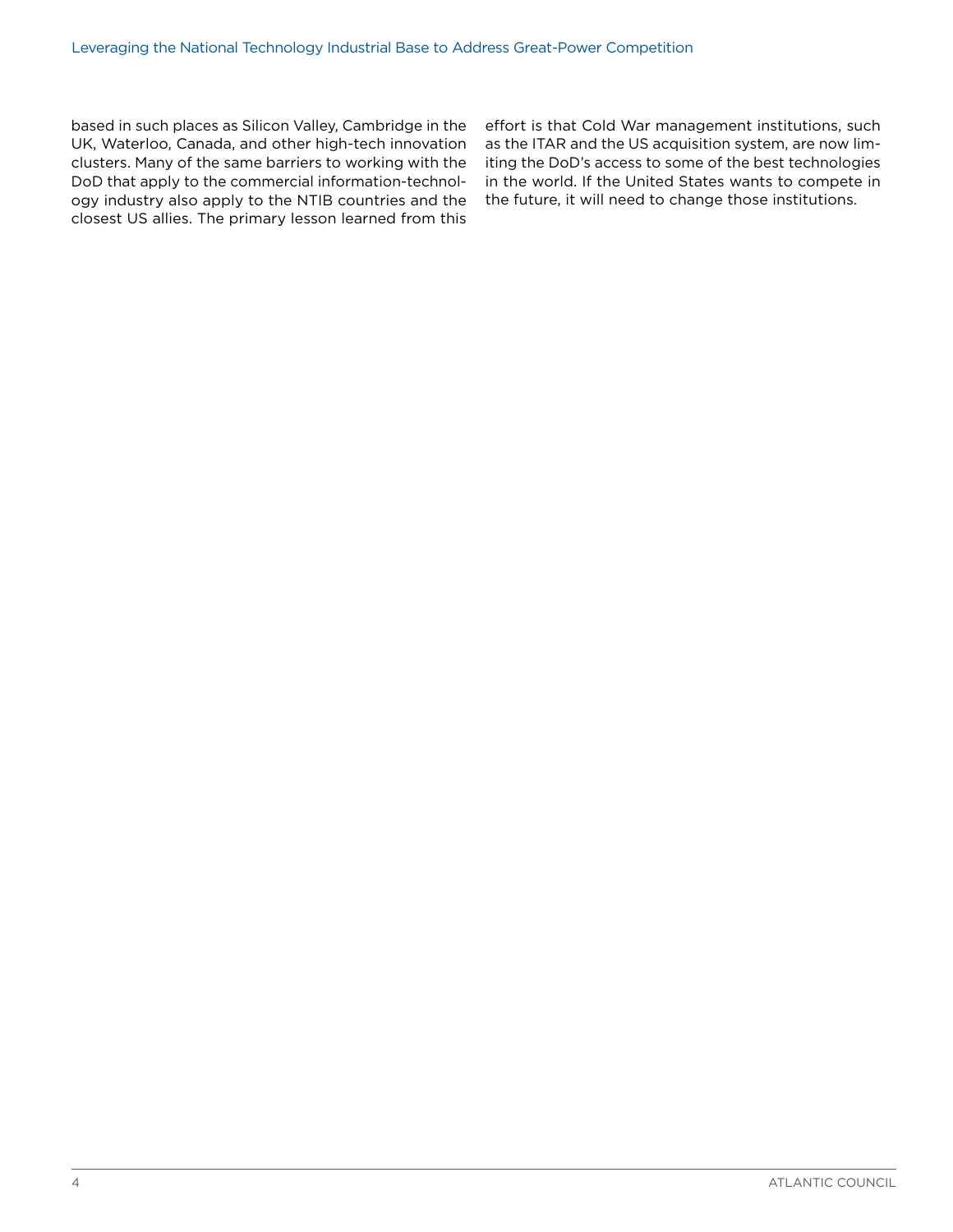based in such places as Silicon Valley, Cambridge in the UK, Waterloo, Canada, and other high-tech innovation clusters. Many of the same barriers to working with the DoD that apply to the commercial information-technology industry also apply to the NTIB countries and the closest US allies. The primary lesson learned from this effort is that Cold War management institutions, such as the ITAR and the US acquisition system, are now limiting the DoD's access to some of the best technologies in the world. If the United States wants to compete in the future, it will need to change those institutions.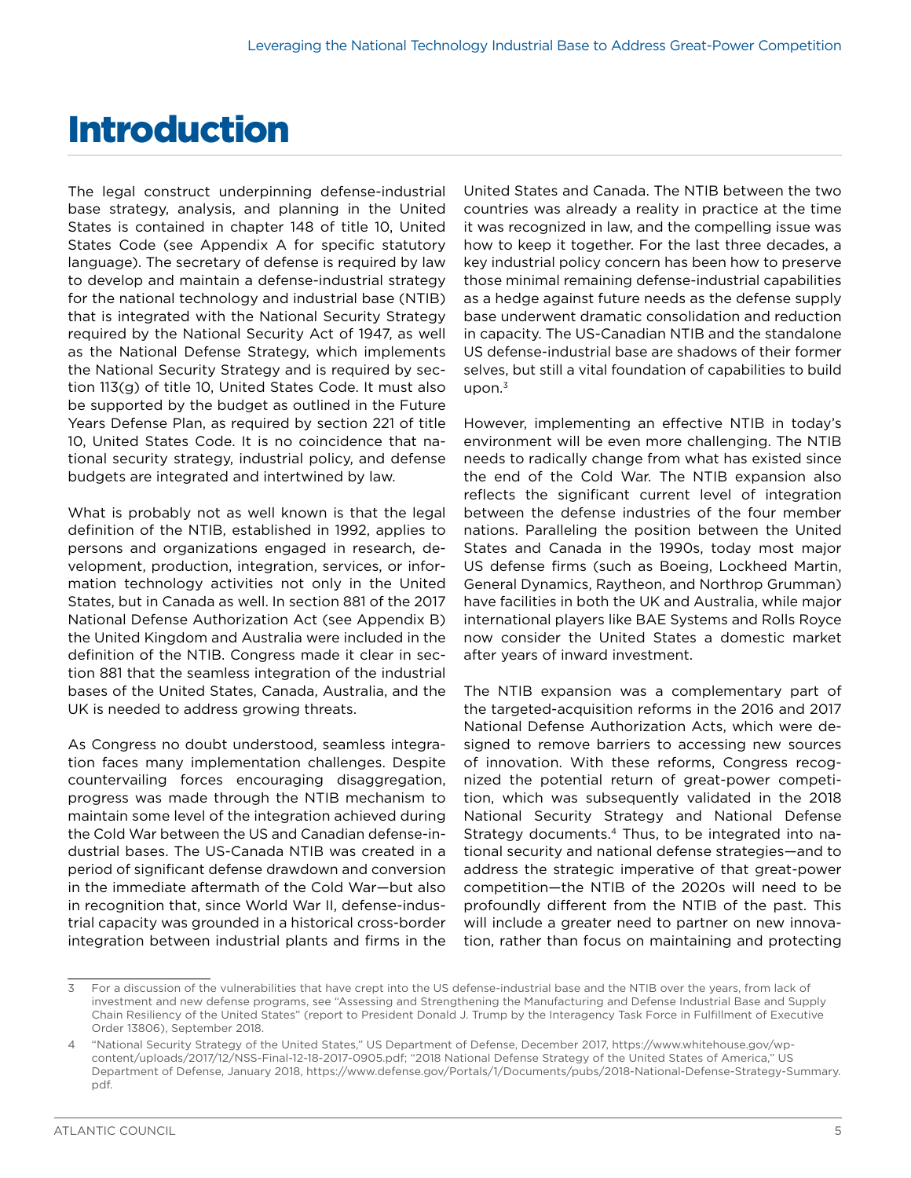# Introduction

The legal construct underpinning defense-industrial base strategy, analysis, and planning in the United States is contained in chapter 148 of title 10, United States Code (see Appendix A for specific statutory language). The secretary of defense is required by law to develop and maintain a defense-industrial strategy for the national technology and industrial base (NTIB) that is integrated with the National Security Strategy required by the National Security Act of 1947, as well as the National Defense Strategy, which implements the National Security Strategy and is required by section 113(g) of title 10, United States Code. It must also be supported by the budget as outlined in the Future Years Defense Plan, as required by section 221 of title 10, United States Code. It is no coincidence that national security strategy, industrial policy, and defense budgets are integrated and intertwined by law.

What is probably not as well known is that the legal definition of the NTIB, established in 1992, applies to persons and organizations engaged in research, development, production, integration, services, or information technology activities not only in the United States, but in Canada as well. In section 881 of the 2017 National Defense Authorization Act (see Appendix B) the United Kingdom and Australia were included in the definition of the NTIB. Congress made it clear in section 881 that the seamless integration of the industrial bases of the United States, Canada, Australia, and the UK is needed to address growing threats.

As Congress no doubt understood, seamless integration faces many implementation challenges. Despite countervailing forces encouraging disaggregation, progress was made through the NTIB mechanism to maintain some level of the integration achieved during the Cold War between the US and Canadian defense-industrial bases. The US-Canada NTIB was created in a period of significant defense drawdown and conversion in the immediate aftermath of the Cold War—but also in recognition that, since World War II, defense-industrial capacity was grounded in a historical cross-border integration between industrial plants and firms in the United States and Canada. The NTIB between the two countries was already a reality in practice at the time it was recognized in law, and the compelling issue was how to keep it together. For the last three decades, a key industrial policy concern has been how to preserve those minimal remaining defense-industrial capabilities as a hedge against future needs as the defense supply base underwent dramatic consolidation and reduction in capacity. The US-Canadian NTIB and the standalone US defense-industrial base are shadows of their former selves, but still a vital foundation of capabilities to build upon.[3]

However, implementing an effective NTIB in today's environment will be even more challenging. The NTIB needs to radically change from what has existed since the end of the Cold War. The NTIB expansion also reflects the significant current level of integration between the defense industries of the four member nations. Paralleling the position between the United States and Canada in the 1990s, today most major US defense firms (such as Boeing, Lockheed Martin, General Dynamics, Raytheon, and Northrop Grumman) have facilities in both the UK and Australia, while major international players like BAE Systems and Rolls Royce now consider the United States a domestic market after years of inward investment.

The NTIB expansion was a complementary part of the targeted-acquisition reforms in the 2016 and 2017 National Defense Authorization Acts, which were designed to remove barriers to accessing new sources of innovation. With these reforms, Congress recognized the potential return of great-power competition, which was subsequently validated in the 2018 National Security Strategy and National Defense Strategy documents.[4] Thus, to be integrated into national security and national defense strategies—and to address the strategic imperative of that great-power competition—the NTIB of the 2020s will need to be profoundly different from the NTIB of the past. This will include a greater need to partner on new innovation, rather than focus on maintaining and protecting

---

3 For a discussion of the vulnerabilities that have crept into the US defense-industrial base and the NTIB over the years, from lack of investment and new defense programs, see "Assessing and Strengthening the Manufacturing and Defense Industrial Base and Supply Chain Resiliency of the United States" (report to President Donald J. Trump by the Interagency Task Force in Fulfillment of Executive Order 13806), September 2018.

4 "National Security Strategy of the United States," US Department of Defense, December 2017, https://www.whitehouse.gov/wp-content/uploads/2017/12/NSS-Final-12-18-2017-0905.pdf; "2018 National Defense Strategy of the United States of America," US Department of Defense, January 2018, https://www.defense.gov/Portals/1/Documents/pubs/2018-National-Defense-Strategy-Summary.pdf.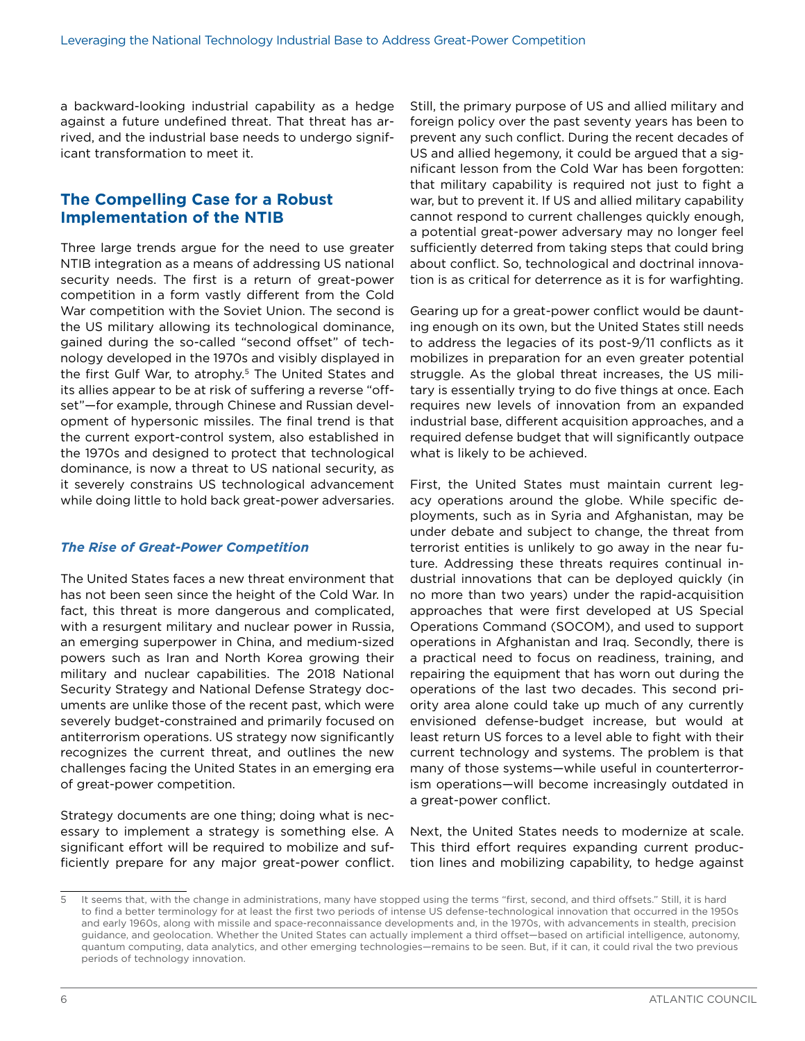a backward-looking industrial capability as a hedge against a future undefined threat. That threat has arrived, and the industrial base needs to undergo significant transformation to meet it.

## The Compelling Case for a Robust Implementation of the NTIB

Three large trends argue for the need to use greater NTIB integration as a means of addressing US national security needs. The first is a return of great-power competition in a form vastly different from the Cold War competition with the Soviet Union. The second is the US military allowing its technological dominance, gained during the so-called "second offset" of technology developed in the 1970s and visibly displayed in the first Gulf War, to atrophy.[5] The United States and its allies appear to be at risk of suffering a reverse "offset"—for example, through Chinese and Russian development of hypersonic missiles. The final trend is that the current export-control system, also established in the 1970s and designed to protect that technological dominance, is now a threat to US national security, as it severely constrains US technological advancement while doing little to hold back great-power adversaries.

### *The Rise of Great-Power Competition*

The United States faces a new threat environment that has not been seen since the height of the Cold War. In fact, this threat is more dangerous and complicated, with a resurgent military and nuclear power in Russia, an emerging superpower in China, and medium-sized powers such as Iran and North Korea growing their military and nuclear capabilities. The 2018 National Security Strategy and National Defense Strategy documents are unlike those of the recent past, which were severely budget-constrained and primarily focused on antiterrorism operations. US strategy now significantly recognizes the current threat, and outlines the new challenges facing the United States in an emerging era of great-power competition.

Strategy documents are one thing; doing what is necessary to implement a strategy is something else. A significant effort will be required to mobilize and sufficiently prepare for any major great-power conflict. Still, the primary purpose of US and allied military and foreign policy over the past seventy years has been to prevent any such conflict. During the recent decades of US and allied hegemony, it could be argued that a significant lesson from the Cold War has been forgotten: that military capability is required not just to fight a war, but to prevent it. If US and allied military capability cannot respond to current challenges quickly enough, a potential great-power adversary may no longer feel sufficiently deterred from taking steps that could bring about conflict. So, technological and doctrinal innovation is as critical for deterrence as it is for warfighting.

Gearing up for a great-power conflict would be daunting enough on its own, but the United States still needs to address the legacies of its post-9/11 conflicts as it mobilizes in preparation for an even greater potential struggle. As the global threat increases, the US military is essentially trying to do five things at once. Each requires new levels of innovation from an expanded industrial base, different acquisition approaches, and a required defense budget that will significantly outpace what is likely to be achieved.

First, the United States must maintain current legacy operations around the globe. While specific deployments, such as in Syria and Afghanistan, may be under debate and subject to change, the threat from terrorist entities is unlikely to go away in the near future. Addressing these threats requires continual industrial innovations that can be deployed quickly (in no more than two years) under the rapid-acquisition approaches that were first developed at US Special Operations Command (SOCOM), and used to support operations in Afghanistan and Iraq. Secondly, there is a practical need to focus on readiness, training, and repairing the equipment that has worn out during the operations of the last two decades. This second priority area alone could take up much of any currently envisioned defense-budget increase, but would at least return US forces to a level able to fight with their current technology and systems. The problem is that many of those systems—while useful in counterterrorism operations—will become increasingly outdated in a great-power conflict.

Next, the United States needs to modernize at scale. This third effort requires expanding current production lines and mobilizing capability, to hedge against

---

[5] It seems that, with the change in administrations, many have stopped using the terms "first, second, and third offsets." Still, it is hard to find a better terminology for at least the first two periods of intense US defense-technological innovation that occurred in the 1950s and early 1960s, along with missile and space-reconnaissance developments and, in the 1970s, with advancements in stealth, precision guidance, and geolocation. Whether the United States can actually implement a third offset—based on artificial intelligence, autonomy, quantum computing, data analytics, and other emerging technologies—remains to be seen. But, if it can, it could rival the two previous periods of technology innovation.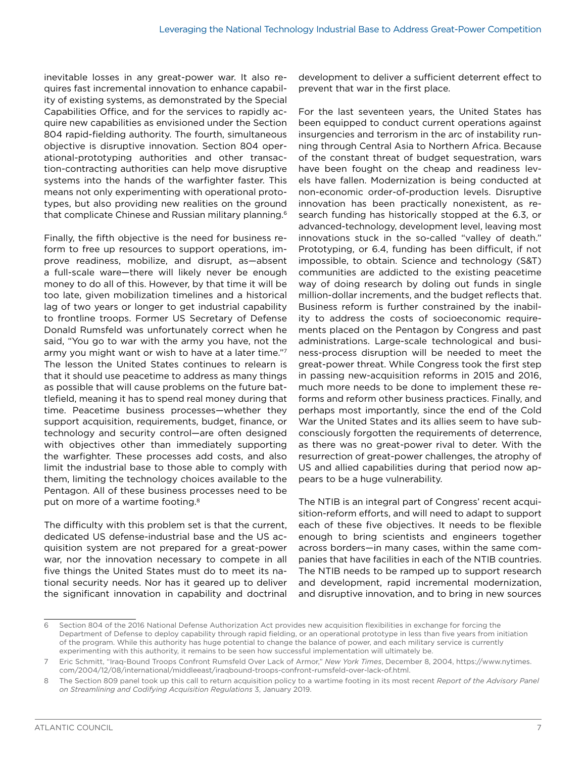inevitable losses in any great-power war. It also requires fast incremental innovation to enhance capability of existing systems, as demonstrated by the Special Capabilities Office, and for the services to rapidly acquire new capabilities as envisioned under the Section 804 rapid-fielding authority. The fourth, simultaneous objective is disruptive innovation. Section 804 operational-prototyping authorities and other transaction-contracting authorities can help move disruptive systems into the hands of the warfighter faster. This means not only experimenting with operational prototypes, but also providing new realities on the ground that complicate Chinese and Russian military planning.[6]

Finally, the fifth objective is the need for business reform to free up resources to support operations, improve readiness, mobilize, and disrupt, as—absent a full-scale ware—there will likely never be enough money to do all of this. However, by that time it will be too late, given mobilization timelines and a historical lag of two years or longer to get industrial capability to frontline troops. Former US Secretary of Defense Donald Rumsfeld was unfortunately correct when he said, "You go to war with the army you have, not the army you might want or wish to have at a later time."[7] The lesson the United States continues to relearn is that it should use peacetime to address as many things as possible that will cause problems on the future battlefield, meaning it has to spend real money during that time. Peacetime business processes—whether they support acquisition, requirements, budget, finance, or technology and security control—are often designed with objectives other than immediately supporting the warfighter. These processes add costs, and also limit the industrial base to those able to comply with them, limiting the technology choices available to the Pentagon. All of these business processes need to be put on more of a wartime footing.[8]

The difficulty with this problem set is that the current, dedicated US defense-industrial base and the US acquisition system are not prepared for a great-power war, nor the innovation necessary to compete in all five things the United States must do to meet its national security needs. Nor has it geared up to deliver the significant innovation in capability and doctrinal development to deliver a sufficient deterrent effect to prevent that war in the first place.

For the last seventeen years, the United States has been equipped to conduct current operations against insurgencies and terrorism in the arc of instability running through Central Asia to Northern Africa. Because of the constant threat of budget sequestration, wars have been fought on the cheap and readiness levels have fallen. Modernization is being conducted at non-economic order-of-production levels. Disruptive innovation has been practically nonexistent, as research funding has historically stopped at the 6.3, or advanced-technology, development level, leaving most innovations stuck in the so-called "valley of death." Prototyping, or 6.4, funding has been difficult, if not impossible, to obtain. Science and technology (S&T) communities are addicted to the existing peacetime way of doing research by doling out funds in single million-dollar increments, and the budget reflects that. Business reform is further constrained by the inability to address the costs of socioeconomic requirements placed on the Pentagon by Congress and past administrations. Large-scale technological and business-process disruption will be needed to meet the great-power threat. While Congress took the first step in passing new-acquisition reforms in 2015 and 2016, much more needs to be done to implement these reforms and reform other business practices. Finally, and perhaps most importantly, since the end of the Cold War the United States and its allies seem to have subconsciously forgotten the requirements of deterrence, as there was no great-power rival to deter. With the resurrection of great-power challenges, the atrophy of US and allied capabilities during that period now appears to be a huge vulnerability.

The NTIB is an integral part of Congress' recent acquisition-reform efforts, and will need to adapt to support each of these five objectives. It needs to be flexible enough to bring scientists and engineers together across borders—in many cases, within the same companies that have facilities in each of the NTIB countries. The NTIB needs to be ramped up to support research and development, rapid incremental modernization, and disruptive innovation, and to bring in new sources

---

6 Section 804 of the 2016 National Defense Authorization Act provides new acquisition flexibilities in exchange for forcing the Department of Defense to deploy capability through rapid fielding, or an operational prototype in less than five years from initiation of the program. While this authority has huge potential to change the balance of power, and each military service is currently experimenting with this authority, it remains to be seen how successful implementation will ultimately be.

7 Eric Schmitt, "Iraq-Bound Troops Confront Rumsfeld Over Lack of Armor," *New York Times*, December 8, 2004, https://www.nytimes.com/2004/12/08/international/middleeast/iraqbound-troops-confront-rumsfeld-over-lack-of.html.

8 The Section 809 panel took up this call to return acquisition policy to a wartime footing in its most recent *Report of the Advisory Panel on Streamlining and Codifying Acquisition Regulations* 3, January 2019.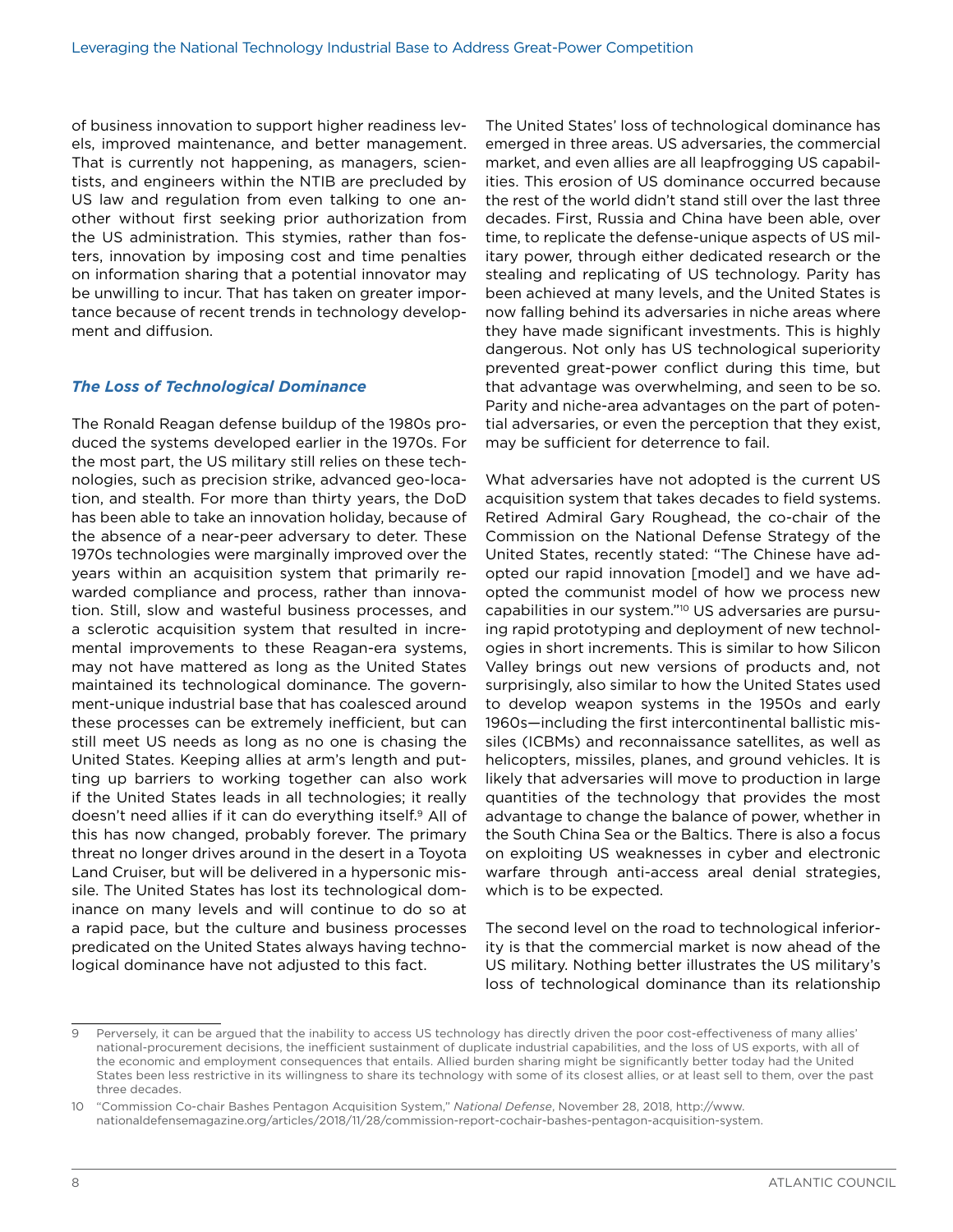of business innovation to support higher readiness levels, improved maintenance, and better management. That is currently not happening, as managers, scientists, and engineers within the NTIB are precluded by US law and regulation from even talking to one another without first seeking prior authorization from the US administration. This stymies, rather than fosters, innovation by imposing cost and time penalties on information sharing that a potential innovator may be unwilling to incur. That has taken on greater importance because of recent trends in technology development and diffusion.

### *The Loss of Technological Dominance*

The Ronald Reagan defense buildup of the 1980s produced the systems developed earlier in the 1970s. For the most part, the US military still relies on these technologies, such as precision strike, advanced geo-location, and stealth. For more than thirty years, the DoD has been able to take an innovation holiday, because of the absence of a near-peer adversary to deter. These 1970s technologies were marginally improved over the years within an acquisition system that primarily rewarded compliance and process, rather than innovation. Still, slow and wasteful business processes, and a sclerotic acquisition system that resulted in incremental improvements to these Reagan-era systems, may not have mattered as long as the United States maintained its technological dominance. The government-unique industrial base that has coalesced around these processes can be extremely inefficient, but can still meet US needs as long as no one is chasing the United States. Keeping allies at arm's length and putting up barriers to working together can also work if the United States leads in all technologies; it really doesn't need allies if it can do everything itself.[9] All of this has now changed, probably forever. The primary threat no longer drives around in the desert in a Toyota Land Cruiser, but will be delivered in a hypersonic missile. The United States has lost its technological dominance on many levels and will continue to do so at a rapid pace, but the culture and business processes predicated on the United States always having technological dominance have not adjusted to this fact.

The United States' loss of technological dominance has emerged in three areas. US adversaries, the commercial market, and even allies are all leapfrogging US capabilities. This erosion of US dominance occurred because the rest of the world didn't stand still over the last three decades. First, Russia and China have been able, over time, to replicate the defense-unique aspects of US military power, through either dedicated research or the stealing and replicating of US technology. Parity has been achieved at many levels, and the United States is now falling behind its adversaries in niche areas where they have made significant investments. This is highly dangerous. Not only has US technological superiority prevented great-power conflict during this time, but that advantage was overwhelming, and seen to be so. Parity and niche-area advantages on the part of potential adversaries, or even the perception that they exist, may be sufficient for deterrence to fail.

What adversaries have not adopted is the current US acquisition system that takes decades to field systems. Retired Admiral Gary Roughead, the co-chair of the Commission on the National Defense Strategy of the United States, recently stated: "The Chinese have adopted our rapid innovation [model] and we have adopted the communist model of how we process new capabilities in our system."[10] US adversaries are pursuing rapid prototyping and deployment of new technologies in short increments. This is similar to how Silicon Valley brings out new versions of products and, not surprisingly, also similar to how the United States used to develop weapon systems in the 1950s and early 1960s—including the first intercontinental ballistic missiles (ICBMs) and reconnaissance satellites, as well as helicopters, missiles, planes, and ground vehicles. It is likely that adversaries will move to production in large quantities of the technology that provides the most advantage to change the balance of power, whether in the South China Sea or the Baltics. There is also a focus on exploiting US weaknesses in cyber and electronic warfare through anti-access areal denial strategies, which is to be expected.

The second level on the road to technological inferiority is that the commercial market is now ahead of the US military. Nothing better illustrates the US military's loss of technological dominance than its relationship

---

9 Perversely, it can be argued that the inability to access US technology has directly driven the poor cost-effectiveness of many allies' national-procurement decisions, the inefficient sustainment of duplicate industrial capabilities, and the loss of US exports, with all of the economic and employment consequences that entails. Allied burden sharing might be significantly better today had the United States been less restrictive in its willingness to share its technology with some of its closest allies, or at least sell to them, over the past three decades.

10 "Commission Co-chair Bashes Pentagon Acquisition System," *National Defense*, November 28, 2018, http://www.nationaldefensemagazine.org/articles/2018/11/28/commission-report-cochair-bashes-pentagon-acquisition-system.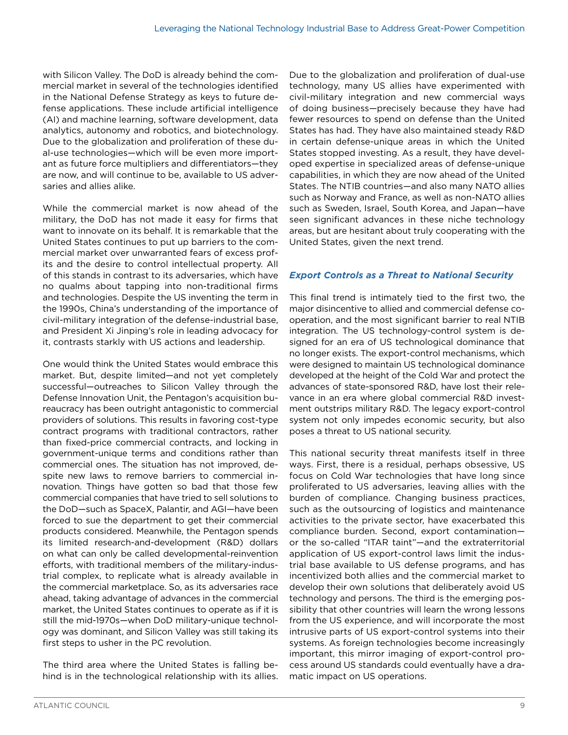with Silicon Valley. The DoD is already behind the commercial market in several of the technologies identified in the National Defense Strategy as keys to future defense applications. These include artificial intelligence (AI) and machine learning, software development, data analytics, autonomy and robotics, and biotechnology. Due to the globalization and proliferation of these dual-use technologies—which will be even more important as future force multipliers and differentiators—they are now, and will continue to be, available to US adversaries and allies alike.

While the commercial market is now ahead of the military, the DoD has not made it easy for firms that want to innovate on its behalf. It is remarkable that the United States continues to put up barriers to the commercial market over unwarranted fears of excess profits and the desire to control intellectual property. All of this stands in contrast to its adversaries, which have no qualms about tapping into non-traditional firms and technologies. Despite the US inventing the term in the 1990s, China's understanding of the importance of civil-military integration of the defense-industrial base, and President Xi Jinping's role in leading advocacy for it, contrasts starkly with US actions and leadership.

One would think the United States would embrace this market. But, despite limited—and not yet completely successful—outreaches to Silicon Valley through the Defense Innovation Unit, the Pentagon's acquisition bureaucracy has been outright antagonistic to commercial providers of solutions. This results in favoring cost-type contract programs with traditional contractors, rather than fixed-price commercial contracts, and locking in government-unique terms and conditions rather than commercial ones. The situation has not improved, despite new laws to remove barriers to commercial innovation. Things have gotten so bad that those few commercial companies that have tried to sell solutions to the DoD—such as SpaceX, Palantir, and AGI—have been forced to sue the department to get their commercial products considered. Meanwhile, the Pentagon spends its limited research-and-development (R&D) dollars on what can only be called developmental-reinvention efforts, with traditional members of the military-industrial complex, to replicate what is already available in the commercial marketplace. So, as its adversaries race ahead, taking advantage of advances in the commercial market, the United States continues to operate as if it is still the mid-1970s—when DoD military-unique technology was dominant, and Silicon Valley was still taking its first steps to usher in the PC revolution.

The third area where the United States is falling behind is in the technological relationship with its allies. Due to the globalization and proliferation of dual-use technology, many US allies have experimented with civil-military integration and new commercial ways of doing business—precisely because they have had fewer resources to spend on defense than the United States has had. They have also maintained steady R&D in certain defense-unique areas in which the United States stopped investing. As a result, they have developed expertise in specialized areas of defense-unique capabilities, in which they are now ahead of the United States. The NTIB countries—and also many NATO allies such as Norway and France, as well as non-NATO allies such as Sweden, Israel, South Korea, and Japan—have seen significant advances in these niche technology areas, but are hesitant about truly cooperating with the United States, given the next trend.

### *Export Controls as a Threat to National Security*

This final trend is intimately tied to the first two, the major disincentive to allied and commercial defense cooperation, and the most significant barrier to real NTIB integration. The US technology-control system is designed for an era of US technological dominance that no longer exists. The export-control mechanisms, which were designed to maintain US technological dominance developed at the height of the Cold War and protect the advances of state-sponsored R&D, have lost their relevance in an era where global commercial R&D investment outstrips military R&D. The legacy export-control system not only impedes economic security, but also poses a threat to US national security.

This national security threat manifests itself in three ways. First, there is a residual, perhaps obsessive, US focus on Cold War technologies that have long since proliferated to US adversaries, leaving allies with the burden of compliance. Changing business practices, such as the outsourcing of logistics and maintenance activities to the private sector, have exacerbated this compliance burden. Second, export contamination—or the so-called "ITAR taint"—and the extraterritorial application of US export-control laws limit the industrial base available to US defense programs, and has incentivized both allies and the commercial market to develop their own solutions that deliberately avoid US technology and persons. The third is the emerging possibility that other countries will learn the wrong lessons from the US experience, and will incorporate the most intrusive parts of US export-control systems into their systems. As foreign technologies become increasingly important, this mirror imaging of export-control process around US standards could eventually have a dramatic impact on US operations.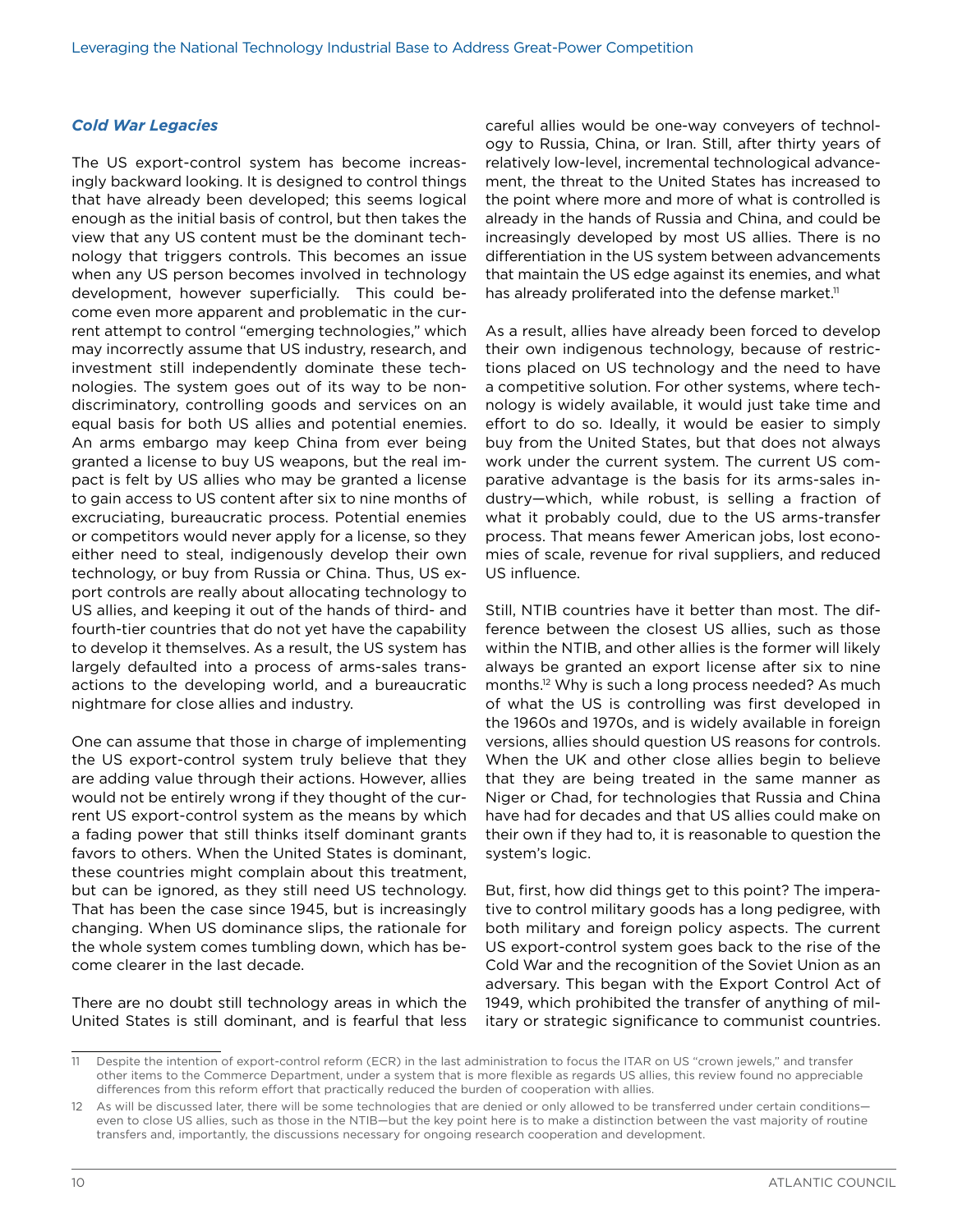### *Cold War Legacies*

The US export-control system has become increasingly backward looking. It is designed to control things that have already been developed; this seems logical enough as the initial basis of control, but then takes the view that any US content must be the dominant technology that triggers controls. This becomes an issue when any US person becomes involved in technology development, however superficially. This could become even more apparent and problematic in the current attempt to control "emerging technologies," which may incorrectly assume that US industry, research, and investment still independently dominate these technologies. The system goes out of its way to be nondiscriminatory, controlling goods and services on an equal basis for both US allies and potential enemies. An arms embargo may keep China from ever being granted a license to buy US weapons, but the real impact is felt by US allies who may be granted a license to gain access to US content after six to nine months of excruciating, bureaucratic process. Potential enemies or competitors would never apply for a license, so they either need to steal, indigenously develop their own technology, or buy from Russia or China. Thus, US export controls are really about allocating technology to US allies, and keeping it out of the hands of third- and fourth-tier countries that do not yet have the capability to develop it themselves. As a result, the US system has largely defaulted into a process of arms-sales transactions to the developing world, and a bureaucratic nightmare for close allies and industry.

One can assume that those in charge of implementing the US export-control system truly believe that they are adding value through their actions. However, allies would not be entirely wrong if they thought of the current US export-control system as the means by which a fading power that still thinks itself dominant grants favors to others. When the United States is dominant, these countries might complain about this treatment, but can be ignored, as they still need US technology. That has been the case since 1945, but is increasingly changing. When US dominance slips, the rationale for the whole system comes tumbling down, which has become clearer in the last decade.

There are no doubt still technology areas in which the United States is still dominant, and is fearful that less careful allies would be one-way conveyers of technology to Russia, China, or Iran. Still, after thirty years of relatively low-level, incremental technological advancement, the threat to the United States has increased to the point where more and more of what is controlled is already in the hands of Russia and China, and could be increasingly developed by most US allies. There is no differentiation in the US system between advancements that maintain the US edge against its enemies, and what has already proliferated into the defense market.[11]

As a result, allies have already been forced to develop their own indigenous technology, because of restrictions placed on US technology and the need to have a competitive solution. For other systems, where technology is widely available, it would just take time and effort to do so. Ideally, it would be easier to simply buy from the United States, but that does not always work under the current system. The current US comparative advantage is the basis for its arms-sales industry—which, while robust, is selling a fraction of what it probably could, due to the US arms-transfer process. That means fewer American jobs, lost economies of scale, revenue for rival suppliers, and reduced US influence.

Still, NTIB countries have it better than most. The difference between the closest US allies, such as those within the NTIB, and other allies is the former will likely always be granted an export license after six to nine months.[12] Why is such a long process needed? As much of what the US is controlling was first developed in the 1960s and 1970s, and is widely available in foreign versions, allies should question US reasons for controls. When the UK and other close allies begin to believe that they are being treated in the same manner as Niger or Chad, for technologies that Russia and China have had for decades and that US allies could make on their own if they had to, it is reasonable to question the system's logic.

But, first, how did things get to this point? The imperative to control military goods has a long pedigree, with both military and foreign policy aspects. The current US export-control system goes back to the rise of the Cold War and the recognition of the Soviet Union as an adversary. This began with the Export Control Act of 1949, which prohibited the transfer of anything of military or strategic significance to communist countries.

---

11 Despite the intention of export-control reform (ECR) in the last administration to focus the ITAR on US "crown jewels," and transfer other items to the Commerce Department, under a system that is more flexible as regards US allies, this review found no appreciable differences from this reform effort that practically reduced the burden of cooperation with allies.

12 As will be discussed later, there will be some technologies that are denied or only allowed to be transferred under certain conditions—even to close US allies, such as those in the NTIB—but the key point here is to make a distinction between the vast majority of routine transfers and, importantly, the discussions necessary for ongoing research cooperation and development.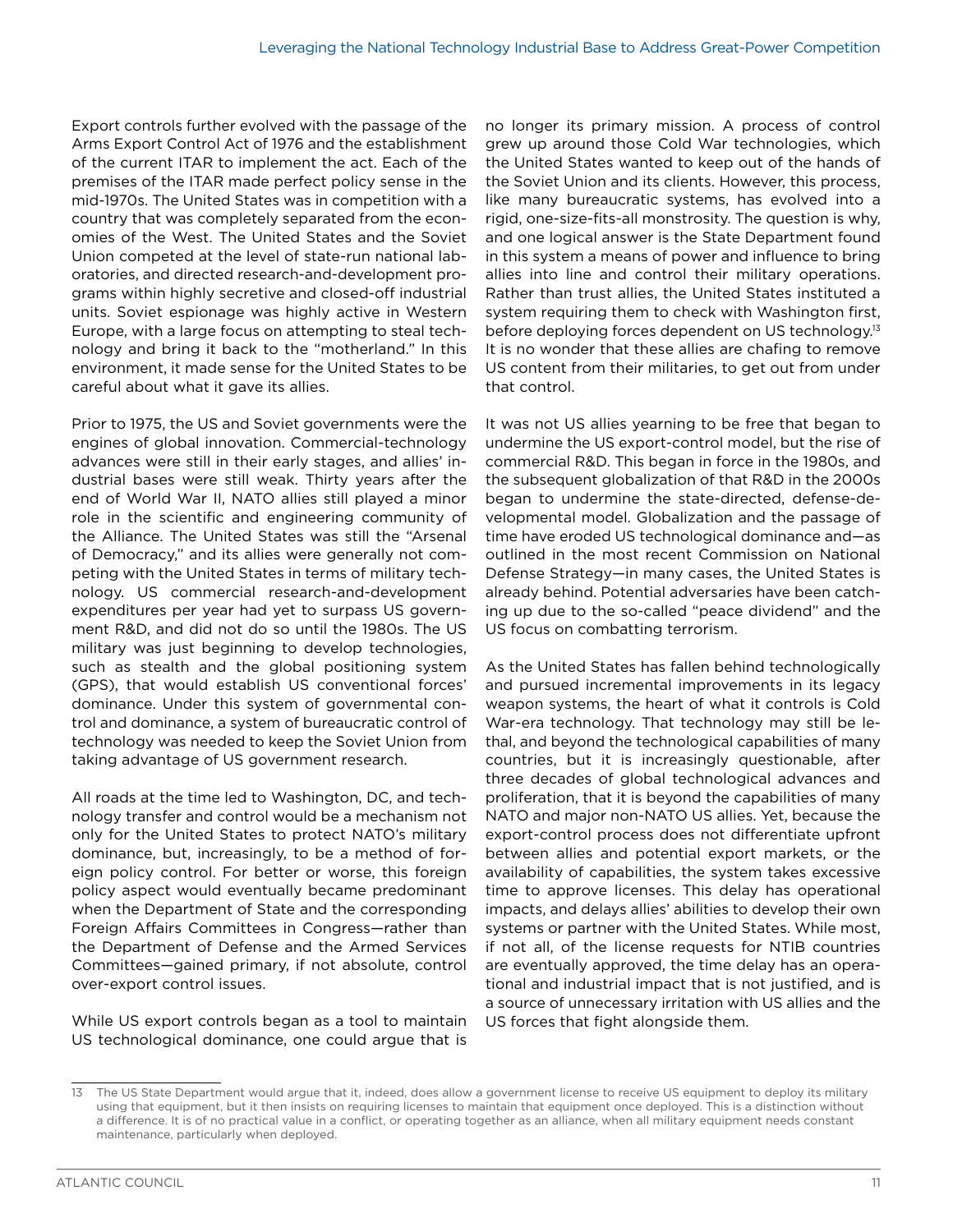Export controls further evolved with the passage of the Arms Export Control Act of 1976 and the establishment of the current ITAR to implement the act. Each of the premises of the ITAR made perfect policy sense in the mid-1970s. The United States was in competition with a country that was completely separated from the economies of the West. The United States and the Soviet Union competed at the level of state-run national laboratories, and directed research-and-development programs within highly secretive and closed-off industrial units. Soviet espionage was highly active in Western Europe, with a large focus on attempting to steal technology and bring it back to the "motherland." In this environment, it made sense for the United States to be careful about what it gave its allies.

Prior to 1975, the US and Soviet governments were the engines of global innovation. Commercial-technology advances were still in their early stages, and allies' industrial bases were still weak. Thirty years after the end of World War II, NATO allies still played a minor role in the scientific and engineering community of the Alliance. The United States was still the "Arsenal of Democracy," and its allies were generally not competing with the United States in terms of military technology. US commercial research-and-development expenditures per year had yet to surpass US government R&D, and did not do so until the 1980s. The US military was just beginning to develop technologies, such as stealth and the global positioning system (GPS), that would establish US conventional forces' dominance. Under this system of governmental control and dominance, a system of bureaucratic control of technology was needed to keep the Soviet Union from taking advantage of US government research.

All roads at the time led to Washington, DC, and technology transfer and control would be a mechanism not only for the United States to protect NATO's military dominance, but, increasingly, to be a method of foreign policy control. For better or worse, this foreign policy aspect would eventually became predominant when the Department of State and the corresponding Foreign Affairs Committees in Congress—rather than the Department of Defense and the Armed Services Committees—gained primary, if not absolute, control over-export control issues.

While US export controls began as a tool to maintain US technological dominance, one could argue that is no longer its primary mission. A process of control grew up around those Cold War technologies, which the United States wanted to keep out of the hands of the Soviet Union and its clients. However, this process, like many bureaucratic systems, has evolved into a rigid, one-size-fits-all monstrosity. The question is why, and one logical answer is the State Department found in this system a means of power and influence to bring allies into line and control their military operations. Rather than trust allies, the United States instituted a system requiring them to check with Washington first, before deploying forces dependent on US technology.[13] It is no wonder that these allies are chafing to remove US content from their militaries, to get out from under that control.

It was not US allies yearning to be free that began to undermine the US export-control model, but the rise of commercial R&D. This began in force in the 1980s, and the subsequent globalization of that R&D in the 2000s began to undermine the state-directed, defense-developmental model. Globalization and the passage of time have eroded US technological dominance and—as outlined in the most recent Commission on National Defense Strategy—in many cases, the United States is already behind. Potential adversaries have been catching up due to the so-called "peace dividend" and the US focus on combatting terrorism.

As the United States has fallen behind technologically and pursued incremental improvements in its legacy weapon systems, the heart of what it controls is Cold War-era technology. That technology may still be lethal, and beyond the technological capabilities of many countries, but it is increasingly questionable, after three decades of global technological advances and proliferation, that it is beyond the capabilities of many NATO and major non-NATO US allies. Yet, because the export-control process does not differentiate upfront between allies and potential export markets, or the availability of capabilities, the system takes excessive time to approve licenses. This delay has operational impacts, and delays allies' abilities to develop their own systems or partner with the United States. While most, if not all, of the license requests for NTIB countries are eventually approved, the time delay has an operational and industrial impact that is not justified, and is a source of unnecessary irritation with US allies and the US forces that fight alongside them.

---

13 The US State Department would argue that it, indeed, does allow a government license to receive US equipment to deploy its military using that equipment, but it then insists on requiring licenses to maintain that equipment once deployed. This is a distinction without a difference. It is of no practical value in a conflict, or operating together as an alliance, when all military equipment needs constant maintenance, particularly when deployed.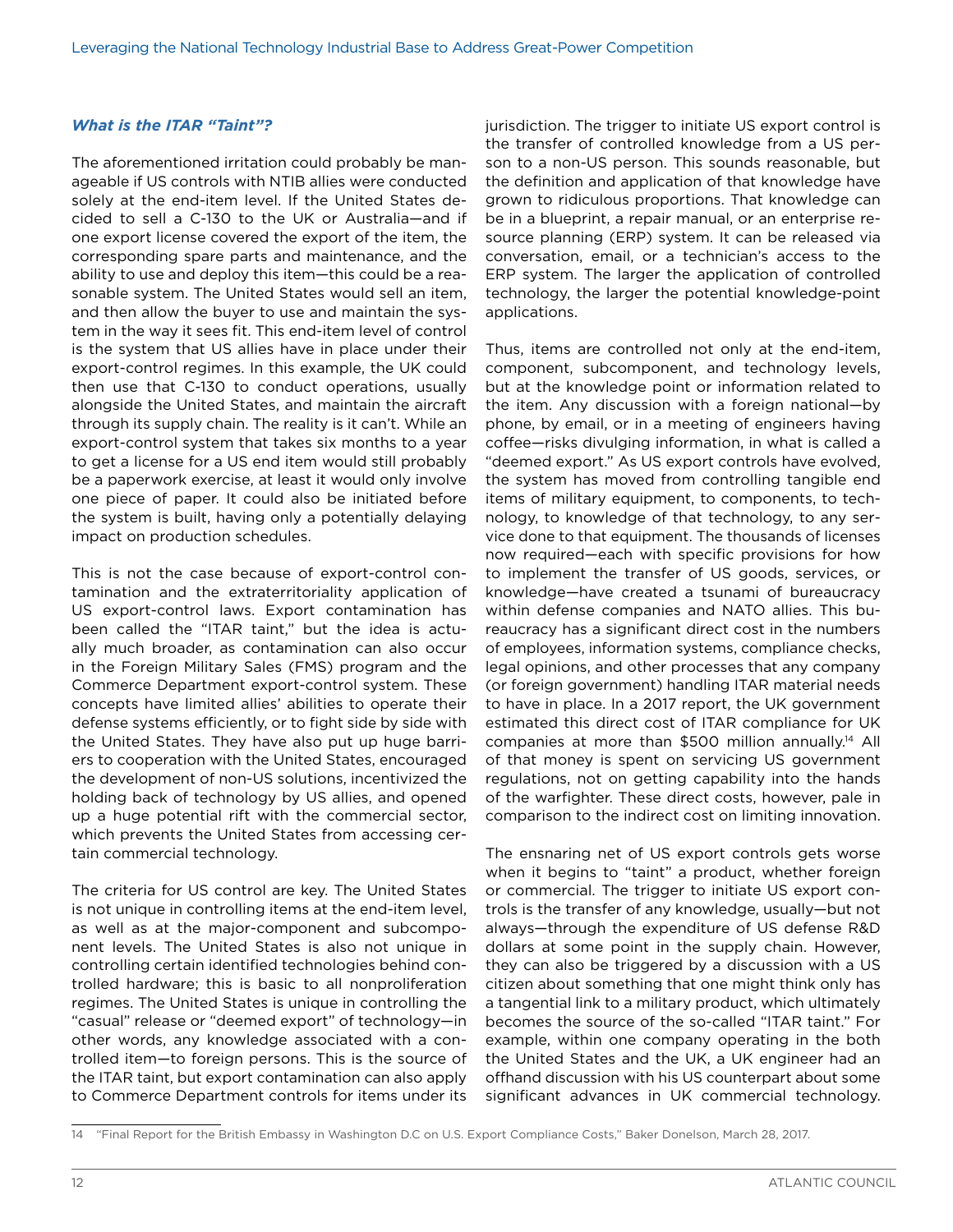### *What is the ITAR "Taint"?*

The aforementioned irritation could probably be manageable if US controls with NTIB allies were conducted solely at the end-item level. If the United States decided to sell a C-130 to the UK or Australia—and if one export license covered the export of the item, the corresponding spare parts and maintenance, and the ability to use and deploy this item—this could be a reasonable system. The United States would sell an item, and then allow the buyer to use and maintain the system in the way it sees fit. This end-item level of control is the system that US allies have in place under their export-control regimes. In this example, the UK could then use that C-130 to conduct operations, usually alongside the United States, and maintain the aircraft through its supply chain. The reality is it can't. While an export-control system that takes six months to a year to get a license for a US end item would still probably be a paperwork exercise, at least it would only involve one piece of paper. It could also be initiated before the system is built, having only a potentially delaying impact on production schedules.

This is not the case because of export-control contamination and the extraterritoriality application of US export-control laws. Export contamination has been called the "ITAR taint," but the idea is actually much broader, as contamination can also occur in the Foreign Military Sales (FMS) program and the Commerce Department export-control system. These concepts have limited allies' abilities to operate their defense systems efficiently, or to fight side by side with the United States. They have also put up huge barriers to cooperation with the United States, encouraged the development of non-US solutions, incentivized the holding back of technology by US allies, and opened up a huge potential rift with the commercial sector, which prevents the United States from accessing certain commercial technology.

The criteria for US control are key. The United States is not unique in controlling items at the end-item level, as well as at the major-component and subcomponent levels. The United States is also not unique in controlling certain identified technologies behind controlled hardware; this is basic to all nonproliferation regimes. The United States is unique in controlling the "casual" release or "deemed export" of technology—in other words, any knowledge associated with a controlled item—to foreign persons. This is the source of the ITAR taint, but export contamination can also apply to Commerce Department controls for items under its jurisdiction. The trigger to initiate US export control is the transfer of controlled knowledge from a US person to a non-US person. This sounds reasonable, but the definition and application of that knowledge have grown to ridiculous proportions. That knowledge can be in a blueprint, a repair manual, or an enterprise resource planning (ERP) system. It can be released via conversation, email, or a technician's access to the ERP system. The larger the application of controlled technology, the larger the potential knowledge-point applications.

Thus, items are controlled not only at the end-item, component, subcomponent, and technology levels, but at the knowledge point or information related to the item. Any discussion with a foreign national—by phone, by email, or in a meeting of engineers having coffee—risks divulging information, in what is called a "deemed export." As US export controls have evolved, the system has moved from controlling tangible end items of military equipment, to components, to technology, to knowledge of that technology, to any service done to that equipment. The thousands of licenses now required—each with specific provisions for how to implement the transfer of US goods, services, or knowledge—have created a tsunami of bureaucracy within defense companies and NATO allies. This bureaucracy has a significant direct cost in the numbers of employees, information systems, compliance checks, legal opinions, and other processes that any company (or foreign government) handling ITAR material needs to have in place. In a 2017 report, the UK government estimated this direct cost of ITAR compliance for UK companies at more than $500 million annually.[14] All of that money is spent on servicing US government regulations, not on getting capability into the hands of the warfighter. These direct costs, however, pale in comparison to the indirect cost on limiting innovation.

The ensnaring net of US export controls gets worse when it begins to "taint" a product, whether foreign or commercial. The trigger to initiate US export controls is the transfer of any knowledge, usually—but not always—through the expenditure of US defense R&D dollars at some point in the supply chain. However, they can also be triggered by a discussion with a US citizen about something that one might think only has a tangential link to a military product, which ultimately becomes the source of the so-called "ITAR taint." For example, within one company operating in the both the United States and the UK, a UK engineer had an offhand discussion with his US counterpart about some significant advances in UK commercial technology.

14 "Final Report for the British Embassy in Washington D.C on U.S. Export Compliance Costs," Baker Donelson, March 28, 2017.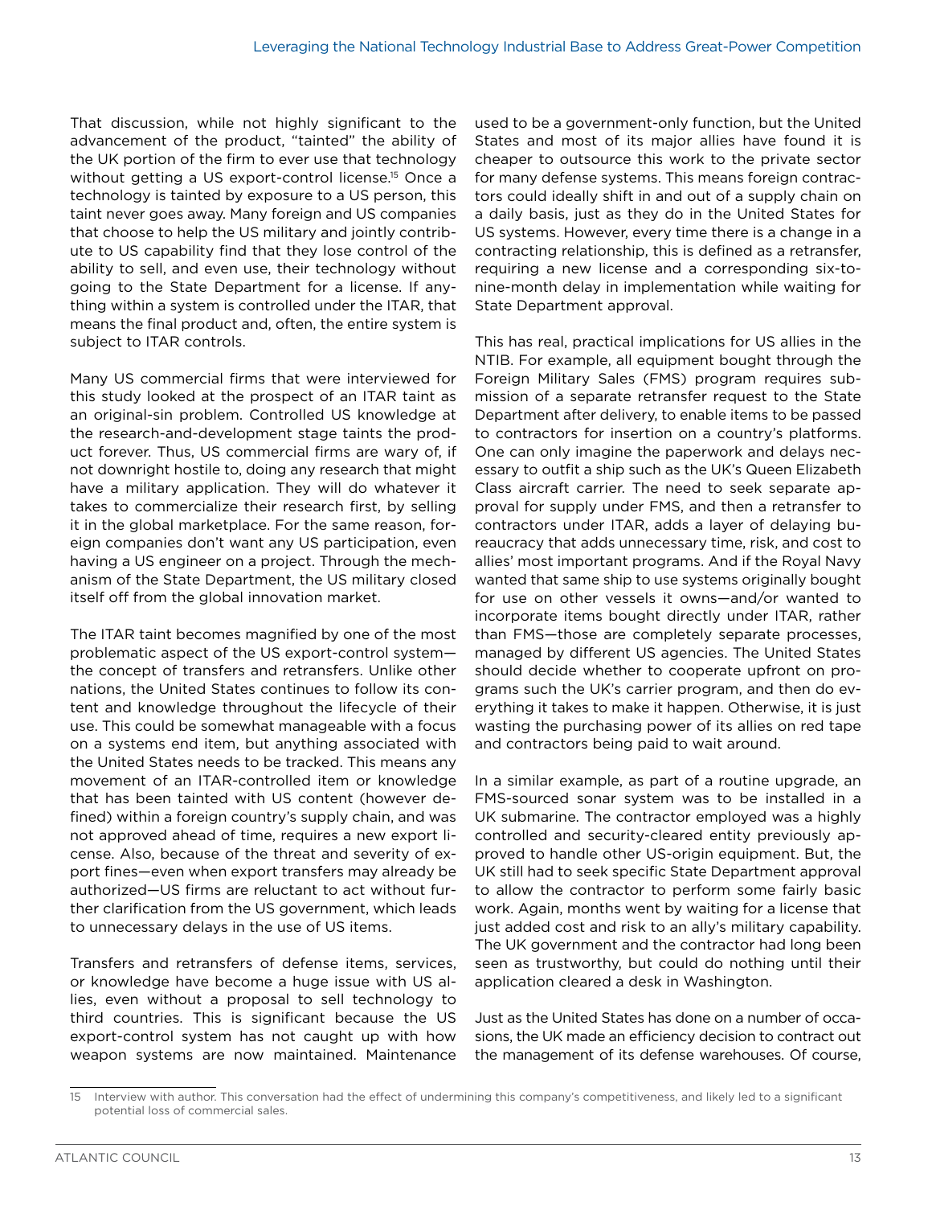That discussion, while not highly significant to the advancement of the product, "tainted" the ability of the UK portion of the firm to ever use that technology without getting a US export-control license.[15] Once a technology is tainted by exposure to a US person, this taint never goes away. Many foreign and US companies that choose to help the US military and jointly contribute to US capability find that they lose control of the ability to sell, and even use, their technology without going to the State Department for a license. If anything within a system is controlled under the ITAR, that means the final product and, often, the entire system is subject to ITAR controls.

Many US commercial firms that were interviewed for this study looked at the prospect of an ITAR taint as an original-sin problem. Controlled US knowledge at the research-and-development stage taints the product forever. Thus, US commercial firms are wary of, if not downright hostile to, doing any research that might have a military application. They will do whatever it takes to commercialize their research first, by selling it in the global marketplace. For the same reason, foreign companies don't want any US participation, even having a US engineer on a project. Through the mechanism of the State Department, the US military closed itself off from the global innovation market.

The ITAR taint becomes magnified by one of the most problematic aspect of the US export-control system—the concept of transfers and retransfers. Unlike other nations, the United States continues to follow its content and knowledge throughout the lifecycle of their use. This could be somewhat manageable with a focus on a systems end item, but anything associated with the United States needs to be tracked. This means any movement of an ITAR-controlled item or knowledge that has been tainted with US content (however defined) within a foreign country's supply chain, and was not approved ahead of time, requires a new export license. Also, because of the threat and severity of export fines—even when export transfers may already be authorized—US firms are reluctant to act without further clarification from the US government, which leads to unnecessary delays in the use of US items.

Transfers and retransfers of defense items, services, or knowledge have become a huge issue with US allies, even without a proposal to sell technology to third countries. This is significant because the US export-control system has not caught up with how weapon systems are now maintained. Maintenance used to be a government-only function, but the United States and most of its major allies have found it is cheaper to outsource this work to the private sector for many defense systems. This means foreign contractors could ideally shift in and out of a supply chain on a daily basis, just as they do in the United States for US systems. However, every time there is a change in a contracting relationship, this is defined as a retransfer, requiring a new license and a corresponding six-to-nine-month delay in implementation while waiting for State Department approval.

This has real, practical implications for US allies in the NTIB. For example, all equipment bought through the Foreign Military Sales (FMS) program requires submission of a separate retransfer request to the State Department after delivery, to enable items to be passed to contractors for insertion on a country's platforms. One can only imagine the paperwork and delays necessary to outfit a ship such as the UK's Queen Elizabeth Class aircraft carrier. The need to seek separate approval for supply under FMS, and then a retransfer to contractors under ITAR, adds a layer of delaying bureaucracy that adds unnecessary time, risk, and cost to allies' most important programs. And if the Royal Navy wanted that same ship to use systems originally bought for use on other vessels it owns—and/or wanted to incorporate items bought directly under ITAR, rather than FMS—those are completely separate processes, managed by different US agencies. The United States should decide whether to cooperate upfront on programs such the UK's carrier program, and then do everything it takes to make it happen. Otherwise, it is just wasting the purchasing power of its allies on red tape and contractors being paid to wait around.

In a similar example, as part of a routine upgrade, an FMS-sourced sonar system was to be installed in a UK submarine. The contractor employed was a highly controlled and security-cleared entity previously approved to handle other US-origin equipment. But, the UK still had to seek specific State Department approval to allow the contractor to perform some fairly basic work. Again, months went by waiting for a license that just added cost and risk to an ally's military capability. The UK government and the contractor had long been seen as trustworthy, but could do nothing until their application cleared a desk in Washington.

Just as the United States has done on a number of occasions, the UK made an efficiency decision to contract out the management of its defense warehouses. Of course,

15 Interview with author. This conversation had the effect of undermining this company's competitiveness, and likely led to a significant potential loss of commercial sales.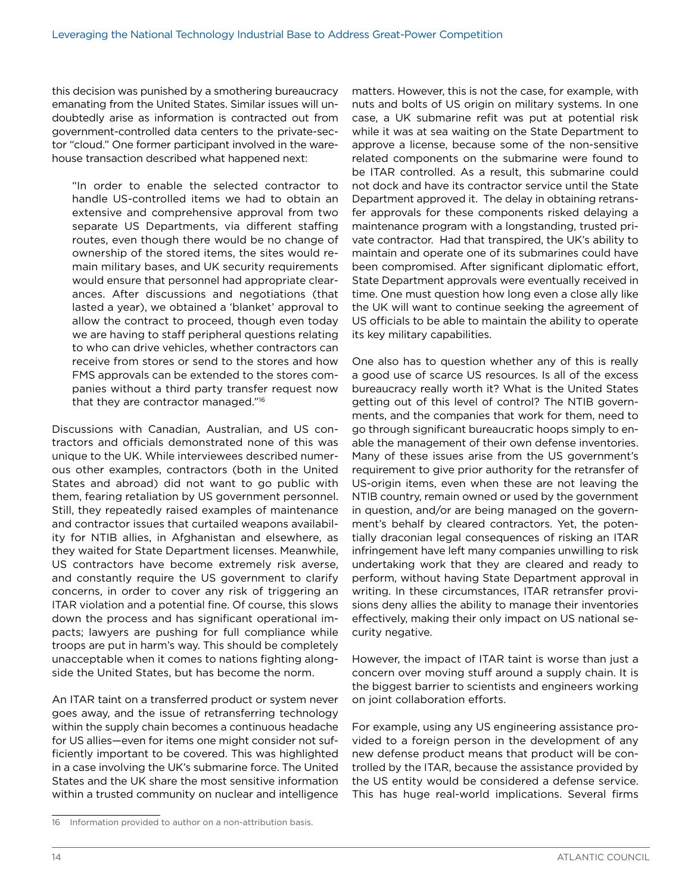this decision was punished by a smothering bureaucracy emanating from the United States. Similar issues will undoubtedly arise as information is contracted out from government-controlled data centers to the private-sector "cloud." One former participant involved in the warehouse transaction described what happened next:

> "In order to enable the selected contractor to handle US-controlled items we had to obtain an extensive and comprehensive approval from two separate US Departments, via different staffing routes, even though there would be no change of ownership of the stored items, the sites would remain military bases, and UK security requirements would ensure that personnel had appropriate clearances. After discussions and negotiations (that lasted a year), we obtained a 'blanket' approval to allow the contract to proceed, though even today we are having to staff peripheral questions relating to who can drive vehicles, whether contractors can receive from stores or send to the stores and how FMS approvals can be extended to the stores companies without a third party transfer request now that they are contractor managed."[16]

Discussions with Canadian, Australian, and US contractors and officials demonstrated none of this was unique to the UK. While interviewees described numerous other examples, contractors (both in the United States and abroad) did not want to go public with them, fearing retaliation by US government personnel. Still, they repeatedly raised examples of maintenance and contractor issues that curtailed weapons availability for NTIB allies, in Afghanistan and elsewhere, as they waited for State Department licenses. Meanwhile, US contractors have become extremely risk averse, and constantly require the US government to clarify concerns, in order to cover any risk of triggering an ITAR violation and a potential fine. Of course, this slows down the process and has significant operational impacts; lawyers are pushing for full compliance while troops are put in harm's way. This should be completely unacceptable when it comes to nations fighting alongside the United States, but has become the norm.

An ITAR taint on a transferred product or system never goes away, and the issue of retransferring technology within the supply chain becomes a continuous headache for US allies—even for items one might consider not sufficiently important to be covered. This was highlighted in a case involving the UK's submarine force. The United States and the UK share the most sensitive information within a trusted community on nuclear and intelligence matters. However, this is not the case, for example, with nuts and bolts of US origin on military systems. In one case, a UK submarine refit was put at potential risk while it was at sea waiting on the State Department to approve a license, because some of the non-sensitive related components on the submarine were found to be ITAR controlled. As a result, this submarine could not dock and have its contractor service until the State Department approved it. The delay in obtaining retransfer approvals for these components risked delaying a maintenance program with a longstanding, trusted private contractor. Had that transpired, the UK's ability to maintain and operate one of its submarines could have been compromised. After significant diplomatic effort, State Department approvals were eventually received in time. One must question how long even a close ally like the UK will want to continue seeking the agreement of US officials to be able to maintain the ability to operate its key military capabilities.

One also has to question whether any of this is really a good use of scarce US resources. Is all of the excess bureaucracy really worth it? What is the United States getting out of this level of control? The NTIB governments, and the companies that work for them, need to go through significant bureaucratic hoops simply to enable the management of their own defense inventories. Many of these issues arise from the US government's requirement to give prior authority for the retransfer of US-origin items, even when these are not leaving the NTIB country, remain owned or used by the government in question, and/or are being managed on the government's behalf by cleared contractors. Yet, the potentially draconian legal consequences of risking an ITAR infringement have left many companies unwilling to risk undertaking work that they are cleared and ready to perform, without having State Department approval in writing. In these circumstances, ITAR retransfer provisions deny allies the ability to manage their inventories effectively, making their only impact on US national security negative.

However, the impact of ITAR taint is worse than just a concern over moving stuff around a supply chain. It is the biggest barrier to scientists and engineers working on joint collaboration efforts.

For example, using any US engineering assistance provided to a foreign person in the development of any new defense product means that product will be controlled by the ITAR, because the assistance provided by the US entity would be considered a defense service. This has huge real-world implications. Several firms

---

16 Information provided to author on a non-attribution basis.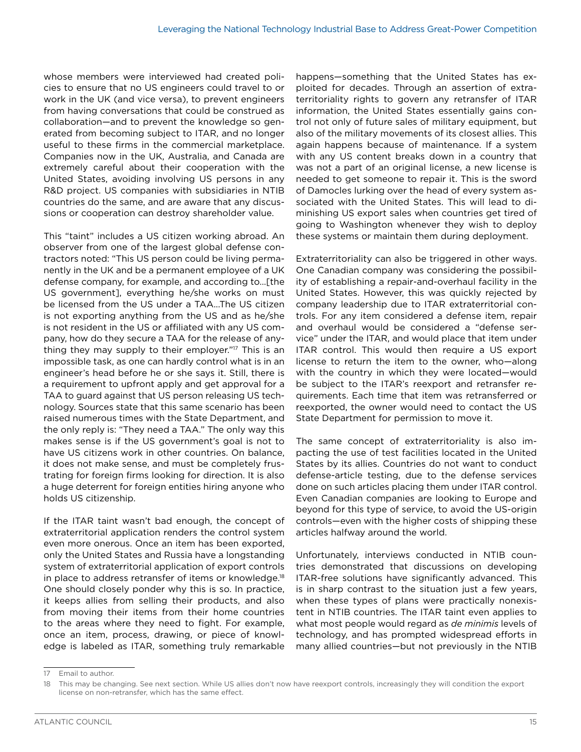whose members were interviewed had created policies to ensure that no US engineers could travel to or work in the UK (and vice versa), to prevent engineers from having conversations that could be construed as collaboration—and to prevent the knowledge so generated from becoming subject to ITAR, and no longer useful to these firms in the commercial marketplace. Companies now in the UK, Australia, and Canada are extremely careful about their cooperation with the United States, avoiding involving US persons in any R&D project. US companies with subsidiaries in NTIB countries do the same, and are aware that any discussions or cooperation can destroy shareholder value.

This "taint" includes a US citizen working abroad. An observer from one of the largest global defense contractors noted: "This US person could be living permanently in the UK and be a permanent employee of a UK defense company, for example, and according to…[the US government], everything he/she works on must be licensed from the US under a TAA…The US citizen is not exporting anything from the US and as he/she is not resident in the US or affiliated with any US company, how do they secure a TAA for the release of anything they may supply to their employer."[17] This is an impossible task, as one can hardly control what is in an engineer's head before he or she says it. Still, there is a requirement to upfront apply and get approval for a TAA to guard against that US person releasing US technology. Sources state that this same scenario has been raised numerous times with the State Department, and the only reply is: "They need a TAA." The only way this makes sense is if the US government's goal is not to have US citizens work in other countries. On balance, it does not make sense, and must be completely frustrating for foreign firms looking for direction. It is also a huge deterrent for foreign entities hiring anyone who holds US citizenship.

If the ITAR taint wasn't bad enough, the concept of extraterritorial application renders the control system even more onerous. Once an item has been exported, only the United States and Russia have a longstanding system of extraterritorial application of export controls in place to address retransfer of items or knowledge.[18] One should closely ponder why this is so. In practice, it keeps allies from selling their products, and also from moving their items from their home countries to the areas where they need to fight. For example, once an item, process, drawing, or piece of knowledge is labeled as ITAR, something truly remarkable happens—something that the United States has exploited for decades. Through an assertion of extraterritoriality rights to govern any retransfer of ITAR information, the United States essentially gains control not only of future sales of military equipment, but also of the military movements of its closest allies. This again happens because of maintenance. If a system with any US content breaks down in a country that was not a part of an original license, a new license is needed to get someone to repair it. This is the sword of Damocles lurking over the head of every system associated with the United States. This will lead to diminishing US export sales when countries get tired of going to Washington whenever they wish to deploy these systems or maintain them during deployment.

Extraterritoriality can also be triggered in other ways. One Canadian company was considering the possibility of establishing a repair-and-overhaul facility in the United States. However, this was quickly rejected by company leadership due to ITAR extraterritorial controls. For any item considered a defense item, repair and overhaul would be considered a "defense service" under the ITAR, and would place that item under ITAR control. This would then require a US export license to return the item to the owner, who—along with the country in which they were located—would be subject to the ITAR's reexport and retransfer requirements. Each time that item was retransferred or reexported, the owner would need to contact the US State Department for permission to move it.

The same concept of extraterritoriality is also impacting the use of test facilities located in the United States by its allies. Countries do not want to conduct defense-article testing, due to the defense services done on such articles placing them under ITAR control. Even Canadian companies are looking to Europe and beyond for this type of service, to avoid the US-origin controls—even with the higher costs of shipping these articles halfway around the world.

Unfortunately, interviews conducted in NTIB countries demonstrated that discussions on developing ITAR-free solutions have significantly advanced. This is in sharp contrast to the situation just a few years, when these types of plans were practically nonexistent in NTIB countries. The ITAR taint even applies to what most people would regard as *de minimis* levels of technology, and has prompted widespread efforts in many allied countries—but not previously in the NTIB

---

17 Email to author.

18 This may be changing. See next section. While US allies don't now have reexport controls, increasingly they will condition the export license on non-retransfer, which has the same effect.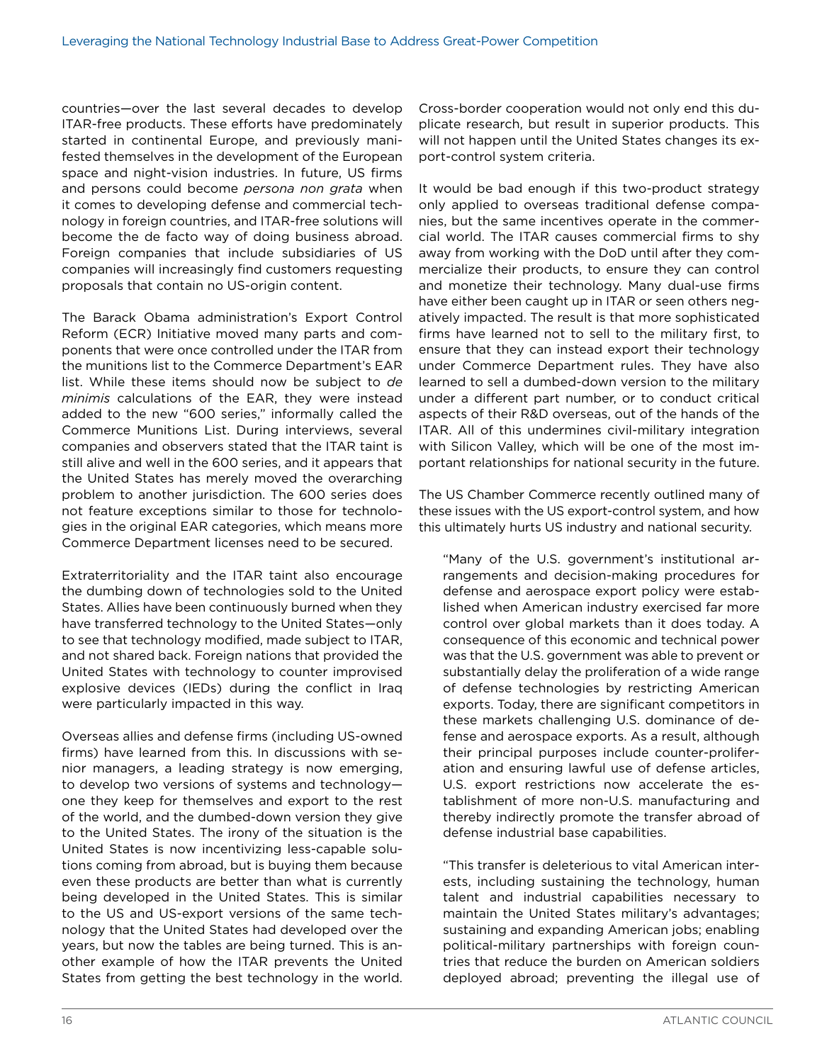countries—over the last several decades to develop ITAR-free products. These efforts have predominately started in continental Europe, and previously manifested themselves in the development of the European space and night-vision industries. In future, US firms and persons could become *persona non grata* when it comes to developing defense and commercial technology in foreign countries, and ITAR-free solutions will become the de facto way of doing business abroad. Foreign companies that include subsidiaries of US companies will increasingly find customers requesting proposals that contain no US-origin content.

The Barack Obama administration's Export Control Reform (ECR) Initiative moved many parts and components that were once controlled under the ITAR from the munitions list to the Commerce Department's EAR list. While these items should now be subject to *de minimis* calculations of the EAR, they were instead added to the new "600 series," informally called the Commerce Munitions List. During interviews, several companies and observers stated that the ITAR taint is still alive and well in the 600 series, and it appears that the United States has merely moved the overarching problem to another jurisdiction. The 600 series does not feature exceptions similar to those for technologies in the original EAR categories, which means more Commerce Department licenses need to be secured.

Extraterritoriality and the ITAR taint also encourage the dumbing down of technologies sold to the United States. Allies have been continuously burned when they have transferred technology to the United States—only to see that technology modified, made subject to ITAR, and not shared back. Foreign nations that provided the United States with technology to counter improvised explosive devices (IEDs) during the conflict in Iraq were particularly impacted in this way.

Overseas allies and defense firms (including US-owned firms) have learned from this. In discussions with senior managers, a leading strategy is now emerging, to develop two versions of systems and technology—one they keep for themselves and export to the rest of the world, and the dumbed-down version they give to the United States. The irony of the situation is the United States is now incentivizing less-capable solutions coming from abroad, but is buying them because even these products are better than what is currently being developed in the United States. This is similar to the US and US-export versions of the same technology that the United States had developed over the years, but now the tables are being turned. This is another example of how the ITAR prevents the United States from getting the best technology in the world. Cross-border cooperation would not only end this duplicate research, but result in superior products. This will not happen until the United States changes its export-control system criteria.

It would be bad enough if this two-product strategy only applied to overseas traditional defense companies, but the same incentives operate in the commercial world. The ITAR causes commercial firms to shy away from working with the DoD until after they commercialize their products, to ensure they can control and monetize their technology. Many dual-use firms have either been caught up in ITAR or seen others negatively impacted. The result is that more sophisticated firms have learned not to sell to the military first, to ensure that they can instead export their technology under Commerce Department rules. They have also learned to sell a dumbed-down version to the military under a different part number, or to conduct critical aspects of their R&D overseas, out of the hands of the ITAR. All of this undermines civil-military integration with Silicon Valley, which will be one of the most important relationships for national security in the future.

The US Chamber Commerce recently outlined many of these issues with the US export-control system, and how this ultimately hurts US industry and national security.

> "Many of the U.S. government's institutional arrangements and decision-making procedures for defense and aerospace export policy were established when American industry exercised far more control over global markets than it does today. A consequence of this economic and technical power was that the U.S. government was able to prevent or substantially delay the proliferation of a wide range of defense technologies by restricting American exports. Today, there are significant competitors in these markets challenging U.S. dominance of defense and aerospace exports. As a result, although their principal purposes include counter-proliferation and ensuring lawful use of defense articles, U.S. export restrictions now accelerate the establishment of more non-U.S. manufacturing and thereby indirectly promote the transfer abroad of defense industrial base capabilities.
>
> "This transfer is deleterious to vital American interests, including sustaining the technology, human talent and industrial capabilities necessary to maintain the United States military's advantages; sustaining and expanding American jobs; enabling political-military partnerships with foreign countries that reduce the burden on American soldiers deployed abroad; preventing the illegal use of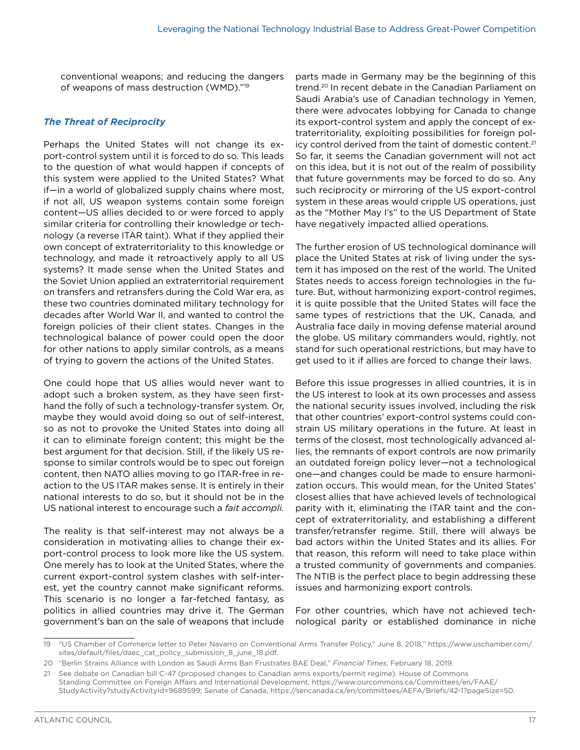conventional weapons; and reducing the dangers of weapons of mass destruction (WMD)."[19]

### *The Threat of Reciprocity*

Perhaps the United States will not change its export-control system until it is forced to do so. This leads to the question of what would happen if concepts of this system were applied to the United States? What if—in a world of globalized supply chains where most, if not all, US weapon systems contain some foreign content—US allies decided to or were forced to apply similar criteria for controlling their knowledge or technology (a reverse ITAR taint). What if they applied their own concept of extraterritoriality to this knowledge or technology, and made it retroactively apply to all US systems? It made sense when the United States and the Soviet Union applied an extraterritorial requirement on transfers and retransfers during the Cold War era, as these two countries dominated military technology for decades after World War II, and wanted to control the foreign policies of their client states. Changes in the technological balance of power could open the door for other nations to apply similar controls, as a means of trying to govern the actions of the United States.

One could hope that US allies would never want to adopt such a broken system, as they have seen firsthand the folly of such a technology-transfer system. Or, maybe they would avoid doing so out of self-interest, so as not to provoke the United States into doing all it can to eliminate foreign content; this might be the best argument for that decision. Still, if the likely US response to similar controls would be to spec out foreign content, then NATO allies moving to go ITAR-free in reaction to the US ITAR makes sense. It is entirely in their national interests to do so, but it should not be in the US national interest to encourage such a *fait accompli*.

The reality is that self-interest may not always be a consideration in motivating allies to change their export-control process to look more like the US system. One merely has to look at the United States, where the current export-control system clashes with self-interest, yet the country cannot make significant reforms. This scenario is no longer a far-fetched fantasy, as politics in allied countries may drive it. The German government's ban on the sale of weapons that include parts made in Germany may be the beginning of this trend.[20] In recent debate in the Canadian Parliament on Saudi Arabia's use of Canadian technology in Yemen, there were advocates lobbying for Canada to change its export-control system and apply the concept of extraterritoriality, exploiting possibilities for foreign policy control derived from the taint of domestic content.[21] So far, it seems the Canadian government will not act on this idea, but it is not out of the realm of possibility that future governments may be forced to do so. Any such reciprocity or mirroring of the US export-control system in these areas would cripple US operations, just as the "Mother May I's" to the US Department of State have negatively impacted allied operations.

The further erosion of US technological dominance will place the United States at risk of living under the system it has imposed on the rest of the world. The United States needs to access foreign technologies in the future. But, without harmonizing export-control regimes, it is quite possible that the United States will face the same types of restrictions that the UK, Canada, and Australia face daily in moving defense material around the globe. US military commanders would, rightly, not stand for such operational restrictions, but may have to get used to it if allies are forced to change their laws.

Before this issue progresses in allied countries, it is in the US interest to look at its own processes and assess the national security issues involved, including the risk that other countries' export-control systems could constrain US military operations in the future. At least in terms of the closest, most technologically advanced allies, the remnants of export controls are now primarily an outdated foreign policy lever—not a technological one—and changes could be made to ensure harmonization occurs. This would mean, for the United States' closest allies that have achieved levels of technological parity with it, eliminating the ITAR taint and the concept of extraterritoriality, and establishing a different transfer/retransfer regime. Still, there will always be bad actors within the United States and its allies. For that reason, this reform will need to take place within a trusted community of governments and companies. The NTIB is the perfect place to begin addressing these issues and harmonizing export controls.

For other countries, which have not achieved technological parity or established dominance in niche

---

19 "US Chamber of Commerce letter to Peter Navarro on Conventional Arms Transfer Policy," June 8, 2018," https://www.uschamber.com/sites/default/files/daec_cat_policy_submission_8_june_18.pdf.

20 "Berlin Strains Alliance with London as Saudi Arms Ban Frustrates BAE Deal," *Financial Times*, February 18, 2019.

21 See debate on Canadian bill C-47 (proposed changes to Canadian arms exports/permit regime). House of Commons Standing Committee on Foreign Affairs and International Development, https://www.ourcommons.ca/Committees/en/FAAE/StudyActivity?studyActivityId=9689599; Senate of Canada, https://sencanada.ca/en/committees/AEFA/Briefs/42-1?pageSize=50.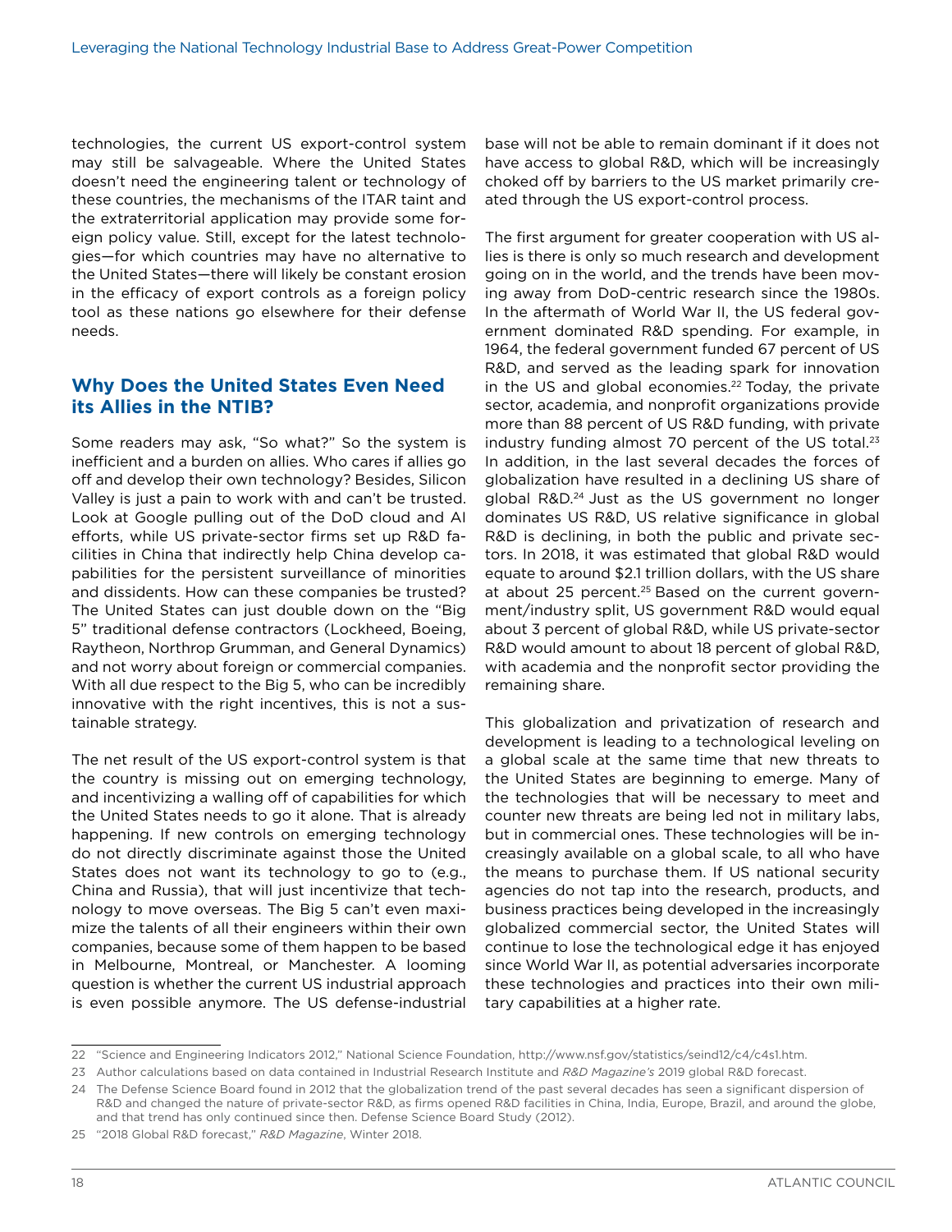technologies, the current US export-control system may still be salvageable. Where the United States doesn't need the engineering talent or technology of these countries, the mechanisms of the ITAR taint and the extraterritorial application may provide some foreign policy value. Still, except for the latest technologies—for which countries may have no alternative to the United States—there will likely be constant erosion in the efficacy of export controls as a foreign policy tool as these nations go elsewhere for their defense needs.

## Why Does the United States Even Need its Allies in the NTIB?

Some readers may ask, "So what?" So the system is inefficient and a burden on allies. Who cares if allies go off and develop their own technology? Besides, Silicon Valley is just a pain to work with and can't be trusted. Look at Google pulling out of the DoD cloud and AI efforts, while US private-sector firms set up R&D facilities in China that indirectly help China develop capabilities for the persistent surveillance of minorities and dissidents. How can these companies be trusted? The United States can just double down on the "Big 5" traditional defense contractors (Lockheed, Boeing, Raytheon, Northrop Grumman, and General Dynamics) and not worry about foreign or commercial companies. With all due respect to the Big 5, who can be incredibly innovative with the right incentives, this is not a sustainable strategy.

The net result of the US export-control system is that the country is missing out on emerging technology, and incentivizing a walling off of capabilities for which the United States needs to go it alone. That is already happening. If new controls on emerging technology do not directly discriminate against those the United States does not want its technology to go to (e.g., China and Russia), that will just incentivize that technology to move overseas. The Big 5 can't even maximize the talents of all their engineers within their own companies, because some of them happen to be based in Melbourne, Montreal, or Manchester. A looming question is whether the current US industrial approach is even possible anymore. The US defense-industrial base will not be able to remain dominant if it does not have access to global R&D, which will be increasingly choked off by barriers to the US market primarily created through the US export-control process.

The first argument for greater cooperation with US allies is there is only so much research and development going on in the world, and the trends have been moving away from DoD-centric research since the 1980s. In the aftermath of World War II, the US federal government dominated R&D spending. For example, in 1964, the federal government funded 67 percent of US R&D, and served as the leading spark for innovation in the US and global economies.[22] Today, the private sector, academia, and nonprofit organizations provide more than 88 percent of US R&D funding, with private industry funding almost 70 percent of the US total.[23] In addition, in the last several decades the forces of globalization have resulted in a declining US share of global R&D.[24] Just as the US government no longer dominates US R&D, US relative significance in global R&D is declining, in both the public and private sectors. In 2018, it was estimated that global R&D would equate to around $2.1 trillion dollars, with the US share at about 25 percent.[25] Based on the current government/industry split, US government R&D would equal about 3 percent of global R&D, while US private-sector R&D would amount to about 18 percent of global R&D, with academia and the nonprofit sector providing the remaining share.

This globalization and privatization of research and development is leading to a technological leveling on a global scale at the same time that new threats to the United States are beginning to emerge. Many of the technologies that will be necessary to meet and counter new threats are being led not in military labs, but in commercial ones. These technologies will be increasingly available on a global scale, to all who have the means to purchase them. If US national security agencies do not tap into the research, products, and business practices being developed in the increasingly globalized commercial sector, the United States will continue to lose the technological edge it has enjoyed since World War II, as potential adversaries incorporate these technologies and practices into their own military capabilities at a higher rate.

---

22 "Science and Engineering Indicators 2012," National Science Foundation, http://www.nsf.gov/statistics/seind12/c4/c4s1.htm.

23 Author calculations based on data contained in Industrial Research Institute and *R&D Magazine's* 2019 global R&D forecast.

24 The Defense Science Board found in 2012 that the globalization trend of the past several decades has seen a significant dispersion of R&D and changed the nature of private-sector R&D, as firms opened R&D facilities in China, India, Europe, Brazil, and around the globe, and that trend has only continued since then. Defense Science Board Study (2012).

25 "2018 Global R&D forecast," *R&D Magazine*, Winter 2018.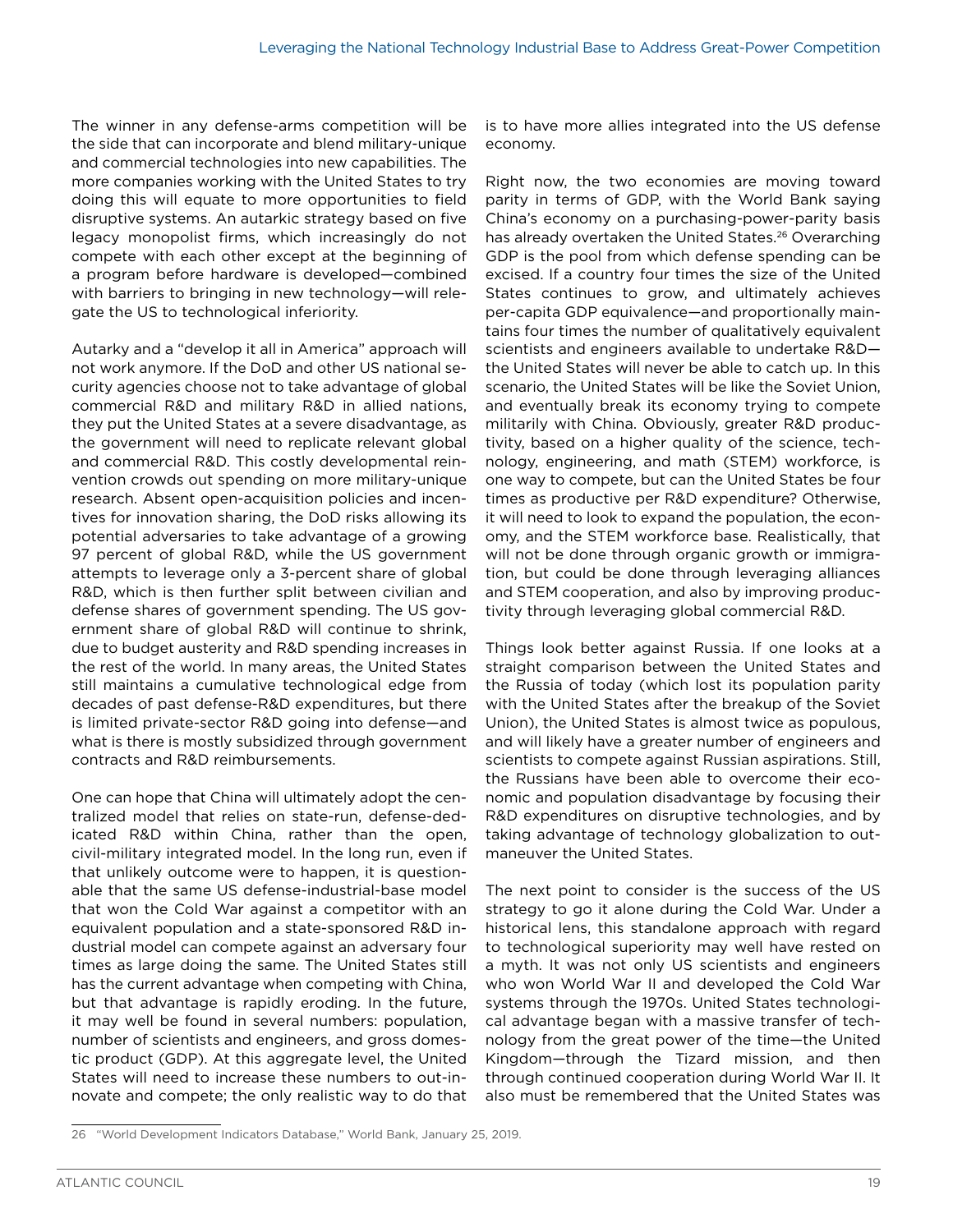The winner in any defense-arms competition will be the side that can incorporate and blend military-unique and commercial technologies into new capabilities. The more companies working with the United States to try doing this will equate to more opportunities to field disruptive systems. An autarkic strategy based on five legacy monopolist firms, which increasingly do not compete with each other except at the beginning of a program before hardware is developed—combined with barriers to bringing in new technology—will relegate the US to technological inferiority.

Autarky and a "develop it all in America" approach will not work anymore. If the DoD and other US national security agencies choose not to take advantage of global commercial R&D and military R&D in allied nations, they put the United States at a severe disadvantage, as the government will need to replicate relevant global and commercial R&D. This costly developmental reinvention crowds out spending on more military-unique research. Absent open-acquisition policies and incentives for innovation sharing, the DoD risks allowing its potential adversaries to take advantage of a growing 97 percent of global R&D, while the US government attempts to leverage only a 3-percent share of global R&D, which is then further split between civilian and defense shares of government spending. The US government share of global R&D will continue to shrink, due to budget austerity and R&D spending increases in the rest of the world. In many areas, the United States still maintains a cumulative technological edge from decades of past defense-R&D expenditures, but there is limited private-sector R&D going into defense—and what is there is mostly subsidized through government contracts and R&D reimbursements.

One can hope that China will ultimately adopt the centralized model that relies on state-run, defense-dedicated R&D within China, rather than the open, civil-military integrated model. In the long run, even if that unlikely outcome were to happen, it is questionable that the same US defense-industrial-base model that won the Cold War against a competitor with an equivalent population and a state-sponsored R&D industrial model can compete against an adversary four times as large doing the same. The United States still has the current advantage when competing with China, but that advantage is rapidly eroding. In the future, it may well be found in several numbers: population, number of scientists and engineers, and gross domestic product (GDP). At this aggregate level, the United States will need to increase these numbers to out-innovate and compete; the only realistic way to do that is to have more allies integrated into the US defense economy.

Right now, the two economies are moving toward parity in terms of GDP, with the World Bank saying China's economy on a purchasing-power-parity basis has already overtaken the United States.[26] Overarching GDP is the pool from which defense spending can be excised. If a country four times the size of the United States continues to grow, and ultimately achieves per-capita GDP equivalence—and proportionally maintains four times the number of qualitatively equivalent scientists and engineers available to undertake R&D—the United States will never be able to catch up. In this scenario, the United States will be like the Soviet Union, and eventually break its economy trying to compete militarily with China. Obviously, greater R&D productivity, based on a higher quality of the science, technology, engineering, and math (STEM) workforce, is one way to compete, but can the United States be four times as productive per R&D expenditure? Otherwise, it will need to look to expand the population, the economy, and the STEM workforce base. Realistically, that will not be done through organic growth or immigration, but could be done through leveraging alliances and STEM cooperation, and also by improving productivity through leveraging global commercial R&D.

Things look better against Russia. If one looks at a straight comparison between the United States and the Russia of today (which lost its population parity with the United States after the breakup of the Soviet Union), the United States is almost twice as populous, and will likely have a greater number of engineers and scientists to compete against Russian aspirations. Still, the Russians have been able to overcome their economic and population disadvantage by focusing their R&D expenditures on disruptive technologies, and by taking advantage of technology globalization to outmaneuver the United States.

The next point to consider is the success of the US strategy to go it alone during the Cold War. Under a historical lens, this standalone approach with regard to technological superiority may well have rested on a myth. It was not only US scientists and engineers who won World War II and developed the Cold War systems through the 1970s. United States technological advantage began with a massive transfer of technology from the great power of the time—the United Kingdom—through the Tizard mission, and then through continued cooperation during World War II. It also must be remembered that the United States was

26 "World Development Indicators Database," World Bank, January 25, 2019.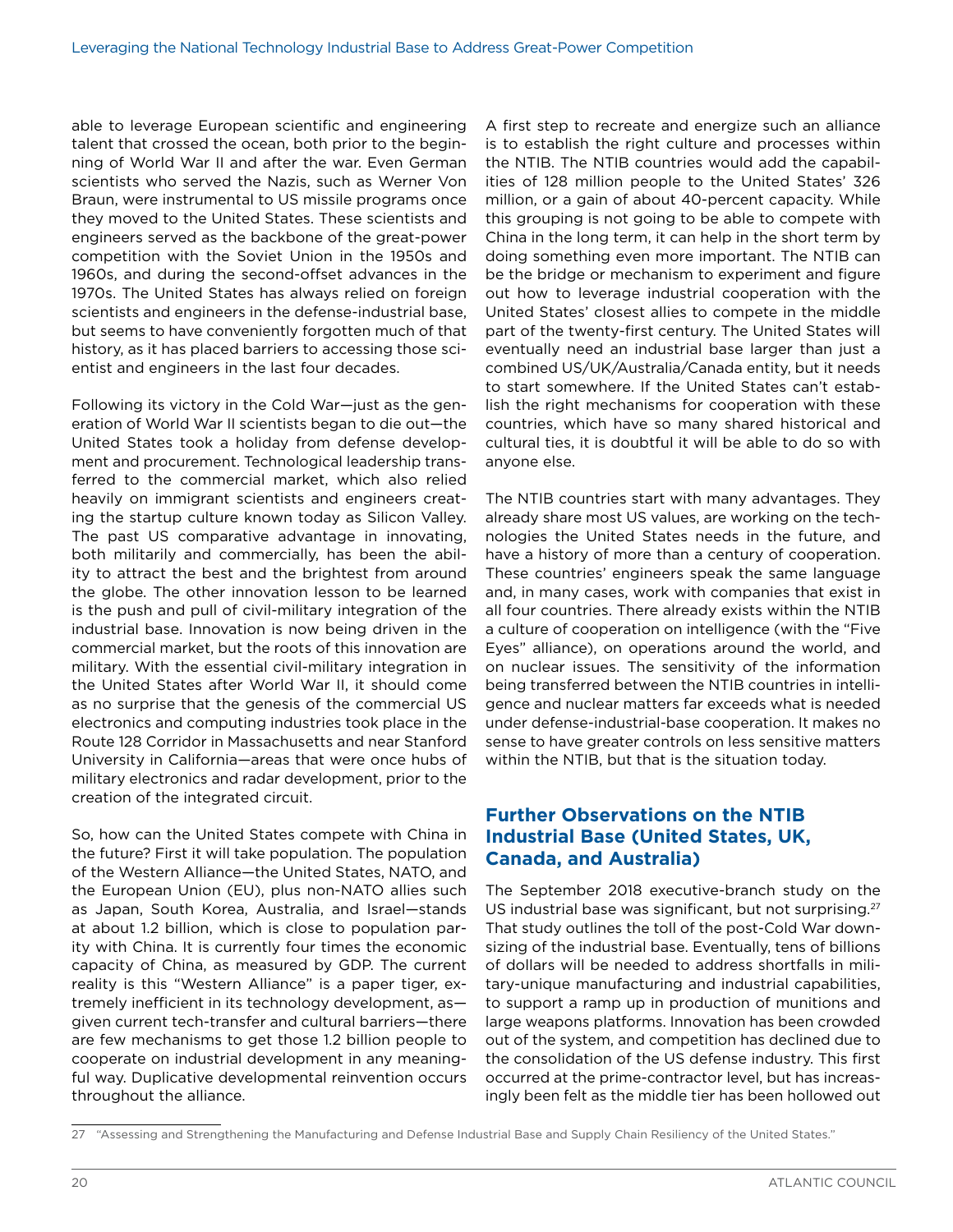able to leverage European scientific and engineering talent that crossed the ocean, both prior to the beginning of World War II and after the war. Even German scientists who served the Nazis, such as Werner Von Braun, were instrumental to US missile programs once they moved to the United States. These scientists and engineers served as the backbone of the great-power competition with the Soviet Union in the 1950s and 1960s, and during the second-offset advances in the 1970s. The United States has always relied on foreign scientists and engineers in the defense-industrial base, but seems to have conveniently forgotten much of that history, as it has placed barriers to accessing those scientist and engineers in the last four decades.

Following its victory in the Cold War—just as the generation of World War II scientists began to die out—the United States took a holiday from defense development and procurement. Technological leadership transferred to the commercial market, which also relied heavily on immigrant scientists and engineers creating the startup culture known today as Silicon Valley. The past US comparative advantage in innovating, both militarily and commercially, has been the ability to attract the best and the brightest from around the globe. The other innovation lesson to be learned is the push and pull of civil-military integration of the industrial base. Innovation is now being driven in the commercial market, but the roots of this innovation are military. With the essential civil-military integration in the United States after World War II, it should come as no surprise that the genesis of the commercial US electronics and computing industries took place in the Route 128 Corridor in Massachusetts and near Stanford University in California—areas that were once hubs of military electronics and radar development, prior to the creation of the integrated circuit.

So, how can the United States compete with China in the future? First it will take population. The population of the Western Alliance—the United States, NATO, and the European Union (EU), plus non-NATO allies such as Japan, South Korea, Australia, and Israel—stands at about 1.2 billion, which is close to population parity with China. It is currently four times the economic capacity of China, as measured by GDP. The current reality is this "Western Alliance" is a paper tiger, extremely inefficient in its technology development, as—given current tech-transfer and cultural barriers—there are few mechanisms to get those 1.2 billion people to cooperate on industrial development in any meaningful way. Duplicative developmental reinvention occurs throughout the alliance.

A first step to recreate and energize such an alliance is to establish the right culture and processes within the NTIB. The NTIB countries would add the capabilities of 128 million people to the United States' 326 million, or a gain of about 40-percent capacity. While this grouping is not going to be able to compete with China in the long term, it can help in the short term by doing something even more important. The NTIB can be the bridge or mechanism to experiment and figure out how to leverage industrial cooperation with the United States' closest allies to compete in the middle part of the twenty-first century. The United States will eventually need an industrial base larger than just a combined US/UK/Australia/Canada entity, but it needs to start somewhere. If the United States can't establish the right mechanisms for cooperation with these countries, which have so many shared historical and cultural ties, it is doubtful it will be able to do so with anyone else.

The NTIB countries start with many advantages. They already share most US values, are working on the technologies the United States needs in the future, and have a history of more than a century of cooperation. These countries' engineers speak the same language and, in many cases, work with companies that exist in all four countries. There already exists within the NTIB a culture of cooperation on intelligence (with the "Five Eyes" alliance), on operations around the world, and on nuclear issues. The sensitivity of the information being transferred between the NTIB countries in intelligence and nuclear matters far exceeds what is needed under defense-industrial-base cooperation. It makes no sense to have greater controls on less sensitive matters within the NTIB, but that is the situation today.

## Further Observations on the NTIB Industrial Base (United States, UK, Canada, and Australia)

The September 2018 executive-branch study on the US industrial base was significant, but not surprising.[27] That study outlines the toll of the post-Cold War downsizing of the industrial base. Eventually, tens of billions of dollars will be needed to address shortfalls in military-unique manufacturing and industrial capabilities, to support a ramp up in production of munitions and large weapons platforms. Innovation has been crowded out of the system, and competition has declined due to the consolidation of the US defense industry. This first occurred at the prime-contractor level, but has increasingly been felt as the middle tier has been hollowed out

27 "Assessing and Strengthening the Manufacturing and Defense Industrial Base and Supply Chain Resiliency of the United States."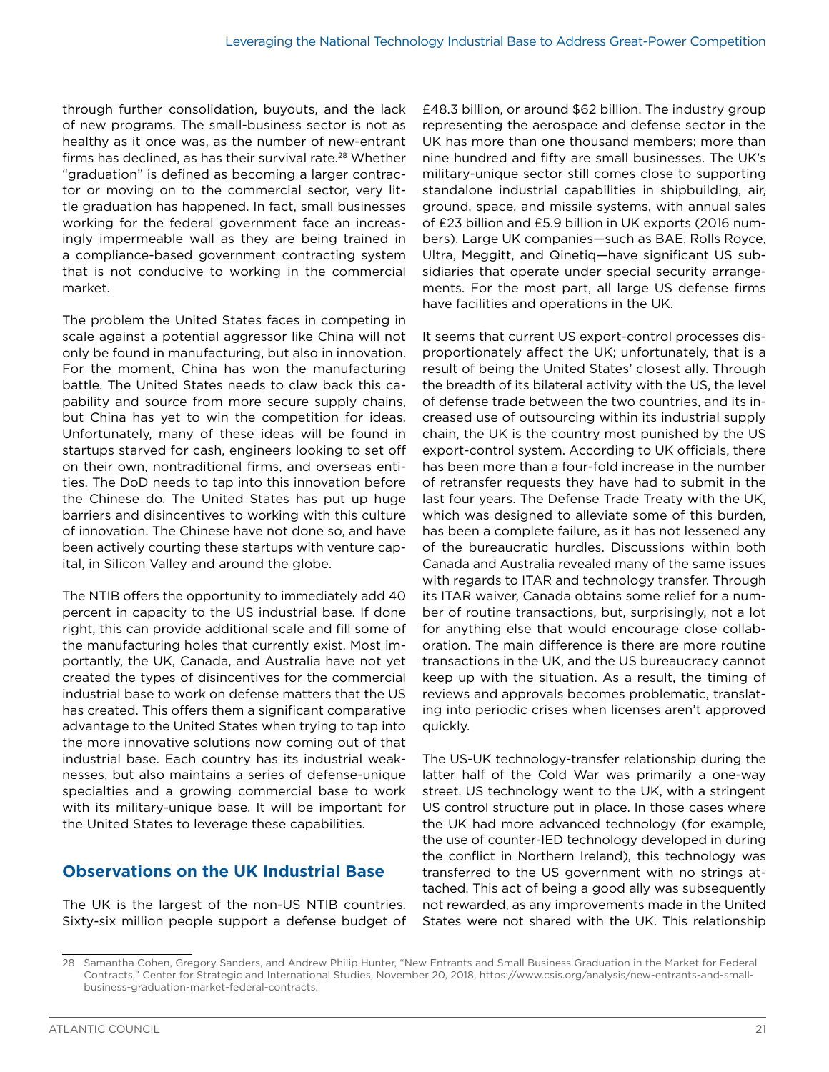through further consolidation, buyouts, and the lack of new programs. The small-business sector is not as healthy as it once was, as the number of new-entrant firms has declined, as has their survival rate.[28] Whether "graduation" is defined as becoming a larger contractor or moving on to the commercial sector, very little graduation has happened. In fact, small businesses working for the federal government face an increasingly impermeable wall as they are being trained in a compliance-based government contracting system that is not conducive to working in the commercial market.

The problem the United States faces in competing in scale against a potential aggressor like China will not only be found in manufacturing, but also in innovation. For the moment, China has won the manufacturing battle. The United States needs to claw back this capability and source from more secure supply chains, but China has yet to win the competition for ideas. Unfortunately, many of these ideas will be found in startups starved for cash, engineers looking to set off on their own, nontraditional firms, and overseas entities. The DoD needs to tap into this innovation before the Chinese do. The United States has put up huge barriers and disincentives to working with this culture of innovation. The Chinese have not done so, and have been actively courting these startups with venture capital, in Silicon Valley and around the globe.

The NTIB offers the opportunity to immediately add 40 percent in capacity to the US industrial base. If done right, this can provide additional scale and fill some of the manufacturing holes that currently exist. Most importantly, the UK, Canada, and Australia have not yet created the types of disincentives for the commercial industrial base to work on defense matters that the US has created. This offers them a significant comparative advantage to the United States when trying to tap into the more innovative solutions now coming out of that industrial base. Each country has its industrial weaknesses, but also maintains a series of defense-unique specialties and a growing commercial base to work with its military-unique base. It will be important for the United States to leverage these capabilities.

## Observations on the UK Industrial Base

The UK is the largest of the non-US NTIB countries. Sixty-six million people support a defense budget of £48.3 billion, or around $62 billion. The industry group representing the aerospace and defense sector in the UK has more than one thousand members; more than nine hundred and fifty are small businesses. The UK's military-unique sector still comes close to supporting standalone industrial capabilities in shipbuilding, air, ground, space, and missile systems, with annual sales of £23 billion and £5.9 billion in UK exports (2016 numbers). Large UK companies—such as BAE, Rolls Royce, Ultra, Meggitt, and Qinetiq—have significant US subsidiaries that operate under special security arrangements. For the most part, all large US defense firms have facilities and operations in the UK.

It seems that current US export-control processes disproportionately affect the UK; unfortunately, that is a result of being the United States' closest ally. Through the breadth of its bilateral activity with the US, the level of defense trade between the two countries, and its increased use of outsourcing within its industrial supply chain, the UK is the country most punished by the US export-control system. According to UK officials, there has been more than a four-fold increase in the number of retransfer requests they have had to submit in the last four years. The Defense Trade Treaty with the UK, which was designed to alleviate some of this burden, has been a complete failure, as it has not lessened any of the bureaucratic hurdles. Discussions within both Canada and Australia revealed many of the same issues with regards to ITAR and technology transfer. Through its ITAR waiver, Canada obtains some relief for a number of routine transactions, but, surprisingly, not a lot for anything else that would encourage close collaboration. The main difference is there are more routine transactions in the UK, and the US bureaucracy cannot keep up with the situation. As a result, the timing of reviews and approvals becomes problematic, translating into periodic crises when licenses aren't approved quickly.

The US-UK technology-transfer relationship during the latter half of the Cold War was primarily a one-way street. US technology went to the UK, with a stringent US control structure put in place. In those cases where the UK had more advanced technology (for example, the use of counter-IED technology developed in during the conflict in Northern Ireland), this technology was transferred to the US government with no strings attached. This act of being a good ally was subsequently not rewarded, as any improvements made in the United States were not shared with the UK. This relationship

28 Samantha Cohen, Gregory Sanders, and Andrew Philip Hunter, "New Entrants and Small Business Graduation in the Market for Federal Contracts," Center for Strategic and International Studies, November 20, 2018, https://www.csis.org/analysis/new-entrants-and-small-business-graduation-market-federal-contracts.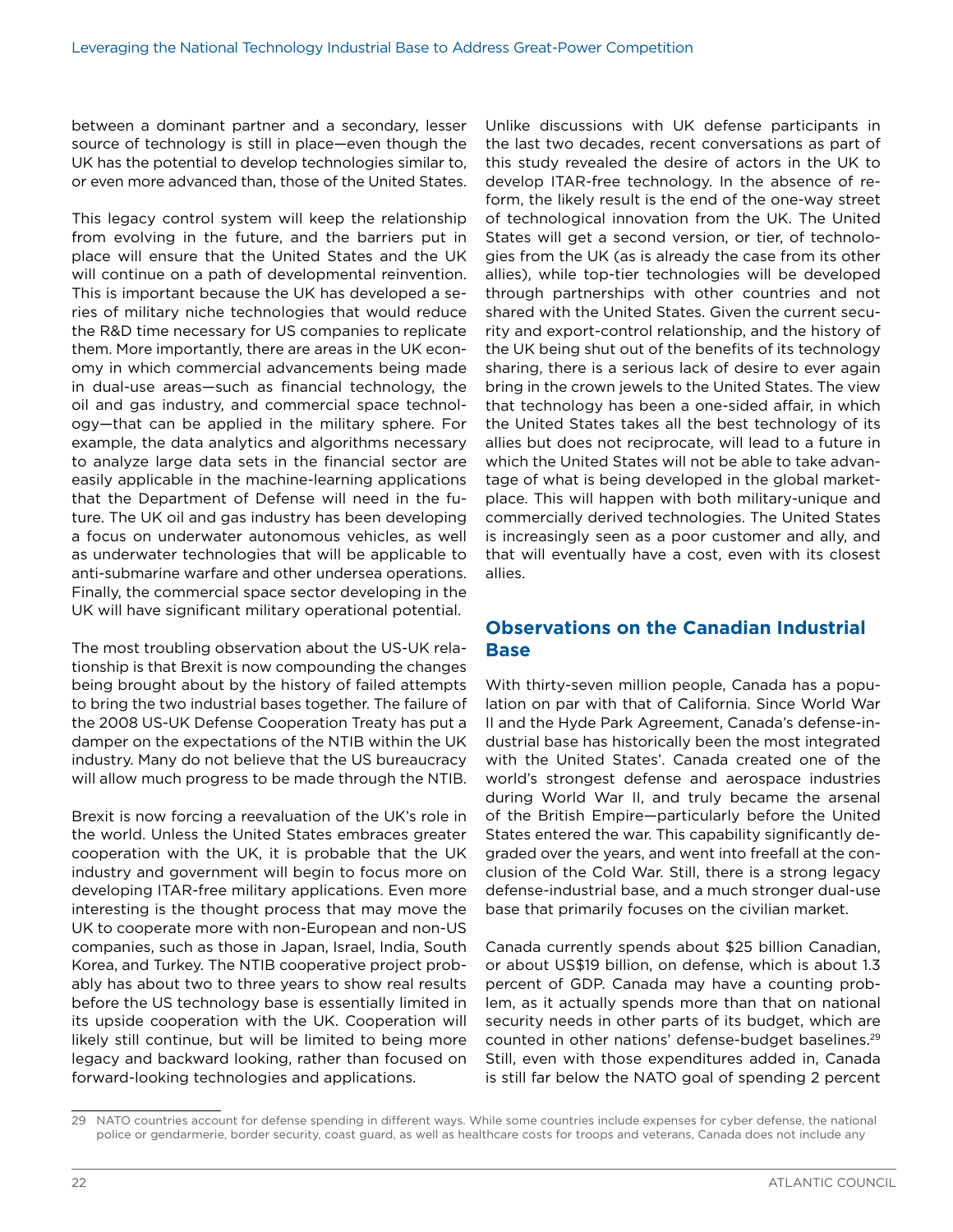between a dominant partner and a secondary, lesser source of technology is still in place—even though the UK has the potential to develop technologies similar to, or even more advanced than, those of the United States.

This legacy control system will keep the relationship from evolving in the future, and the barriers put in place will ensure that the United States and the UK will continue on a path of developmental reinvention. This is important because the UK has developed a series of military niche technologies that would reduce the R&D time necessary for US companies to replicate them. More importantly, there are areas in the UK economy in which commercial advancements being made in dual-use areas—such as financial technology, the oil and gas industry, and commercial space technology—that can be applied in the military sphere. For example, the data analytics and algorithms necessary to analyze large data sets in the financial sector are easily applicable in the machine-learning applications that the Department of Defense will need in the future. The UK oil and gas industry has been developing a focus on underwater autonomous vehicles, as well as underwater technologies that will be applicable to anti-submarine warfare and other undersea operations. Finally, the commercial space sector developing in the UK will have significant military operational potential.

The most troubling observation about the US-UK relationship is that Brexit is now compounding the changes being brought about by the history of failed attempts to bring the two industrial bases together. The failure of the 2008 US-UK Defense Cooperation Treaty has put a damper on the expectations of the NTIB within the UK industry. Many do not believe that the US bureaucracy will allow much progress to be made through the NTIB.

Brexit is now forcing a reevaluation of the UK's role in the world. Unless the United States embraces greater cooperation with the UK, it is probable that the UK industry and government will begin to focus more on developing ITAR-free military applications. Even more interesting is the thought process that may move the UK to cooperate more with non-European and non-US companies, such as those in Japan, Israel, India, South Korea, and Turkey. The NTIB cooperative project probably has about two to three years to show real results before the US technology base is essentially limited in its upside cooperation with the UK. Cooperation will likely still continue, but will be limited to being more legacy and backward looking, rather than focused on forward-looking technologies and applications.

Unlike discussions with UK defense participants in the last two decades, recent conversations as part of this study revealed the desire of actors in the UK to develop ITAR-free technology. In the absence of reform, the likely result is the end of the one-way street of technological innovation from the UK. The United States will get a second version, or tier, of technologies from the UK (as is already the case from its other allies), while top-tier technologies will be developed through partnerships with other countries and not shared with the United States. Given the current security and export-control relationship, and the history of the UK being shut out of the benefits of its technology sharing, there is a serious lack of desire to ever again bring in the crown jewels to the United States. The view that technology has been a one-sided affair, in which the United States takes all the best technology of its allies but does not reciprocate, will lead to a future in which the United States will not be able to take advantage of what is being developed in the global marketplace. This will happen with both military-unique and commercially derived technologies. The United States is increasingly seen as a poor customer and ally, and that will eventually have a cost, even with its closest allies.

## Observations on the Canadian Industrial Base

With thirty-seven million people, Canada has a population on par with that of California. Since World War II and the Hyde Park Agreement, Canada's defense-industrial base has historically been the most integrated with the United States'. Canada created one of the world's strongest defense and aerospace industries during World War II, and truly became the arsenal of the British Empire—particularly before the United States entered the war. This capability significantly degraded over the years, and went into freefall at the conclusion of the Cold War. Still, there is a strong legacy defense-industrial base, and a much stronger dual-use base that primarily focuses on the civilian market.

Canada currently spends about $25 billion Canadian, or about US$19 billion, on defense, which is about 1.3 percent of GDP. Canada may have a counting problem, as it actually spends more than that on national security needs in other parts of its budget, which are counted in other nations' defense-budget baselines.[29] Still, even with those expenditures added in, Canada is still far below the NATO goal of spending 2 percent

29 NATO countries account for defense spending in different ways. While some countries include expenses for cyber defense, the national police or gendarmerie, border security, coast guard, as well as healthcare costs for troops and veterans, Canada does not include any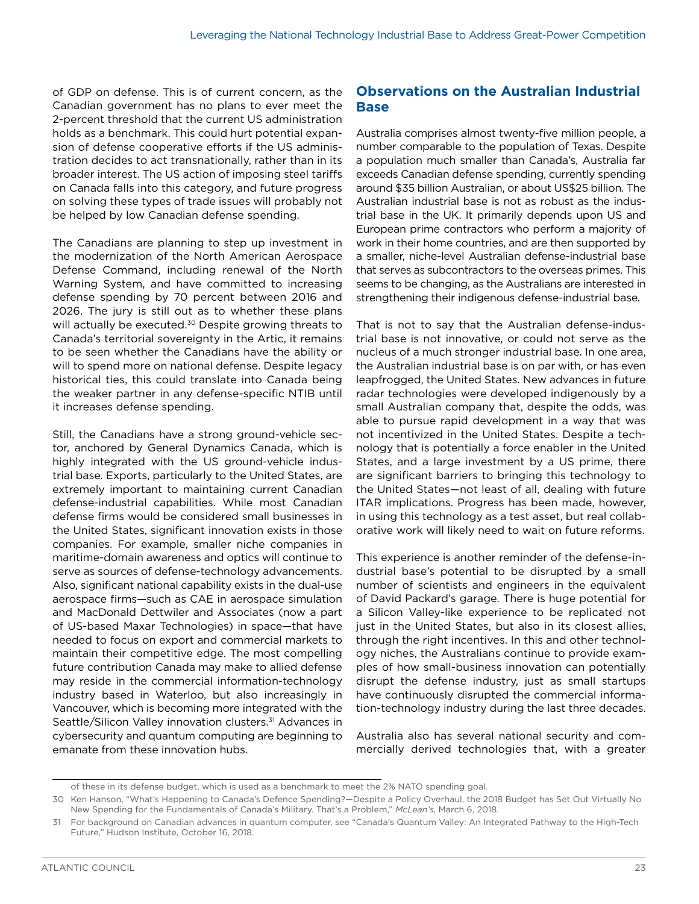of GDP on defense. This is of current concern, as the Canadian government has no plans to ever meet the 2-percent threshold that the current US administration holds as a benchmark. This could hurt potential expansion of defense cooperative efforts if the US administration decides to act transnationally, rather than in its broader interest. The US action of imposing steel tariffs on Canada falls into this category, and future progress on solving these types of trade issues will probably not be helped by low Canadian defense spending.

The Canadians are planning to step up investment in the modernization of the North American Aerospace Defense Command, including renewal of the North Warning System, and have committed to increasing defense spending by 70 percent between 2016 and 2026. The jury is still out as to whether these plans will actually be executed.[30] Despite growing threats to Canada's territorial sovereignty in the Artic, it remains to be seen whether the Canadians have the ability or will to spend more on national defense. Despite legacy historical ties, this could translate into Canada being the weaker partner in any defense-specific NTIB until it increases defense spending.

Still, the Canadians have a strong ground-vehicle sector, anchored by General Dynamics Canada, which is highly integrated with the US ground-vehicle industrial base. Exports, particularly to the United States, are extremely important to maintaining current Canadian defense-industrial capabilities. While most Canadian defense firms would be considered small businesses in the United States, significant innovation exists in those companies. For example, smaller niche companies in maritime-domain awareness and optics will continue to serve as sources of defense-technology advancements. Also, significant national capability exists in the dual-use aerospace firms—such as CAE in aerospace simulation and MacDonald Dettwiler and Associates (now a part of US-based Maxar Technologies) in space—that have needed to focus on export and commercial markets to maintain their competitive edge. The most compelling future contribution Canada may make to allied defense may reside in the commercial information-technology industry based in Waterloo, but also increasingly in Vancouver, which is becoming more integrated with the Seattle/Silicon Valley innovation clusters.[31] Advances in cybersecurity and quantum computing are beginning to emanate from these innovation hubs.

## Observations on the Australian Industrial Base

Australia comprises almost twenty-five million people, a number comparable to the population of Texas. Despite a population much smaller than Canada's, Australia far exceeds Canadian defense spending, currently spending around $35 billion Australian, or about US$25 billion. The Australian industrial base is not as robust as the industrial base in the UK. It primarily depends upon US and European prime contractors who perform a majority of work in their home countries, and are then supported by a smaller, niche-level Australian defense-industrial base that serves as subcontractors to the overseas primes. This seems to be changing, as the Australians are interested in strengthening their indigenous defense-industrial base.

That is not to say that the Australian defense-industrial base is not innovative, or could not serve as the nucleus of a much stronger industrial base. In one area, the Australian industrial base is on par with, or has even leapfrogged, the United States. New advances in future radar technologies were developed indigenously by a small Australian company that, despite the odds, was able to pursue rapid development in a way that was not incentivized in the United States. Despite a technology that is potentially a force enabler in the United States, and a large investment by a US prime, there are significant barriers to bringing this technology to the United States—not least of all, dealing with future ITAR implications. Progress has been made, however, in using this technology as a test asset, but real collaborative work will likely need to wait on future reforms.

This experience is another reminder of the defense-industrial base's potential to be disrupted by a small number of scientists and engineers in the equivalent of David Packard's garage. There is huge potential for a Silicon Valley-like experience to be replicated not just in the United States, but also in its closest allies, through the right incentives. In this and other technology niches, the Australians continue to provide examples of how small-business innovation can potentially disrupt the defense industry, just as small startups have continuously disrupted the commercial information-technology industry during the last three decades.

Australia also has several national security and commercially derived technologies that, with a greater

---

of these in its defense budget, which is used as a benchmark to meet the 2% NATO spending goal.

30 Ken Hanson, "What's Happening to Canada's Defence Spending?—Despite a Policy Overhaul, the 2018 Budget has Set Out Virtually No New Spending for the Fundamentals of Canada's Military. That's a Problem," *McLean's*, March 6, 2018.

31 For background on Canadian advances in quantum computer, see "Canada's Quantum Valley: An Integrated Pathway to the High-Tech Future," Hudson Institute, October 16, 2018.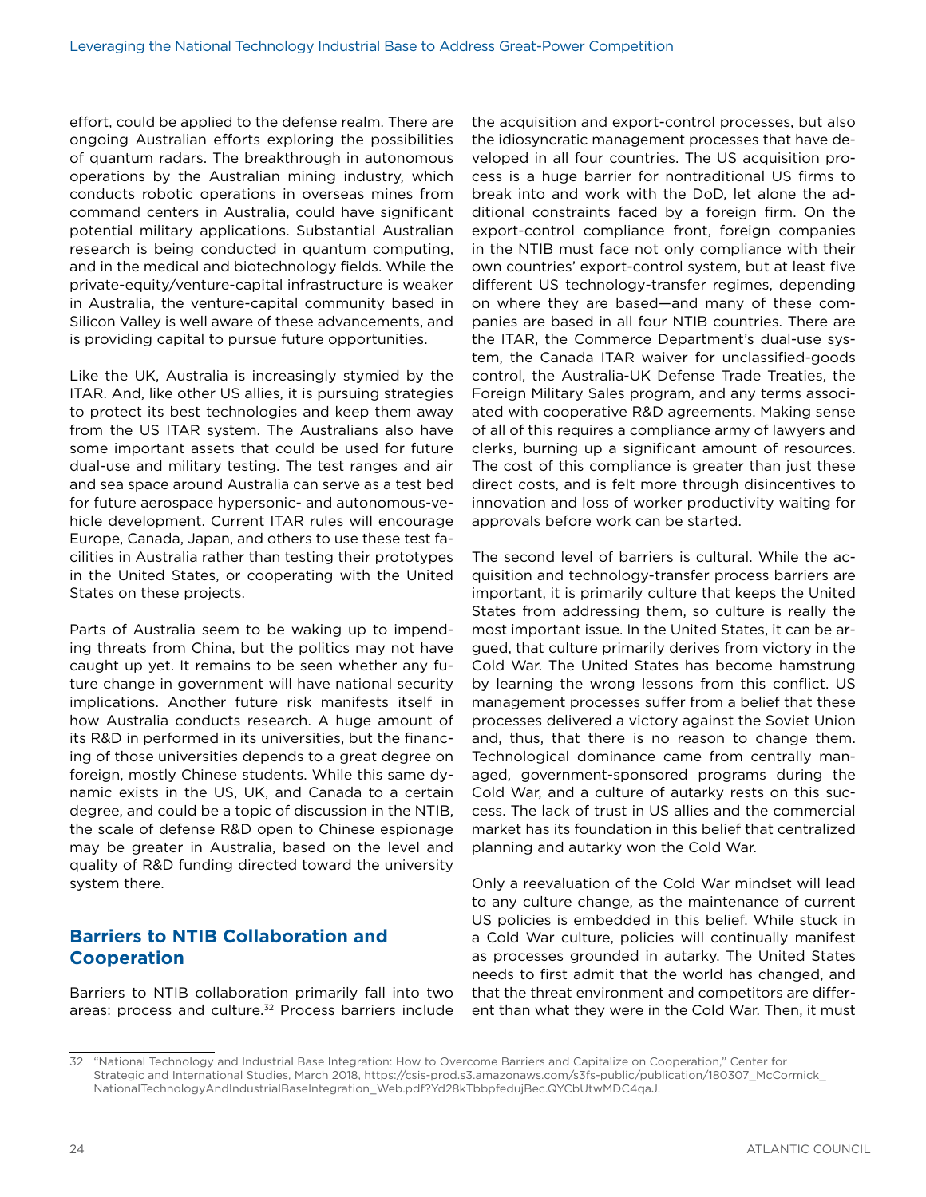effort, could be applied to the defense realm. There are ongoing Australian efforts exploring the possibilities of quantum radars. The breakthrough in autonomous operations by the Australian mining industry, which conducts robotic operations in overseas mines from command centers in Australia, could have significant potential military applications. Substantial Australian research is being conducted in quantum computing, and in the medical and biotechnology fields. While the private-equity/venture-capital infrastructure is weaker in Australia, the venture-capital community based in Silicon Valley is well aware of these advancements, and is providing capital to pursue future opportunities.

Like the UK, Australia is increasingly stymied by the ITAR. And, like other US allies, it is pursuing strategies to protect its best technologies and keep them away from the US ITAR system. The Australians also have some important assets that could be used for future dual-use and military testing. The test ranges and air and sea space around Australia can serve as a test bed for future aerospace hypersonic- and autonomous-vehicle development. Current ITAR rules will encourage Europe, Canada, Japan, and others to use these test facilities in Australia rather than testing their prototypes in the United States, or cooperating with the United States on these projects.

Parts of Australia seem to be waking up to impending threats from China, but the politics may not have caught up yet. It remains to be seen whether any future change in government will have national security implications. Another future risk manifests itself in how Australia conducts research. A huge amount of its R&D in performed in its universities, but the financing of those universities depends to a great degree on foreign, mostly Chinese students. While this same dynamic exists in the US, UK, and Canada to a certain degree, and could be a topic of discussion in the NTIB, the scale of defense R&D open to Chinese espionage may be greater in Australia, based on the level and quality of R&D funding directed toward the university system there.

## Barriers to NTIB Collaboration and Cooperation

Barriers to NTIB collaboration primarily fall into two areas: process and culture.[32] Process barriers include the acquisition and export-control processes, but also the idiosyncratic management processes that have developed in all four countries. The US acquisition process is a huge barrier for nontraditional US firms to break into and work with the DoD, let alone the additional constraints faced by a foreign firm. On the export-control compliance front, foreign companies in the NTIB must face not only compliance with their own countries' export-control system, but at least five different US technology-transfer regimes, depending on where they are based—and many of these companies are based in all four NTIB countries. There are the ITAR, the Commerce Department's dual-use system, the Canada ITAR waiver for unclassified-goods control, the Australia-UK Defense Trade Treaties, the Foreign Military Sales program, and any terms associated with cooperative R&D agreements. Making sense of all of this requires a compliance army of lawyers and clerks, burning up a significant amount of resources. The cost of this compliance is greater than just these direct costs, and is felt more through disincentives to innovation and loss of worker productivity waiting for approvals before work can be started.

The second level of barriers is cultural. While the acquisition and technology-transfer process barriers are important, it is primarily culture that keeps the United States from addressing them, so culture is really the most important issue. In the United States, it can be argued, that culture primarily derives from victory in the Cold War. The United States has become hamstrung by learning the wrong lessons from this conflict. US management processes suffer from a belief that these processes delivered a victory against the Soviet Union and, thus, that there is no reason to change them. Technological dominance came from centrally managed, government-sponsored programs during the Cold War, and a culture of autarky rests on this success. The lack of trust in US allies and the commercial market has its foundation in this belief that centralized planning and autarky won the Cold War.

Only a reevaluation of the Cold War mindset will lead to any culture change, as the maintenance of current US policies is embedded in this belief. While stuck in a Cold War culture, policies will continually manifest as processes grounded in autarky. The United States needs to first admit that the world has changed, and that the threat environment and competitors are different than what they were in the Cold War. Then, it must

32 "National Technology and Industrial Base Integration: How to Overcome Barriers and Capitalize on Cooperation," Center for Strategic and International Studies, March 2018, https://csis-prod.s3.amazonaws.com/s3fs-public/publication/180307_McCormick_NationalTechnologyAndIndustrialBaseIntegration_Web.pdf?Yd28kTbbpfedujBec.QYCbUtwMDC4qaJ.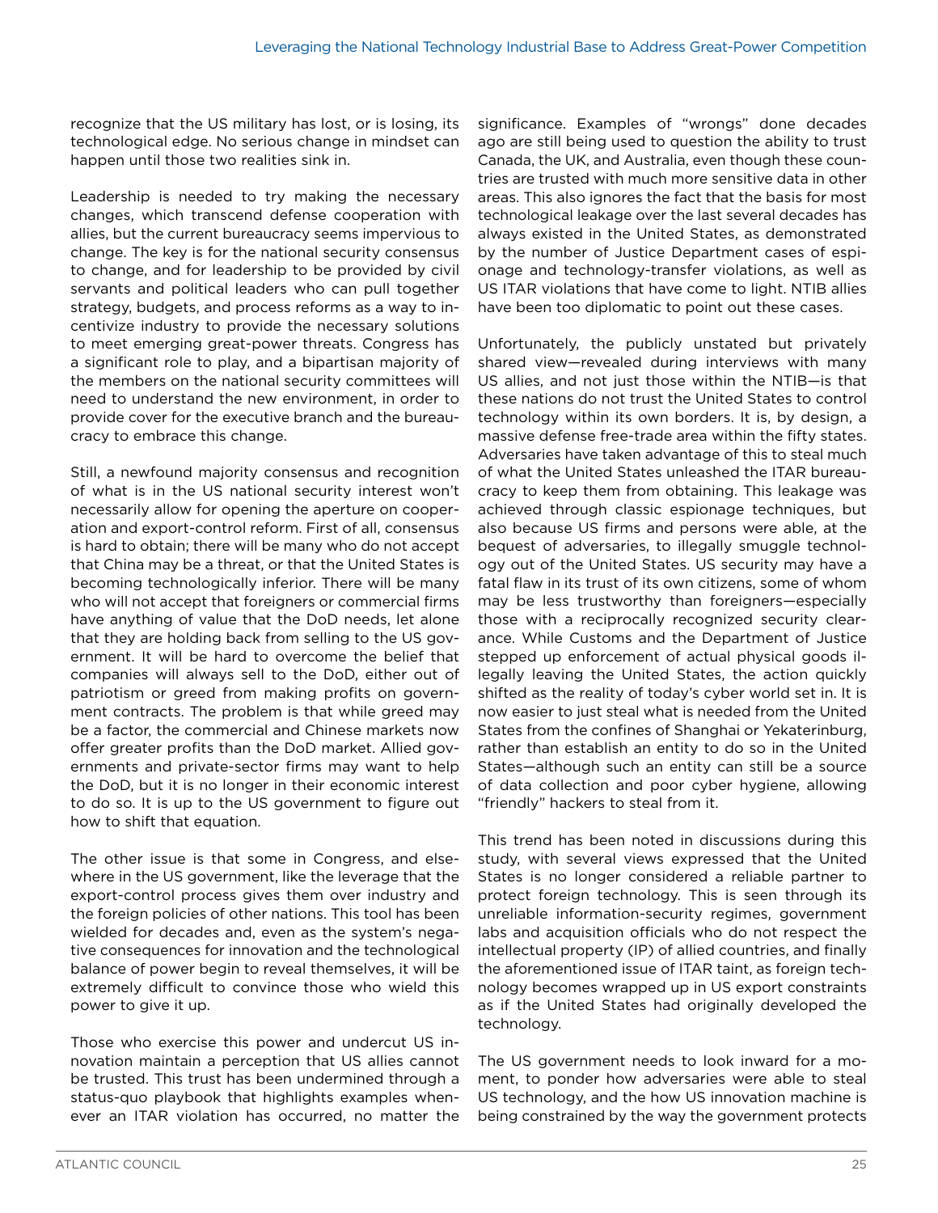recognize that the US military has lost, or is losing, its technological edge. No serious change in mindset can happen until those two realities sink in.

Leadership is needed to try making the necessary changes, which transcend defense cooperation with allies, but the current bureaucracy seems impervious to change. The key is for the national security consensus to change, and for leadership to be provided by civil servants and political leaders who can pull together strategy, budgets, and process reforms as a way to incentivize industry to provide the necessary solutions to meet emerging great-power threats. Congress has a significant role to play, and a bipartisan majority of the members on the national security committees will need to understand the new environment, in order to provide cover for the executive branch and the bureaucracy to embrace this change.

Still, a newfound majority consensus and recognition of what is in the US national security interest won't necessarily allow for opening the aperture on cooperation and export-control reform. First of all, consensus is hard to obtain; there will be many who do not accept that China may be a threat, or that the United States is becoming technologically inferior. There will be many who will not accept that foreigners or commercial firms have anything of value that the DoD needs, let alone that they are holding back from selling to the US government. It will be hard to overcome the belief that companies will always sell to the DoD, either out of patriotism or greed from making profits on government contracts. The problem is that while greed may be a factor, the commercial and Chinese markets now offer greater profits than the DoD market. Allied governments and private-sector firms may want to help the DoD, but it is no longer in their economic interest to do so. It is up to the US government to figure out how to shift that equation.

The other issue is that some in Congress, and elsewhere in the US government, like the leverage that the export-control process gives them over industry and the foreign policies of other nations. This tool has been wielded for decades and, even as the system's negative consequences for innovation and the technological balance of power begin to reveal themselves, it will be extremely difficult to convince those who wield this power to give it up.

Those who exercise this power and undercut US innovation maintain a perception that US allies cannot be trusted. This trust has been undermined through a status-quo playbook that highlights examples whenever an ITAR violation has occurred, no matter the significance. Examples of "wrongs" done decades ago are still being used to question the ability to trust Canada, the UK, and Australia, even though these countries are trusted with much more sensitive data in other areas. This also ignores the fact that the basis for most technological leakage over the last several decades has always existed in the United States, as demonstrated by the number of Justice Department cases of espionage and technology-transfer violations, as well as US ITAR violations that have come to light. NTIB allies have been too diplomatic to point out these cases.

Unfortunately, the publicly unstated but privately shared view—revealed during interviews with many US allies, and not just those within the NTIB—is that these nations do not trust the United States to control technology within its own borders. It is, by design, a massive defense free-trade area within the fifty states. Adversaries have taken advantage of this to steal much of what the United States unleashed the ITAR bureaucracy to keep them from obtaining. This leakage was achieved through classic espionage techniques, but also because US firms and persons were able, at the bequest of adversaries, to illegally smuggle technology out of the United States. US security may have a fatal flaw in its trust of its own citizens, some of whom may be less trustworthy than foreigners—especially those with a reciprocally recognized security clearance. While Customs and the Department of Justice stepped up enforcement of actual physical goods illegally leaving the United States, the action quickly shifted as the reality of today's cyber world set in. It is now easier to just steal what is needed from the United States from the confines of Shanghai or Yekaterinburg, rather than establish an entity to do so in the United States—although such an entity can still be a source of data collection and poor cyber hygiene, allowing "friendly" hackers to steal from it.

This trend has been noted in discussions during this study, with several views expressed that the United States is no longer considered a reliable partner to protect foreign technology. This is seen through its unreliable information-security regimes, government labs and acquisition officials who do not respect the intellectual property (IP) of allied countries, and finally the aforementioned issue of ITAR taint, as foreign technology becomes wrapped up in US export constraints as if the United States had originally developed the technology.

The US government needs to look inward for a moment, to ponder how adversaries were able to steal US technology, and the how US innovation machine is being constrained by the way the government protects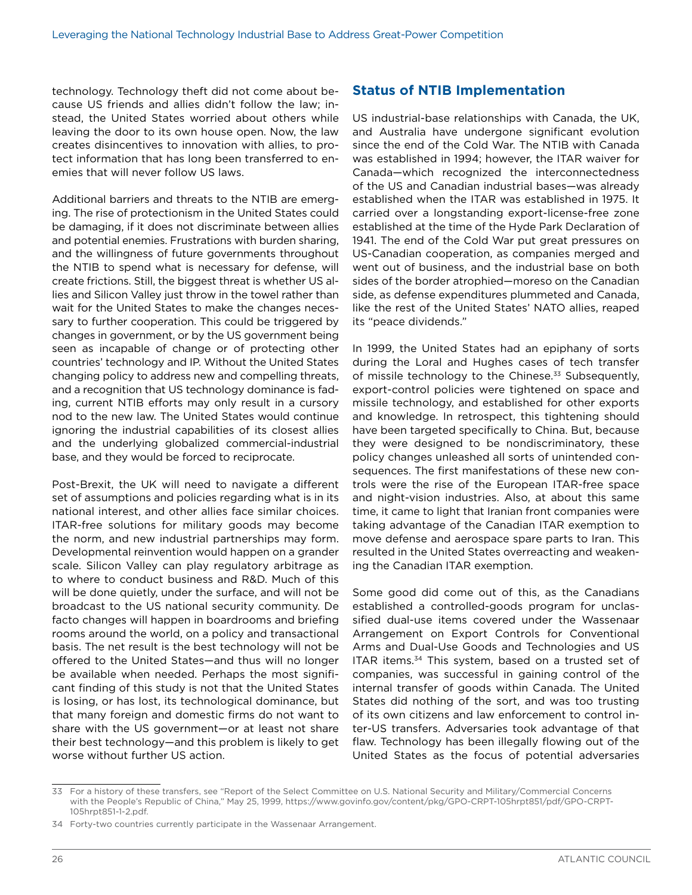technology. Technology theft did not come about because US friends and allies didn't follow the law; instead, the United States worried about others while leaving the door to its own house open. Now, the law creates disincentives to innovation with allies, to protect information that has long been transferred to enemies that will never follow US laws.

Additional barriers and threats to the NTIB are emerging. The rise of protectionism in the United States could be damaging, if it does not discriminate between allies and potential enemies. Frustrations with burden sharing, and the willingness of future governments throughout the NTIB to spend what is necessary for defense, will create frictions. Still, the biggest threat is whether US allies and Silicon Valley just throw in the towel rather than wait for the United States to make the changes necessary to further cooperation. This could be triggered by changes in government, or by the US government being seen as incapable of change or of protecting other countries' technology and IP. Without the United States changing policy to address new and compelling threats, and a recognition that US technology dominance is fading, current NTIB efforts may only result in a cursory nod to the new law. The United States would continue ignoring the industrial capabilities of its closest allies and the underlying globalized commercial-industrial base, and they would be forced to reciprocate.

Post-Brexit, the UK will need to navigate a different set of assumptions and policies regarding what is in its national interest, and other allies face similar choices. ITAR-free solutions for military goods may become the norm, and new industrial partnerships may form. Developmental reinvention would happen on a grander scale. Silicon Valley can play regulatory arbitrage as to where to conduct business and R&D. Much of this will be done quietly, under the surface, and will not be broadcast to the US national security community. De facto changes will happen in boardrooms and briefing rooms around the world, on a policy and transactional basis. The net result is the best technology will not be offered to the United States—and thus will no longer be available when needed. Perhaps the most significant finding of this study is not that the United States is losing, or has lost, its technological dominance, but that many foreign and domestic firms do not want to share with the US government—or at least not share their best technology—and this problem is likely to get worse without further US action.

## Status of NTIB Implementation

US industrial-base relationships with Canada, the UK, and Australia have undergone significant evolution since the end of the Cold War. The NTIB with Canada was established in 1994; however, the ITAR waiver for Canada—which recognized the interconnectedness of the US and Canadian industrial bases—was already established when the ITAR was established in 1975. It carried over a longstanding export-license-free zone established at the time of the Hyde Park Declaration of 1941. The end of the Cold War put great pressures on US-Canadian cooperation, as companies merged and went out of business, and the industrial base on both sides of the border atrophied—moreso on the Canadian side, as defense expenditures plummeted and Canada, like the rest of the United States' NATO allies, reaped its "peace dividends."

In 1999, the United States had an epiphany of sorts during the Loral and Hughes cases of tech transfer of missile technology to the Chinese.[33] Subsequently, export-control policies were tightened on space and missile technology, and established for other exports and knowledge. In retrospect, this tightening should have been targeted specifically to China. But, because they were designed to be nondiscriminatory, these policy changes unleashed all sorts of unintended consequences. The first manifestations of these new controls were the rise of the European ITAR-free space and night-vision industries. Also, at about this same time, it came to light that Iranian front companies were taking advantage of the Canadian ITAR exemption to move defense and aerospace spare parts to Iran. This resulted in the United States overreacting and weakening the Canadian ITAR exemption.

Some good did come out of this, as the Canadians established a controlled-goods program for unclassified dual-use items covered under the Wassenaar Arrangement on Export Controls for Conventional Arms and Dual-Use Goods and Technologies and US ITAR items.[34] This system, based on a trusted set of companies, was successful in gaining control of the internal transfer of goods within Canada. The United States did nothing of the sort, and was too trusting of its own citizens and law enforcement to control inter-US transfers. Adversaries took advantage of that flaw. Technology has been illegally flowing out of the United States as the focus of potential adversaries

33 For a history of these transfers, see "Report of the Select Committee on U.S. National Security and Military/Commercial Concerns with the People's Republic of China," May 25, 1999, https://www.govinfo.gov/content/pkg/GPO-CRPT-105hrpt851/pdf/GPO-CRPT-105hrpt851-1-2.pdf.

34 Forty-two countries currently participate in the Wassenaar Arrangement.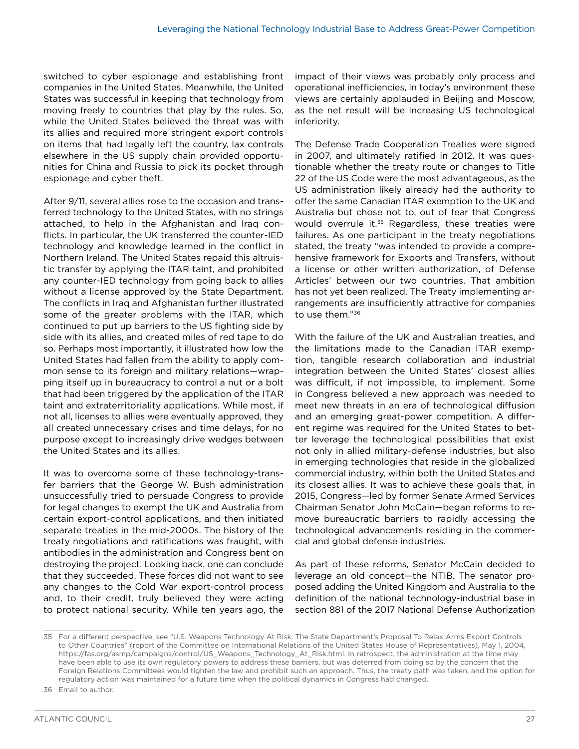switched to cyber espionage and establishing front companies in the United States. Meanwhile, the United States was successful in keeping that technology from moving freely to countries that play by the rules. So, while the United States believed the threat was with its allies and required more stringent export controls on items that had legally left the country, lax controls elsewhere in the US supply chain provided opportunities for China and Russia to pick its pocket through espionage and cyber theft.

After 9/11, several allies rose to the occasion and transferred technology to the United States, with no strings attached, to help in the Afghanistan and Iraq conflicts. In particular, the UK transferred the counter-IED technology and knowledge learned in the conflict in Northern Ireland. The United States repaid this altruistic transfer by applying the ITAR taint, and prohibited any counter-IED technology from going back to allies without a license approved by the State Department. The conflicts in Iraq and Afghanistan further illustrated some of the greater problems with the ITAR, which continued to put up barriers to the US fighting side by side with its allies, and created miles of red tape to do so. Perhaps most importantly, it illustrated how low the United States had fallen from the ability to apply common sense to its foreign and military relations—wrapping itself up in bureaucracy to control a nut or a bolt that had been triggered by the application of the ITAR taint and extraterritoriality applications. While most, if not all, licenses to allies were eventually approved, they all created unnecessary crises and time delays, for no purpose except to increasingly drive wedges between the United States and its allies.

It was to overcome some of these technology-transfer barriers that the George W. Bush administration unsuccessfully tried to persuade Congress to provide for legal changes to exempt the UK and Australia from certain export-control applications, and then initiated separate treaties in the mid-2000s. The history of the treaty negotiations and ratifications was fraught, with antibodies in the administration and Congress bent on destroying the project. Looking back, one can conclude that they succeeded. These forces did not want to see any changes to the Cold War export-control process and, to their credit, truly believed they were acting to protect national security. While ten years ago, the impact of their views was probably only process and operational inefficiencies, in today's environment these views are certainly applauded in Beijing and Moscow, as the net result will be increasing US technological inferiority.

The Defense Trade Cooperation Treaties were signed in 2007, and ultimately ratified in 2012. It was questionable whether the treaty route or changes to Title 22 of the US Code were the most advantageous, as the US administration likely already had the authority to offer the same Canadian ITAR exemption to the UK and Australia but chose not to, out of fear that Congress would overrule it.[35] Regardless, these treaties were failures. As one participant in the treaty negotiations stated, the treaty "was intended to provide a comprehensive framework for Exports and Transfers, without a license or other written authorization, of Defense Articles' between our two countries. That ambition has not yet been realized. The Treaty implementing arrangements are insufficiently attractive for companies to use them."[36]

With the failure of the UK and Australian treaties, and the limitations made to the Canadian ITAR exemption, tangible research collaboration and industrial integration between the United States' closest allies was difficult, if not impossible, to implement. Some in Congress believed a new approach was needed to meet new threats in an era of technological diffusion and an emerging great-power competition. A different regime was required for the United States to better leverage the technological possibilities that exist not only in allied military-defense industries, but also in emerging technologies that reside in the globalized commercial industry, within both the United States and its closest allies. It was to achieve these goals that, in 2015, Congress—led by former Senate Armed Services Chairman Senator John McCain—began reforms to remove bureaucratic barriers to rapidly accessing the technological advancements residing in the commercial and global defense industries.

As part of these reforms, Senator McCain decided to leverage an old concept—the NTIB. The senator proposed adding the United Kingdom and Australia to the definition of the national technology-industrial base in section 881 of the 2017 National Defense Authorization

35 For a different perspective, see "U.S. Weapons Technology At Risk: The State Department's Proposal To Relax Arms Export Controls to Other Countries" (report of the Committee on International Relations of the United States House of Representatives), May 1, 2004, https://fas.org/asmp/campaigns/control/US_Weapons_Technology_At_Risk.html. In retrospect, the administration at the time may have been able to use its own regulatory powers to address these barriers, but was deterred from doing so by the concern that the Foreign Relations Committees would tighten the law and prohibit such an approach. Thus, the treaty path was taken, and the option for regulatory action was maintained for a future time when the political dynamics in Congress had changed.

36 Email to author.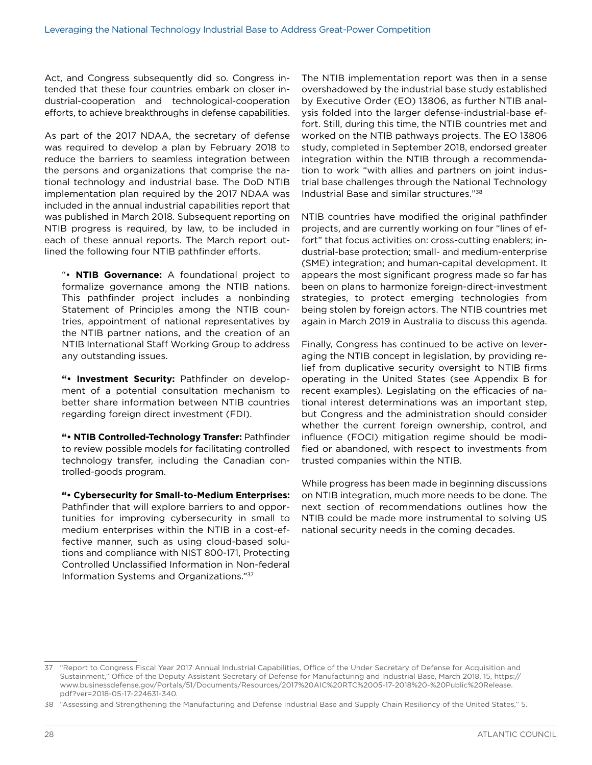Act, and Congress subsequently did so. Congress intended that these four countries embark on closer industrial-cooperation and technological-cooperation efforts, to achieve breakthroughs in defense capabilities.

As part of the 2017 NDAA, the secretary of defense was required to develop a plan by February 2018 to reduce the barriers to seamless integration between the persons and organizations that comprise the national technology and industrial base. The DoD NTIB implementation plan required by the 2017 NDAA was included in the annual industrial capabilities report that was published in March 2018. Subsequent reporting on NTIB progress is required, by law, to be included in each of these annual reports. The March report outlined the following four NTIB pathfinder efforts.

> "• **NTIB Governance:** A foundational project to formalize governance among the NTIB nations. This pathfinder project includes a nonbinding Statement of Principles among the NTIB countries, appointment of national representatives by the NTIB partner nations, and the creation of an NTIB International Staff Working Group to address any outstanding issues.
>
> **"• Investment Security:** Pathfinder on development of a potential consultation mechanism to better share information between NTIB countries regarding foreign direct investment (FDI).
>
> **"• NTIB Controlled-Technology Transfer:** Pathfinder to review possible models for facilitating controlled technology transfer, including the Canadian controlled-goods program.
>
> **"• Cybersecurity for Small-to-Medium Enterprises:** Pathfinder that will explore barriers to and opportunities for improving cybersecurity in small to medium enterprises within the NTIB in a cost-effective manner, such as using cloud-based solutions and compliance with NIST 800-171, Protecting Controlled Unclassified Information in Non-federal Information Systems and Organizations."[37]

The NTIB implementation report was then in a sense overshadowed by the industrial base study established by Executive Order (EO) 13806, as further NTIB analysis folded into the larger defense-industrial-base effort. Still, during this time, the NTIB countries met and worked on the NTIB pathways projects. The EO 13806 study, completed in September 2018, endorsed greater integration within the NTIB through a recommendation to work "with allies and partners on joint industrial base challenges through the National Technology Industrial Base and similar structures."[38]

NTIB countries have modified the original pathfinder projects, and are currently working on four "lines of effort" that focus activities on: cross-cutting enablers; industrial-base protection; small- and medium-enterprise (SME) integration; and human-capital development. It appears the most significant progress made so far has been on plans to harmonize foreign-direct-investment strategies, to protect emerging technologies from being stolen by foreign actors. The NTIB countries met again in March 2019 in Australia to discuss this agenda.

Finally, Congress has continued to be active on leveraging the NTIB concept in legislation, by providing relief from duplicative security oversight to NTIB firms operating in the United States (see Appendix B for recent examples). Legislating on the efficacies of national interest determinations was an important step, but Congress and the administration should consider whether the current foreign ownership, control, and influence (FOCI) mitigation regime should be modified or abandoned, with respect to investments from trusted companies within the NTIB.

While progress has been made in beginning discussions on NTIB integration, much more needs to be done. The next section of recommendations outlines how the NTIB could be made more instrumental to solving US national security needs in the coming decades.

---

37 "Report to Congress Fiscal Year 2017 Annual Industrial Capabilities, Office of the Under Secretary of Defense for Acquisition and Sustainment," Office of the Deputy Assistant Secretary of Defense for Manufacturing and Industrial Base, March 2018, 15, https://www.businessdefense.gov/Portals/51/Documents/Resources/2017%20AIC%20RTC%2005-17-2018%20-%20Public%20Release.pdf?ver=2018-05-17-224631-340.

38 "Assessing and Strengthening the Manufacturing and Defense Industrial Base and Supply Chain Resiliency of the United States," 5.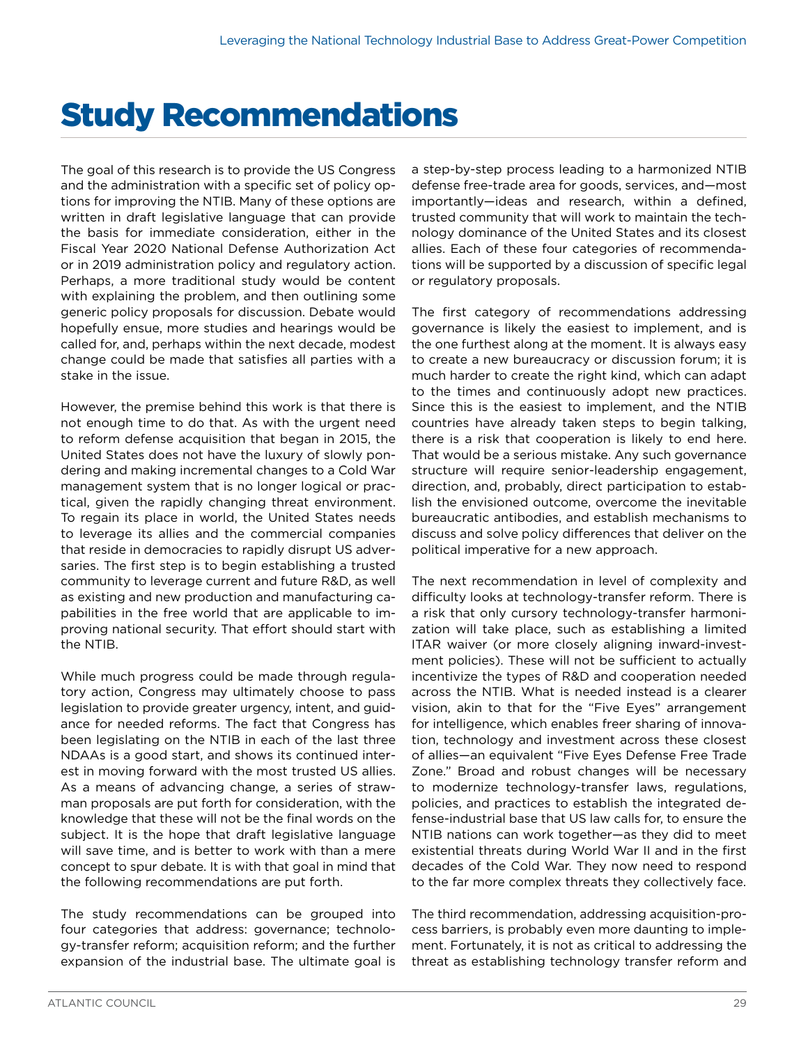# Study Recommendations

The goal of this research is to provide the US Congress and the administration with a specific set of policy options for improving the NTIB. Many of these options are written in draft legislative language that can provide the basis for immediate consideration, either in the Fiscal Year 2020 National Defense Authorization Act or in 2019 administration policy and regulatory action. Perhaps, a more traditional study would be content with explaining the problem, and then outlining some generic policy proposals for discussion. Debate would hopefully ensue, more studies and hearings would be called for, and, perhaps within the next decade, modest change could be made that satisfies all parties with a stake in the issue.

However, the premise behind this work is that there is not enough time to do that. As with the urgent need to reform defense acquisition that began in 2015, the United States does not have the luxury of slowly pondering and making incremental changes to a Cold War management system that is no longer logical or practical, given the rapidly changing threat environment. To regain its place in world, the United States needs to leverage its allies and the commercial companies that reside in democracies to rapidly disrupt US adversaries. The first step is to begin establishing a trusted community to leverage current and future R&D, as well as existing and new production and manufacturing capabilities in the free world that are applicable to improving national security. That effort should start with the NTIB.

While much progress could be made through regulatory action, Congress may ultimately choose to pass legislation to provide greater urgency, intent, and guidance for needed reforms. The fact that Congress has been legislating on the NTIB in each of the last three NDAAs is a good start, and shows its continued interest in moving forward with the most trusted US allies. As a means of advancing change, a series of strawman proposals are put forth for consideration, with the knowledge that these will not be the final words on the subject. It is the hope that draft legislative language will save time, and is better to work with than a mere concept to spur debate. It is with that goal in mind that the following recommendations are put forth.

The study recommendations can be grouped into four categories that address: governance; technology-transfer reform; acquisition reform; and the further expansion of the industrial base. The ultimate goal is a step-by-step process leading to a harmonized NTIB defense free-trade area for goods, services, and—most importantly—ideas and research, within a defined, trusted community that will work to maintain the technology dominance of the United States and its closest allies. Each of these four categories of recommendations will be supported by a discussion of specific legal or regulatory proposals.

The first category of recommendations addressing governance is likely the easiest to implement, and is the one furthest along at the moment. It is always easy to create a new bureaucracy or discussion forum; it is much harder to create the right kind, which can adapt to the times and continuously adopt new practices. Since this is the easiest to implement, and the NTIB countries have already taken steps to begin talking, there is a risk that cooperation is likely to end here. That would be a serious mistake. Any such governance structure will require senior-leadership engagement, direction, and, probably, direct participation to establish the envisioned outcome, overcome the inevitable bureaucratic antibodies, and establish mechanisms to discuss and solve policy differences that deliver on the political imperative for a new approach.

The next recommendation in level of complexity and difficulty looks at technology-transfer reform. There is a risk that only cursory technology-transfer harmonization will take place, such as establishing a limited ITAR waiver (or more closely aligning inward-investment policies). These will not be sufficient to actually incentivize the types of R&D and cooperation needed across the NTIB. What is needed instead is a clearer vision, akin to that for the "Five Eyes" arrangement for intelligence, which enables freer sharing of innovation, technology and investment across these closest of allies—an equivalent "Five Eyes Defense Free Trade Zone." Broad and robust changes will be necessary to modernize technology-transfer laws, regulations, policies, and practices to establish the integrated defense-industrial base that US law calls for, to ensure the NTIB nations can work together—as they did to meet existential threats during World War II and in the first decades of the Cold War. They now need to respond to the far more complex threats they collectively face.

The third recommendation, addressing acquisition-process barriers, is probably even more daunting to implement. Fortunately, it is not as critical to addressing the threat as establishing technology transfer reform and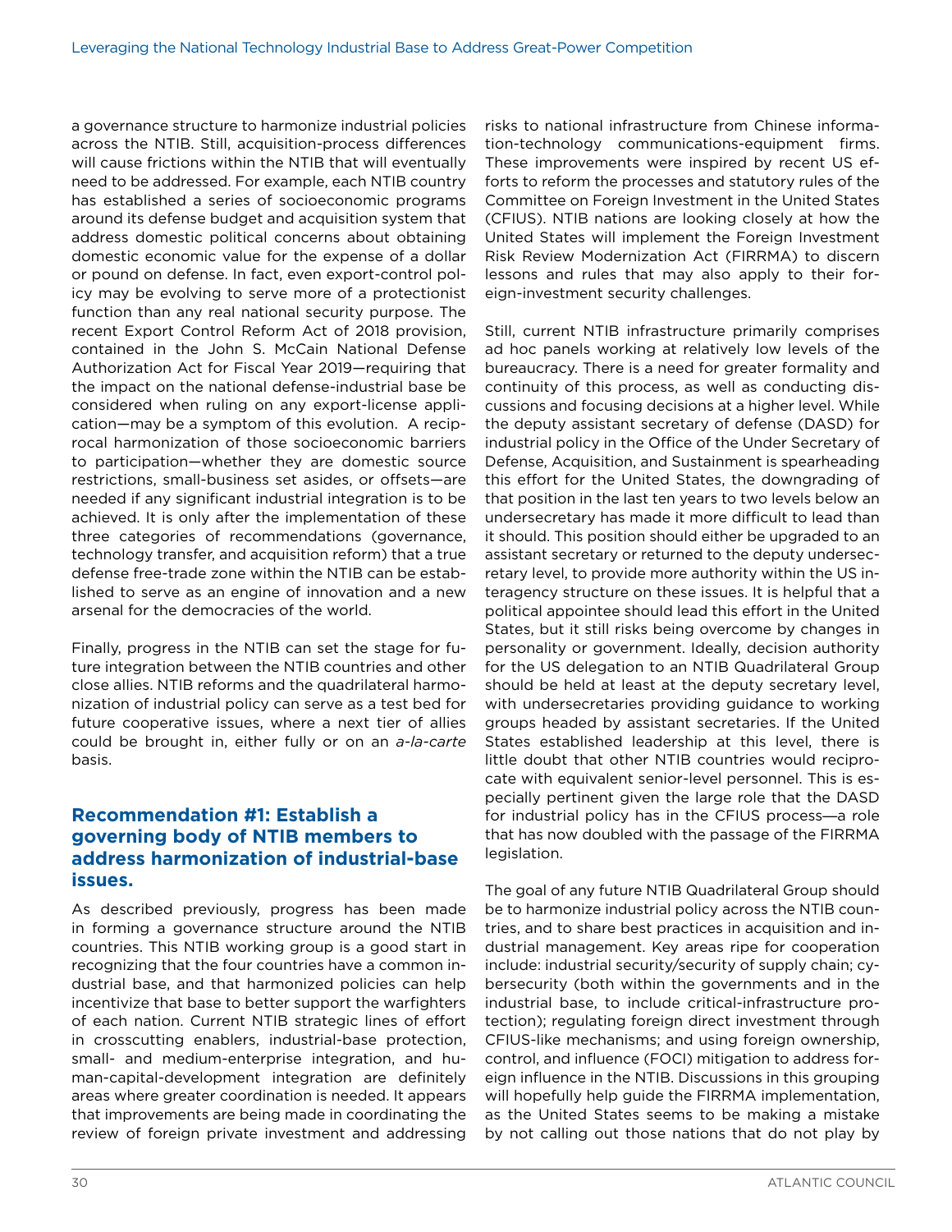a governance structure to harmonize industrial policies across the NTIB. Still, acquisition-process differences will cause frictions within the NTIB that will eventually need to be addressed. For example, each NTIB country has established a series of socioeconomic programs around its defense budget and acquisition system that address domestic political concerns about obtaining domestic economic value for the expense of a dollar or pound on defense. In fact, even export-control policy may be evolving to serve more of a protectionist function than any real national security purpose. The recent Export Control Reform Act of 2018 provision, contained in the John S. McCain National Defense Authorization Act for Fiscal Year 2019—requiring that the impact on the national defense-industrial base be considered when ruling on any export-license application—may be a symptom of this evolution. A reciprocal harmonization of those socioeconomic barriers to participation—whether they are domestic source restrictions, small-business set asides, or offsets—are needed if any significant industrial integration is to be achieved. It is only after the implementation of these three categories of recommendations (governance, technology transfer, and acquisition reform) that a true defense free-trade zone within the NTIB can be established to serve as an engine of innovation and a new arsenal for the democracies of the world.

Finally, progress in the NTIB can set the stage for future integration between the NTIB countries and other close allies. NTIB reforms and the quadrilateral harmonization of industrial policy can serve as a test bed for future cooperative issues, where a next tier of allies could be brought in, either fully or on an *a-la-carte* basis.

## Recommendation #1: Establish a governing body of NTIB members to address harmonization of industrial-base issues.

As described previously, progress has been made in forming a governance structure around the NTIB countries. This NTIB working group is a good start in recognizing that the four countries have a common industrial base, and that harmonized policies can help incentivize that base to better support the warfighters of each nation. Current NTIB strategic lines of effort in crosscutting enablers, industrial-base protection, small- and medium-enterprise integration, and human-capital-development integration are definitely areas where greater coordination is needed. It appears that improvements are being made in coordinating the review of foreign private investment and addressing risks to national infrastructure from Chinese information-technology communications-equipment firms. These improvements were inspired by recent US efforts to reform the processes and statutory rules of the Committee on Foreign Investment in the United States (CFIUS). NTIB nations are looking closely at how the United States will implement the Foreign Investment Risk Review Modernization Act (FIRRMA) to discern lessons and rules that may also apply to their foreign-investment security challenges.

Still, current NTIB infrastructure primarily comprises ad hoc panels working at relatively low levels of the bureaucracy. There is a need for greater formality and continuity of this process, as well as conducting discussions and focusing decisions at a higher level. While the deputy assistant secretary of defense (DASD) for industrial policy in the Office of the Under Secretary of Defense, Acquisition, and Sustainment is spearheading this effort for the United States, the downgrading of that position in the last ten years to two levels below an undersecretary has made it more difficult to lead than it should. This position should either be upgraded to an assistant secretary or returned to the deputy undersecretary level, to provide more authority within the US interagency structure on these issues. It is helpful that a political appointee should lead this effort in the United States, but it still risks being overcome by changes in personality or government. Ideally, decision authority for the US delegation to an NTIB Quadrilateral Group should be held at least at the deputy secretary level, with undersecretaries providing guidance to working groups headed by assistant secretaries. If the United States established leadership at this level, there is little doubt that other NTIB countries would reciprocate with equivalent senior-level personnel. This is especially pertinent given the large role that the DASD for industrial policy has in the CFIUS process—a role that has now doubled with the passage of the FIRRMA legislation.

The goal of any future NTIB Quadrilateral Group should be to harmonize industrial policy across the NTIB countries, and to share best practices in acquisition and industrial management. Key areas ripe for cooperation include: industrial security/security of supply chain; cybersecurity (both within the governments and in the industrial base, to include critical-infrastructure protection); regulating foreign direct investment through CFIUS-like mechanisms; and using foreign ownership, control, and influence (FOCI) mitigation to address foreign influence in the NTIB. Discussions in this grouping will hopefully help guide the FIRRMA implementation, as the United States seems to be making a mistake by not calling out those nations that do not play by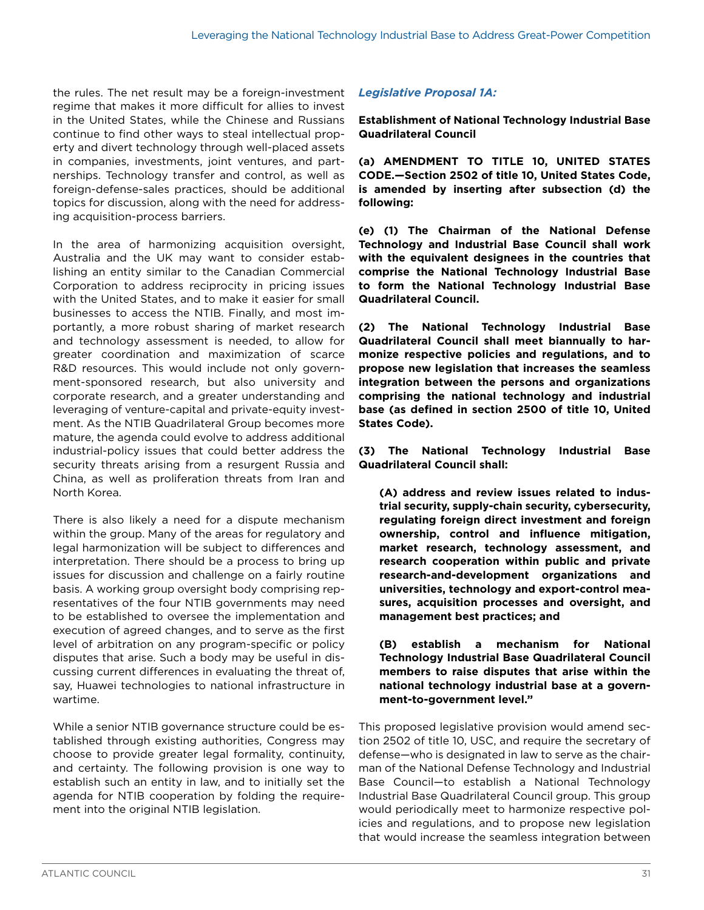the rules. The net result may be a foreign-investment regime that makes it more difficult for allies to invest in the United States, while the Chinese and Russians continue to find other ways to steal intellectual property and divert technology through well-placed assets in companies, investments, joint ventures, and partnerships. Technology transfer and control, as well as foreign-defense-sales practices, should be additional topics for discussion, along with the need for addressing acquisition-process barriers.

In the area of harmonizing acquisition oversight, Australia and the UK may want to consider establishing an entity similar to the Canadian Commercial Corporation to address reciprocity in pricing issues with the United States, and to make it easier for small businesses to access the NTIB. Finally, and most importantly, a more robust sharing of market research and technology assessment is needed, to allow for greater coordination and maximization of scarce R&D resources. This would include not only government-sponsored research, but also university and corporate research, and a greater understanding and leveraging of venture-capital and private-equity investment. As the NTIB Quadrilateral Group becomes more mature, the agenda could evolve to address additional industrial-policy issues that could better address the security threats arising from a resurgent Russia and China, as well as proliferation threats from Iran and North Korea.

There is also likely a need for a dispute mechanism within the group. Many of the areas for regulatory and legal harmonization will be subject to differences and interpretation. There should be a process to bring up issues for discussion and challenge on a fairly routine basis. A working group oversight body comprising representatives of the four NTIB governments may need to be established to oversee the implementation and execution of agreed changes, and to serve as the first level of arbitration on any program-specific or policy disputes that arise. Such a body may be useful in discussing current differences in evaluating the threat of, say, Huawei technologies to national infrastructure in wartime.

While a senior NTIB governance structure could be established through existing authorities, Congress may choose to provide greater legal formality, continuity, and certainty. The following provision is one way to establish such an entity in law, and to initially set the agenda for NTIB cooperation by folding the requirement into the original NTIB legislation.

### *Legislative Proposal 1A:*

**Establishment of National Technology Industrial Base Quadrilateral Council**

**(a) AMENDMENT TO TITLE 10, UNITED STATES CODE.—Section 2502 of title 10, United States Code, is amended by inserting after subsection (d) the following:**

**(e) (1) The Chairman of the National Defense Technology and Industrial Base Council shall work with the equivalent designees in the countries that comprise the National Technology Industrial Base to form the National Technology Industrial Base Quadrilateral Council.**

**(2) The National Technology Industrial Base Quadrilateral Council shall meet biannually to harmonize respective policies and regulations, and to propose new legislation that increases the seamless integration between the persons and organizations comprising the national technology and industrial base (as defined in section 2500 of title 10, United States Code).**

**(3) The National Technology Industrial Base Quadrilateral Council shall:**

> **(A) address and review issues related to industrial security, supply-chain security, cybersecurity, regulating foreign direct investment and foreign ownership, control and influence mitigation, market research, technology assessment, and research cooperation within public and private research-and-development organizations and universities, technology and export-control measures, acquisition processes and oversight, and management best practices; and**
>
> **(B) establish a mechanism for National Technology Industrial Base Quadrilateral Council members to raise disputes that arise within the national technology industrial base at a government-to-government level."**

This proposed legislative provision would amend section 2502 of title 10, USC, and require the secretary of defense—who is designated in law to serve as the chairman of the National Defense Technology and Industrial Base Council—to establish a National Technology Industrial Base Quadrilateral Council group. This group would periodically meet to harmonize respective policies and regulations, and to propose new legislation that would increase the seamless integration between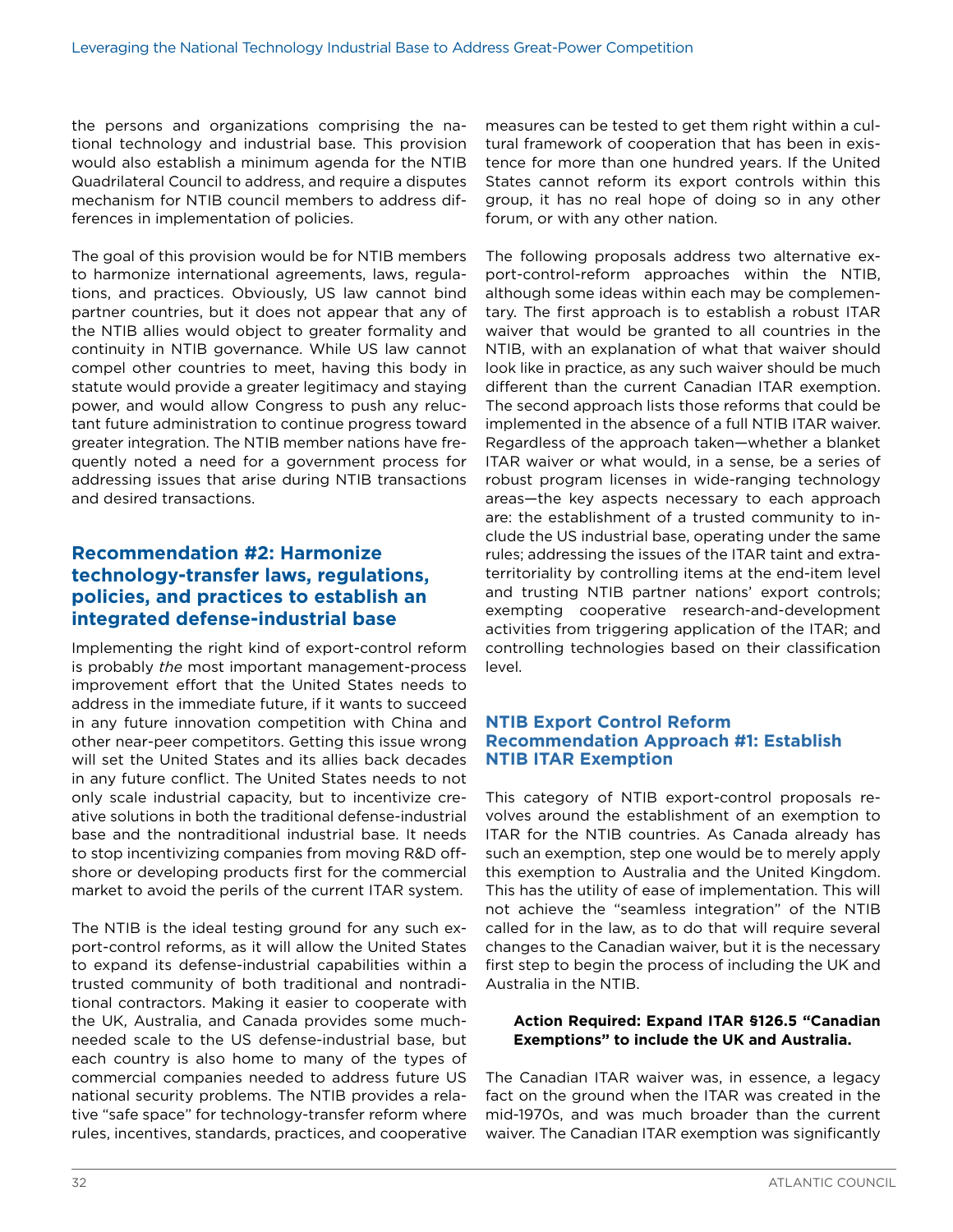the persons and organizations comprising the national technology and industrial base. This provision would also establish a minimum agenda for the NTIB Quadrilateral Council to address, and require a disputes mechanism for NTIB council members to address differences in implementation of policies.

The goal of this provision would be for NTIB members to harmonize international agreements, laws, regulations, and practices. Obviously, US law cannot bind partner countries, but it does not appear that any of the NTIB allies would object to greater formality and continuity in NTIB governance. While US law cannot compel other countries to meet, having this body in statute would provide a greater legitimacy and staying power, and would allow Congress to push any reluctant future administration to continue progress toward greater integration. The NTIB member nations have frequently noted a need for a government process for addressing issues that arise during NTIB transactions and desired transactions.

## Recommendation #2: Harmonize technology-transfer laws, regulations, policies, and practices to establish an integrated defense-industrial base

Implementing the right kind of export-control reform is probably *the* most important management-process improvement effort that the United States needs to address in the immediate future, if it wants to succeed in any future innovation competition with China and other near-peer competitors. Getting this issue wrong will set the United States and its allies back decades in any future conflict. The United States needs to not only scale industrial capacity, but to incentivize creative solutions in both the traditional defense-industrial base and the nontraditional industrial base. It needs to stop incentivizing companies from moving R&D offshore or developing products first for the commercial market to avoid the perils of the current ITAR system.

The NTIB is the ideal testing ground for any such export-control reforms, as it will allow the United States to expand its defense-industrial capabilities within a trusted community of both traditional and nontraditional contractors. Making it easier to cooperate with the UK, Australia, and Canada provides some much-needed scale to the US defense-industrial base, but each country is also home to many of the types of commercial companies needed to address future US national security problems. The NTIB provides a relative "safe space" for technology-transfer reform where rules, incentives, standards, practices, and cooperative measures can be tested to get them right within a cultural framework of cooperation that has been in existence for more than one hundred years. If the United States cannot reform its export controls within this group, it has no real hope of doing so in any other forum, or with any other nation.

The following proposals address two alternative export-control-reform approaches within the NTIB, although some ideas within each may be complementary. The first approach is to establish a robust ITAR waiver that would be granted to all countries in the NTIB, with an explanation of what that waiver should look like in practice, as any such waiver should be much different than the current Canadian ITAR exemption. The second approach lists those reforms that could be implemented in the absence of a full NTIB ITAR waiver. Regardless of the approach taken—whether a blanket ITAR waiver or what would, in a sense, be a series of robust program licenses in wide-ranging technology areas—the key aspects necessary to each approach are: the establishment of a trusted community to include the US industrial base, operating under the same rules; addressing the issues of the ITAR taint and extraterritoriality by controlling items at the end-item level and trusting NTIB partner nations' export controls; exempting cooperative research-and-development activities from triggering application of the ITAR; and controlling technologies based on their classification level.

### NTIB Export Control Reform Recommendation Approach #1: Establish NTIB ITAR Exemption

This category of NTIB export-control proposals revolves around the establishment of an exemption to ITAR for the NTIB countries. As Canada already has such an exemption, step one would be to merely apply this exemption to Australia and the United Kingdom. This has the utility of ease of implementation. This will not achieve the "seamless integration" of the NTIB called for in the law, as to do that will require several changes to the Canadian waiver, but it is the necessary first step to begin the process of including the UK and Australia in the NTIB.

**Action Required: Expand ITAR §126.5 "Canadian Exemptions" to include the UK and Australia.**

The Canadian ITAR waiver was, in essence, a legacy fact on the ground when the ITAR was created in the mid-1970s, and was much broader than the current waiver. The Canadian ITAR exemption was significantly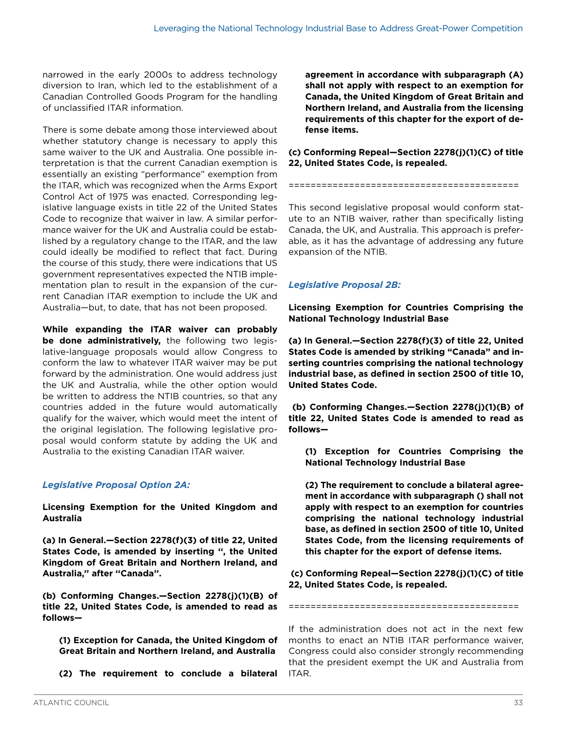narrowed in the early 2000s to address technology diversion to Iran, which led to the establishment of a Canadian Controlled Goods Program for the handling of unclassified ITAR information.

There is some debate among those interviewed about whether statutory change is necessary to apply this same waiver to the UK and Australia. One possible interpretation is that the current Canadian exemption is essentially an existing "performance" exemption from the ITAR, which was recognized when the Arms Export Control Act of 1975 was enacted. Corresponding legislative language exists in title 22 of the United States Code to recognize that waiver in law. A similar performance waiver for the UK and Australia could be established by a regulatory change to the ITAR, and the law could ideally be modified to reflect that fact. During the course of this study, there were indications that US government representatives expected the NTIB implementation plan to result in the expansion of the current Canadian ITAR exemption to include the UK and Australia—but, to date, that has not been proposed.

**While expanding the ITAR waiver can probably be done administratively,** the following two legislative-language proposals would allow Congress to conform the law to whatever ITAR waiver may be put forward by the administration. One would address just the UK and Australia, while the other option would be written to address the NTIB countries, so that any countries added in the future would automatically qualify for the waiver, which would meet the intent of the original legislation. The following legislative proposal would conform statute by adding the UK and Australia to the existing Canadian ITAR waiver.

### *Legislative Proposal Option 2A:*

**Licensing Exemption for the United Kingdom and Australia**

**(a) In General.—Section 2278(f)(3) of title 22, United States Code, is amended by inserting ", the United Kingdom of Great Britain and Northern Ireland, and Australia," after "Canada".**

**(b) Conforming Changes.—Section 2278(j)(1)(B) of title 22, United States Code, is amended to read as follows—**

> **(1) Exception for Canada, the United Kingdom of Great Britain and Northern Ireland, and Australia**
>
> **(2) The requirement to conclude a bilateral agreement in accordance with subparagraph (A) shall not apply with respect to an exemption for Canada, the United Kingdom of Great Britain and Northern Ireland, and Australia from the licensing requirements of this chapter for the export of defense items.**

**(c) Conforming Repeal—Section 2278(j)(1)(C) of title 22, United States Code, is repealed.**

==========================================

This second legislative proposal would conform statute to an NTIB waiver, rather than specifically listing Canada, the UK, and Australia. This approach is preferable, as it has the advantage of addressing any future expansion of the NTIB.

### *Legislative Proposal 2B:*

**Licensing Exemption for Countries Comprising the National Technology Industrial Base**

**(a) In General.—Section 2278(f)(3) of title 22, United States Code is amended by striking "Canada" and inserting countries comprising the national technology industrial base, as defined in section 2500 of title 10, United States Code.**

**(b) Conforming Changes.—Section 2278(j)(1)(B) of title 22, United States Code is amended to read as follows—**

> **(1) Exception for Countries Comprising the National Technology Industrial Base**
>
> **(2) The requirement to conclude a bilateral agreement in accordance with subparagraph () shall not apply with respect to an exemption for countries comprising the national technology industrial base, as defined in section 2500 of title 10, United States Code, from the licensing requirements of this chapter for the export of defense items.**

**(c) Conforming Repeal—Section 2278(j)(1)(C) of title 22, United States Code, is repealed.**

==========================================

If the administration does not act in the next few months to enact an NTIB ITAR performance waiver, Congress could also consider strongly recommending that the president exempt the UK and Australia from ITAR.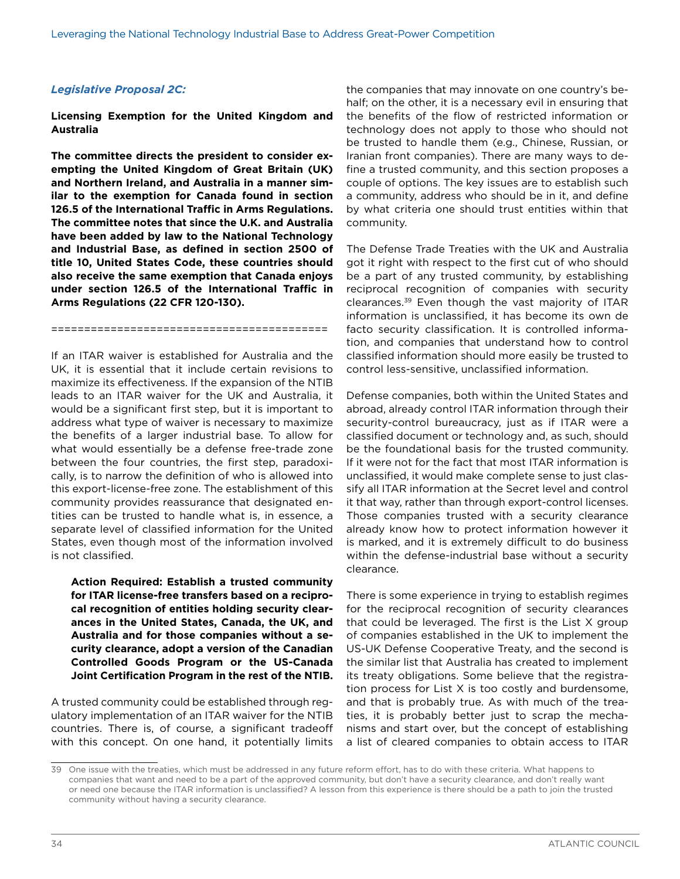### *Legislative Proposal 2C:*

**Licensing Exemption for the United Kingdom and Australia**

**The committee directs the president to consider exempting the United Kingdom of Great Britain (UK) and Northern Ireland, and Australia in a manner similar to the exemption for Canada found in section 126.5 of the International Traffic in Arms Regulations. The committee notes that since the U.K. and Australia have been added by law to the National Technology and Industrial Base, as defined in section 2500 of title 10, United States Code, these countries should also receive the same exemption that Canada enjoys under section 126.5 of the International Traffic in Arms Regulations (22 CFR 120-130).**

=========================================

If an ITAR waiver is established for Australia and the UK, it is essential that it include certain revisions to maximize its effectiveness. If the expansion of the NTIB leads to an ITAR waiver for the UK and Australia, it would be a significant first step, but it is important to address what type of waiver is necessary to maximize the benefits of a larger industrial base. To allow for what would essentially be a defense free-trade zone between the four countries, the first step, paradoxically, is to narrow the definition of who is allowed into this export-license-free zone. The establishment of this community provides reassurance that designated entities can be trusted to handle what is, in essence, a separate level of classified information for the United States, even though most of the information involved is not classified.

> **Action Required: Establish a trusted community for ITAR license-free transfers based on a reciprocal recognition of entities holding security clearances in the United States, Canada, the UK, and Australia and for those companies without a security clearance, adopt a version of the Canadian Controlled Goods Program or the US-Canada Joint Certification Program in the rest of the NTIB.**

A trusted community could be established through regulatory implementation of an ITAR waiver for the NTIB countries. There is, of course, a significant tradeoff with this concept. On one hand, it potentially limits the companies that may innovate on one country's behalf; on the other, it is a necessary evil in ensuring that the benefits of the flow of restricted information or technology does not apply to those who should not be trusted to handle them (e.g., Chinese, Russian, or Iranian front companies). There are many ways to define a trusted community, and this section proposes a couple of options. The key issues are to establish such a community, address who should be in it, and define by what criteria one should trust entities within that community.

The Defense Trade Treaties with the UK and Australia got it right with respect to the first cut of who should be a part of any trusted community, by establishing reciprocal recognition of companies with security clearances.[39] Even though the vast majority of ITAR information is unclassified, it has become its own de facto security classification. It is controlled information, and companies that understand how to control classified information should more easily be trusted to control less-sensitive, unclassified information.

Defense companies, both within the United States and abroad, already control ITAR information through their security-control bureaucracy, just as if ITAR were a classified document or technology and, as such, should be the foundational basis for the trusted community. If it were not for the fact that most ITAR information is unclassified, it would make complete sense to just classify all ITAR information at the Secret level and control it that way, rather than through export-control licenses. Those companies trusted with a security clearance already know how to protect information however it is marked, and it is extremely difficult to do business within the defense-industrial base without a security clearance.

There is some experience in trying to establish regimes for the reciprocal recognition of security clearances that could be leveraged. The first is the List X group of companies established in the UK to implement the US-UK Defense Cooperative Treaty, and the second is the similar list that Australia has created to implement its treaty obligations. Some believe that the registration process for List X is too costly and burdensome, and that is probably true. As with much of the treaties, it is probably better just to scrap the mechanisms and start over, but the concept of establishing a list of cleared companies to obtain access to ITAR

---

39 One issue with the treaties, which must be addressed in any future reform effort, has to do with these criteria. What happens to companies that want and need to be a part of the approved community, but don't have a security clearance, and don't really want or need one because the ITAR information is unclassified? A lesson from this experience is there should be a path to join the trusted community without having a security clearance.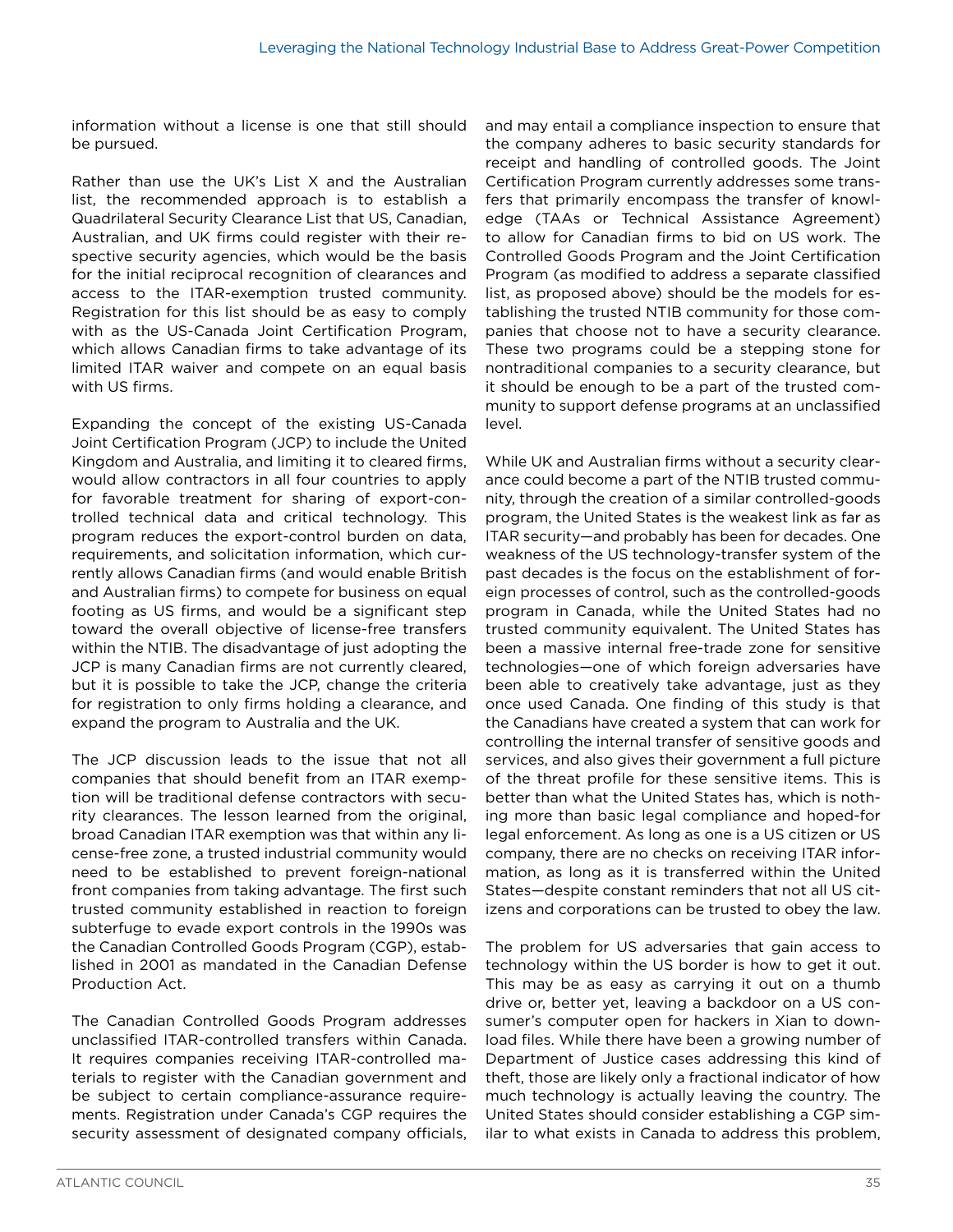information without a license is one that still should be pursued.

Rather than use the UK's List X and the Australian list, the recommended approach is to establish a Quadrilateral Security Clearance List that US, Canadian, Australian, and UK firms could register with their respective security agencies, which would be the basis for the initial reciprocal recognition of clearances and access to the ITAR-exemption trusted community. Registration for this list should be as easy to comply with as the US-Canada Joint Certification Program, which allows Canadian firms to take advantage of its limited ITAR waiver and compete on an equal basis with US firms.

Expanding the concept of the existing US-Canada Joint Certification Program (JCP) to include the United Kingdom and Australia, and limiting it to cleared firms, would allow contractors in all four countries to apply for favorable treatment for sharing of export-controlled technical data and critical technology. This program reduces the export-control burden on data, requirements, and solicitation information, which currently allows Canadian firms (and would enable British and Australian firms) to compete for business on equal footing as US firms, and would be a significant step toward the overall objective of license-free transfers within the NTIB. The disadvantage of just adopting the JCP is many Canadian firms are not currently cleared, but it is possible to take the JCP, change the criteria for registration to only firms holding a clearance, and expand the program to Australia and the UK.

The JCP discussion leads to the issue that not all companies that should benefit from an ITAR exemption will be traditional defense contractors with security clearances. The lesson learned from the original, broad Canadian ITAR exemption was that within any license-free zone, a trusted industrial community would need to be established to prevent foreign-national front companies from taking advantage. The first such trusted community established in reaction to foreign subterfuge to evade export controls in the 1990s was the Canadian Controlled Goods Program (CGP), established in 2001 as mandated in the Canadian Defense Production Act.

The Canadian Controlled Goods Program addresses unclassified ITAR-controlled transfers within Canada. It requires companies receiving ITAR-controlled materials to register with the Canadian government and be subject to certain compliance-assurance requirements. Registration under Canada's CGP requires the security assessment of designated company officials, and may entail a compliance inspection to ensure that the company adheres to basic security standards for receipt and handling of controlled goods. The Joint Certification Program currently addresses some transfers that primarily encompass the transfer of knowledge (TAAs or Technical Assistance Agreement) to allow for Canadian firms to bid on US work. The Controlled Goods Program and the Joint Certification Program (as modified to address a separate classified list, as proposed above) should be the models for establishing the trusted NTIB community for those companies that choose not to have a security clearance. These two programs could be a stepping stone for nontraditional companies to a security clearance, but it should be enough to be a part of the trusted community to support defense programs at an unclassified level.

While UK and Australian firms without a security clearance could become a part of the NTIB trusted community, through the creation of a similar controlled-goods program, the United States is the weakest link as far as ITAR security—and probably has been for decades. One weakness of the US technology-transfer system of the past decades is the focus on the establishment of foreign processes of control, such as the controlled-goods program in Canada, while the United States had no trusted community equivalent. The United States has been a massive internal free-trade zone for sensitive technologies—one of which foreign adversaries have been able to creatively take advantage, just as they once used Canada. One finding of this study is that the Canadians have created a system that can work for controlling the internal transfer of sensitive goods and services, and also gives their government a full picture of the threat profile for these sensitive items. This is better than what the United States has, which is nothing more than basic legal compliance and hoped-for legal enforcement. As long as one is a US citizen or US company, there are no checks on receiving ITAR information, as long as it is transferred within the United States—despite constant reminders that not all US citizens and corporations can be trusted to obey the law.

The problem for US adversaries that gain access to technology within the US border is how to get it out. This may be as easy as carrying it out on a thumb drive or, better yet, leaving a backdoor on a US consumer's computer open for hackers in Xian to download files. While there have been a growing number of Department of Justice cases addressing this kind of theft, those are likely only a fractional indicator of how much technology is actually leaving the country. The United States should consider establishing a CGP similar to what exists in Canada to address this problem,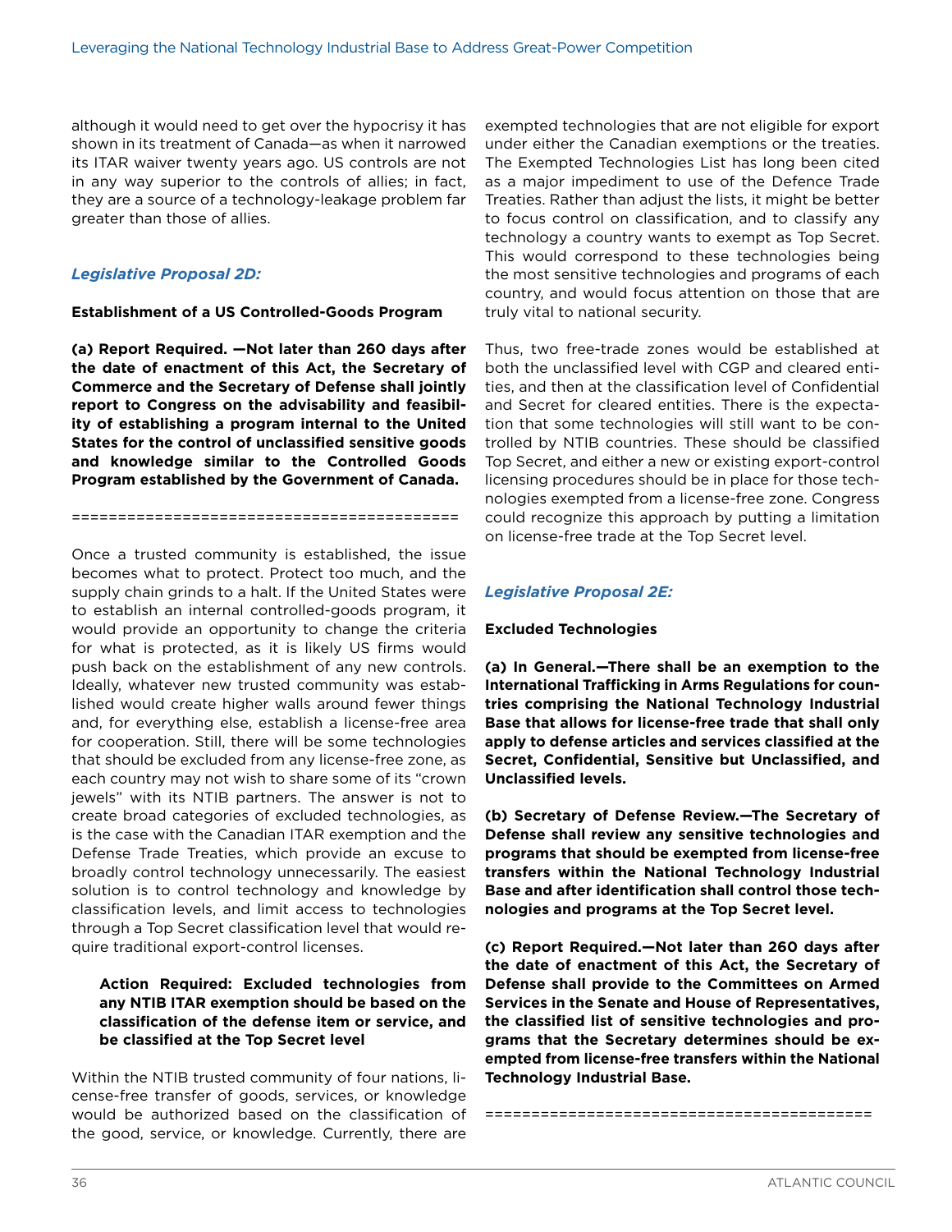although it would need to get over the hypocrisy it has shown in its treatment of Canada—as when it narrowed its ITAR waiver twenty years ago. US controls are not in any way superior to the controls of allies; in fact, they are a source of a technology-leakage problem far greater than those of allies.

### *Legislative Proposal 2D:*

**Establishment of a US Controlled-Goods Program**

**(a) Report Required. —Not later than 260 days after the date of enactment of this Act, the Secretary of Commerce and the Secretary of Defense shall jointly report to Congress on the advisability and feasibility of establishing a program internal to the United States for the control of unclassified sensitive goods and knowledge similar to the Controlled Goods Program established by the Government of Canada.**

==========================================

Once a trusted community is established, the issue becomes what to protect. Protect too much, and the supply chain grinds to a halt. If the United States were to establish an internal controlled-goods program, it would provide an opportunity to change the criteria for what is protected, as it is likely US firms would push back on the establishment of any new controls. Ideally, whatever new trusted community was established would create higher walls around fewer things and, for everything else, establish a license-free area for cooperation. Still, there will be some technologies that should be excluded from any license-free zone, as each country may not wish to share some of its "crown jewels" with its NTIB partners. The answer is not to create broad categories of excluded technologies, as is the case with the Canadian ITAR exemption and the Defense Trade Treaties, which provide an excuse to broadly control technology unnecessarily. The easiest solution is to control technology and knowledge by classification levels, and limit access to technologies through a Top Secret classification level that would require traditional export-control licenses.

> **Action Required: Excluded technologies from any NTIB ITAR exemption should be based on the classification of the defense item or service, and be classified at the Top Secret level**

Within the NTIB trusted community of four nations, license-free transfer of goods, services, or knowledge would be authorized based on the classification of the good, service, or knowledge. Currently, there are exempted technologies that are not eligible for export under either the Canadian exemptions or the treaties. The Exempted Technologies List has long been cited as a major impediment to use of the Defence Trade Treaties. Rather than adjust the lists, it might be better to focus control on classification, and to classify any technology a country wants to exempt as Top Secret. This would correspond to these technologies being the most sensitive technologies and programs of each country, and would focus attention on those that are truly vital to national security.

Thus, two free-trade zones would be established at both the unclassified level with CGP and cleared entities, and then at the classification level of Confidential and Secret for cleared entities. There is the expectation that some technologies will still want to be controlled by NTIB countries. These should be classified Top Secret, and either a new or existing export-control licensing procedures should be in place for those technologies exempted from a license-free zone. Congress could recognize this approach by putting a limitation on license-free trade at the Top Secret level.

### *Legislative Proposal 2E:*

**Excluded Technologies**

**(a) In General.—There shall be an exemption to the International Trafficking in Arms Regulations for countries comprising the National Technology Industrial Base that allows for license-free trade that shall only apply to defense articles and services classified at the Secret, Confidential, Sensitive but Unclassified, and Unclassified levels.**

**(b) Secretary of Defense Review.—The Secretary of Defense shall review any sensitive technologies and programs that should be exempted from license-free transfers within the National Technology Industrial Base and after identification shall control those technologies and programs at the Top Secret level.**

**(c) Report Required.—Not later than 260 days after the date of enactment of this Act, the Secretary of Defense shall provide to the Committees on Armed Services in the Senate and House of Representatives, the classified list of sensitive technologies and programs that the Secretary determines should be exempted from license-free transfers within the National Technology Industrial Base.**

==========================================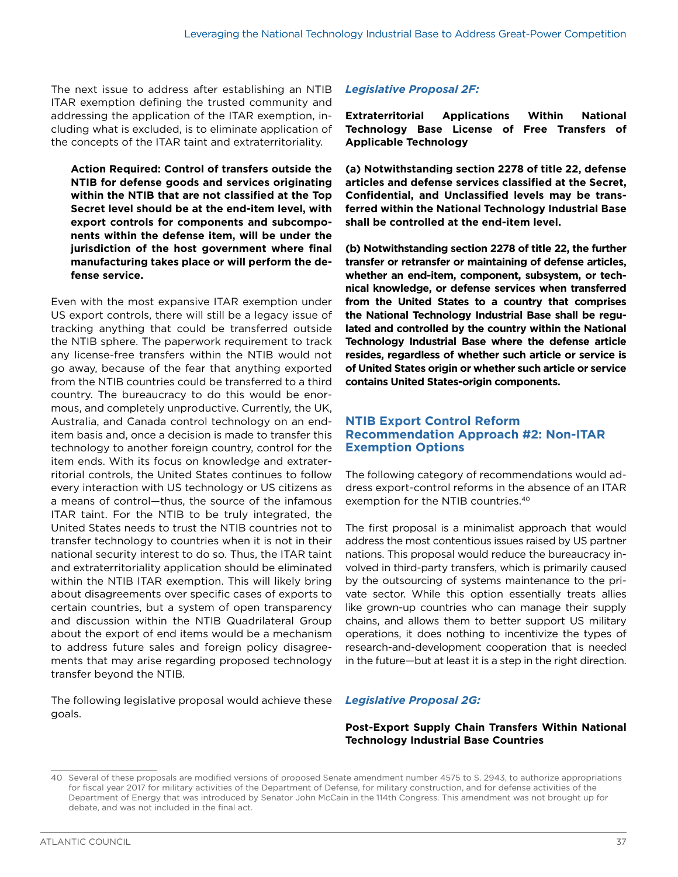The next issue to address after establishing an NTIB ITAR exemption defining the trusted community and addressing the application of the ITAR exemption, including what is excluded, is to eliminate application of the concepts of the ITAR taint and extraterritoriality.

> **Action Required: Control of transfers outside the NTIB for defense goods and services originating within the NTIB that are not classified at the Top Secret level should be at the end-item level, with export controls for components and subcomponents within the defense item, will be under the jurisdiction of the host government where final manufacturing takes place or will perform the defense service.**

Even with the most expansive ITAR exemption under US export controls, there will still be a legacy issue of tracking anything that could be transferred outside the NTIB sphere. The paperwork requirement to track any license-free transfers within the NTIB would not go away, because of the fear that anything exported from the NTIB countries could be transferred to a third country. The bureaucracy to do this would be enormous, and completely unproductive. Currently, the UK, Australia, and Canada control technology on an end-item basis and, once a decision is made to transfer this technology to another foreign country, control for the item ends. With its focus on knowledge and extraterritorial controls, the United States continues to follow every interaction with US technology or US citizens as a means of control—thus, the source of the infamous ITAR taint. For the NTIB to be truly integrated, the United States needs to trust the NTIB countries not to transfer technology to countries when it is not in their national security interest to do so. Thus, the ITAR taint and extraterritoriality application should be eliminated within the NTIB ITAR exemption. This will likely bring about disagreements over specific cases of exports to certain countries, but a system of open transparency and discussion within the NTIB Quadrilateral Group about the export of end items would be a mechanism to address future sales and foreign policy disagreements that may arise regarding proposed technology transfer beyond the NTIB.

The following legislative proposal would achieve these goals.

### *Legislative Proposal 2F:*

**Extraterritorial Applications Within National Technology Base License of Free Transfers of Applicable Technology**

**(a) Notwithstanding section 2278 of title 22, defense articles and defense services classified at the Secret, Confidential, and Unclassified levels may be transferred within the National Technology Industrial Base shall be controlled at the end-item level.**

**(b) Notwithstanding section 2278 of title 22, the further transfer or retransfer or maintaining of defense articles, whether an end-item, component, subsystem, or technical knowledge, or defense services when transferred from the United States to a country that comprises the National Technology Industrial Base shall be regulated and controlled by the country within the National Technology Industrial Base where the defense article resides, regardless of whether such article or service is of United States origin or whether such article or service contains United States-origin components.**

## NTIB Export Control Reform Recommendation Approach #2: Non-ITAR Exemption Options

The following category of recommendations would address export-control reforms in the absence of an ITAR exemption for the NTIB countries.[40]

The first proposal is a minimalist approach that would address the most contentious issues raised by US partner nations. This proposal would reduce the bureaucracy involved in third-party transfers, which is primarily caused by the outsourcing of systems maintenance to the private sector. While this option essentially treats allies like grown-up countries who can manage their supply chains, and allows them to better support US military operations, it does nothing to incentivize the types of research-and-development cooperation that is needed in the future—but at least it is a step in the right direction.

### *Legislative Proposal 2G:*

**Post-Export Supply Chain Transfers Within National Technology Industrial Base Countries**

---

40 Several of these proposals are modified versions of proposed Senate amendment number 4575 to S. 2943, to authorize appropriations for fiscal year 2017 for military activities of the Department of Defense, for military construction, and for defense activities of the Department of Energy that was introduced by Senator John McCain in the 114th Congress. This amendment was not brought up for debate, and was not included in the final act.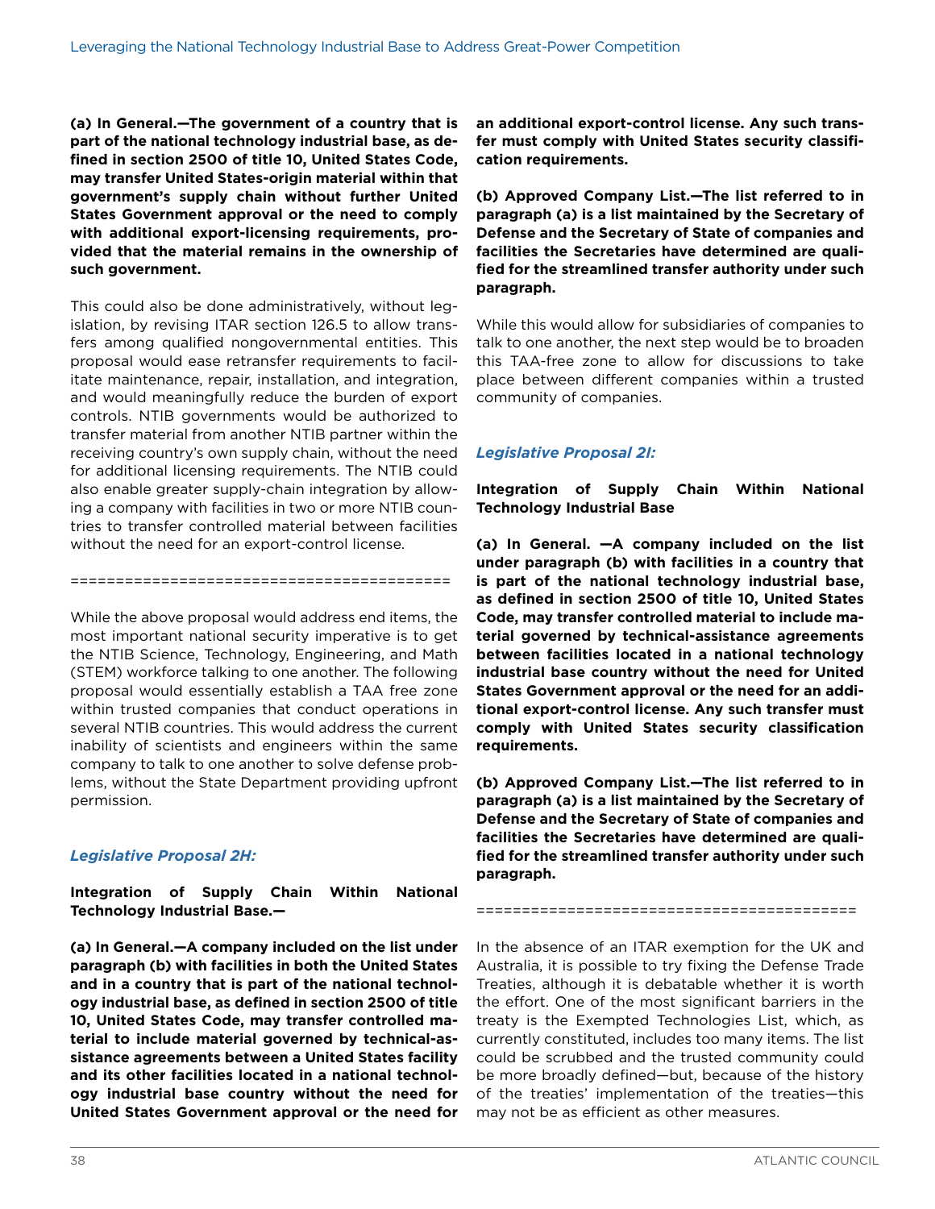**(a) In General.—The government of a country that is part of the national technology industrial base, as defined in section 2500 of title 10, United States Code, may transfer United States-origin material within that government's supply chain without further United States Government approval or the need to comply with additional export-licensing requirements, provided that the material remains in the ownership of such government.**

This could also be done administratively, without legislation, by revising ITAR section 126.5 to allow transfers among qualified nongovernmental entities. This proposal would ease retransfer requirements to facilitate maintenance, repair, installation, and integration, and would meaningfully reduce the burden of export controls. NTIB governments would be authorized to transfer material from another NTIB partner within the receiving country's own supply chain, without the need for additional licensing requirements. The NTIB could also enable greater supply-chain integration by allowing a company with facilities in two or more NTIB countries to transfer controlled material between facilities without the need for an export-control license.

==========================================

While the above proposal would address end items, the most important national security imperative is to get the NTIB Science, Technology, Engineering, and Math (STEM) workforce talking to one another. The following proposal would essentially establish a TAA free zone within trusted companies that conduct operations in several NTIB countries. This would address the current inability of scientists and engineers within the same company to talk to one another to solve defense problems, without the State Department providing upfront permission.

### *Legislative Proposal 2H:*

**Integration of Supply Chain Within National Technology Industrial Base.—**

**(a) In General.—A company included on the list under paragraph (b) with facilities in both the United States and in a country that is part of the national technology industrial base, as defined in section 2500 of title 10, United States Code, may transfer controlled material to include material governed by technical-assistance agreements between a United States facility and its other facilities located in a national technology industrial base country without the need for United States Government approval or the need for an additional export-control license. Any such transfer must comply with United States security classification requirements.**

**(b) Approved Company List.—The list referred to in paragraph (a) is a list maintained by the Secretary of Defense and the Secretary of State of companies and facilities the Secretaries have determined are qualified for the streamlined transfer authority under such paragraph.**

While this would allow for subsidiaries of companies to talk to one another, the next step would be to broaden this TAA-free zone to allow for discussions to take place between different companies within a trusted community of companies.

### *Legislative Proposal 2I:*

**Integration of Supply Chain Within National Technology Industrial Base**

**(a) In General. —A company included on the list under paragraph (b) with facilities in a country that is part of the national technology industrial base, as defined in section 2500 of title 10, United States Code, may transfer controlled material to include material governed by technical-assistance agreements between facilities located in a national technology industrial base country without the need for United States Government approval or the need for an additional export-control license. Any such transfer must comply with United States security classification requirements.**

**(b) Approved Company List.—The list referred to in paragraph (a) is a list maintained by the Secretary of Defense and the Secretary of State of companies and facilities the Secretaries have determined are qualified for the streamlined transfer authority under such paragraph.**

==========================================

In the absence of an ITAR exemption for the UK and Australia, it is possible to try fixing the Defense Trade Treaties, although it is debatable whether it is worth the effort. One of the most significant barriers in the treaty is the Exempted Technologies List, which, as currently constituted, includes too many items. The list could be scrubbed and the trusted community could be more broadly defined—but, because of the history of the treaties' implementation of the treaties—this may not be as efficient as other measures.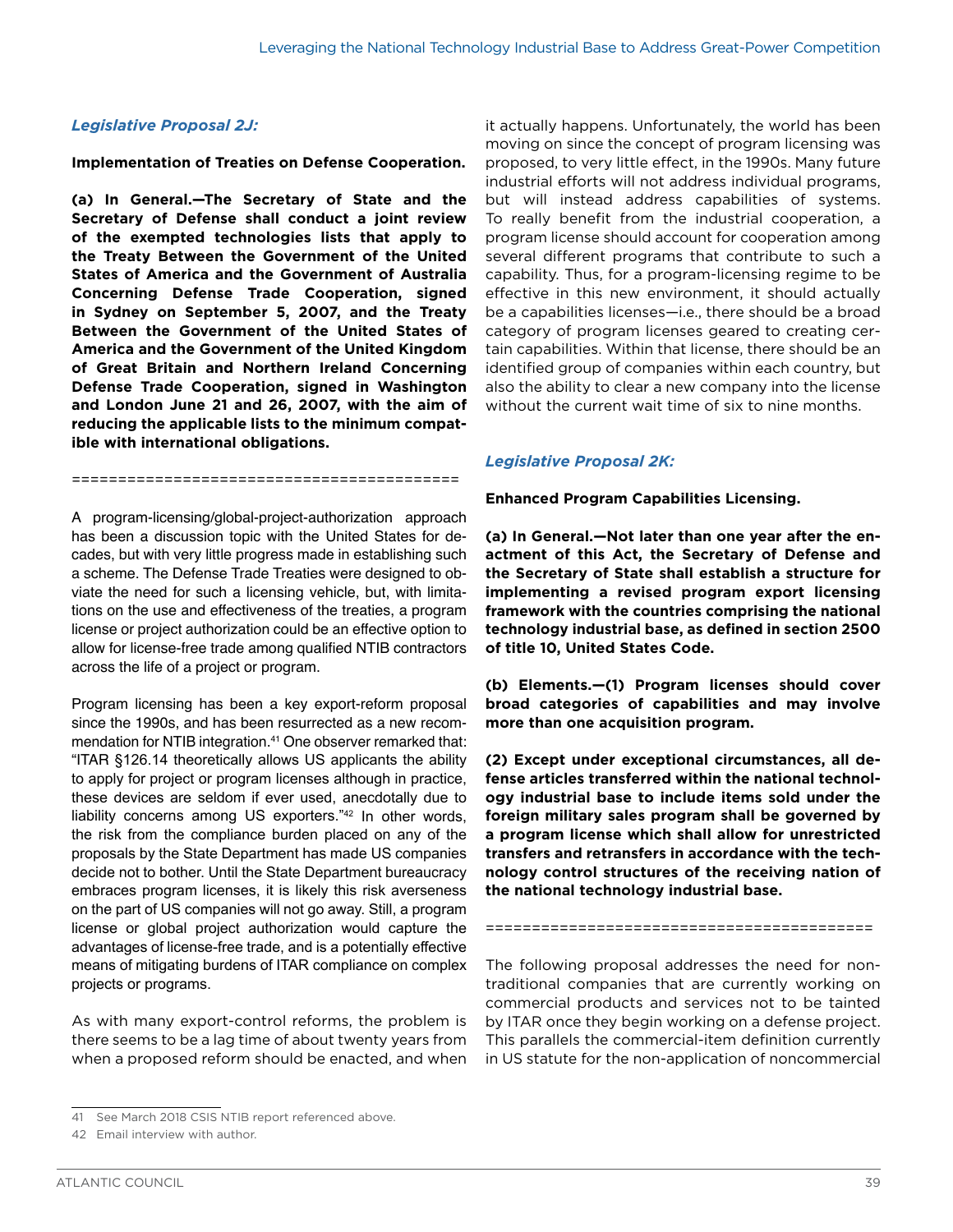### *Legislative Proposal 2J:*

**Implementation of Treaties on Defense Cooperation.**

**(a) In General.—The Secretary of State and the Secretary of Defense shall conduct a joint review of the exempted technologies lists that apply to the Treaty Between the Government of the United States of America and the Government of Australia Concerning Defense Trade Cooperation, signed in Sydney on September 5, 2007, and the Treaty Between the Government of the United States of America and the Government of the United Kingdom of Great Britain and Northern Ireland Concerning Defense Trade Cooperation, signed in Washington and London June 21 and 26, 2007, with the aim of reducing the applicable lists to the minimum compatible with international obligations.**

==========================================

A program-licensing/global-project-authorization approach has been a discussion topic with the United States for decades, but with very little progress made in establishing such a scheme. The Defense Trade Treaties were designed to obviate the need for such a licensing vehicle, but, with limitations on the use and effectiveness of the treaties, a program license or project authorization could be an effective option to allow for license-free trade among qualified NTIB contractors across the life of a project or program.

Program licensing has been a key export-reform proposal since the 1990s, and has been resurrected as a new recommendation for NTIB integration.[41] One observer remarked that: "ITAR §126.14 theoretically allows US applicants the ability to apply for project or program licenses although in practice, these devices are seldom if ever used, anecdotally due to liability concerns among US exporters."[42] In other words, the risk from the compliance burden placed on any of the proposals by the State Department has made US companies decide not to bother. Until the State Department bureaucracy embraces program licenses, it is likely this risk averseness on the part of US companies will not go away. Still, a program license or global project authorization would capture the advantages of license-free trade, and is a potentially effective means of mitigating burdens of ITAR compliance on complex projects or programs.

As with many export-control reforms, the problem is there seems to be a lag time of about twenty years from when a proposed reform should be enacted, and when it actually happens. Unfortunately, the world has been moving on since the concept of program licensing was proposed, to very little effect, in the 1990s. Many future industrial efforts will not address individual programs, but will instead address capabilities of systems. To really benefit from the industrial cooperation, a program license should account for cooperation among several different programs that contribute to such a capability. Thus, for a program-licensing regime to be effective in this new environment, it should actually be a capabilities licenses—i.e., there should be a broad category of program licenses geared to creating certain capabilities. Within that license, there should be an identified group of companies within each country, but also the ability to clear a new company into the license without the current wait time of six to nine months.

### *Legislative Proposal 2K:*

**Enhanced Program Capabilities Licensing.**

**(a) In General.—Not later than one year after the enactment of this Act, the Secretary of Defense and the Secretary of State shall establish a structure for implementing a revised program export licensing framework with the countries comprising the national technology industrial base, as defined in section 2500 of title 10, United States Code.**

**(b) Elements.—(1) Program licenses should cover broad categories of capabilities and may involve more than one acquisition program.**

**(2) Except under exceptional circumstances, all defense articles transferred within the national technology industrial base to include items sold under the foreign military sales program shall be governed by a program license which shall allow for unrestricted transfers and retransfers in accordance with the technology control structures of the receiving nation of the national technology industrial base.**

==========================================

The following proposal addresses the need for nontraditional companies that are currently working on commercial products and services not to be tainted by ITAR once they begin working on a defense project. This parallels the commercial-item definition currently in US statute for the non-application of noncommercial

---

41 See March 2018 CSIS NTIB report referenced above.

42 Email interview with author.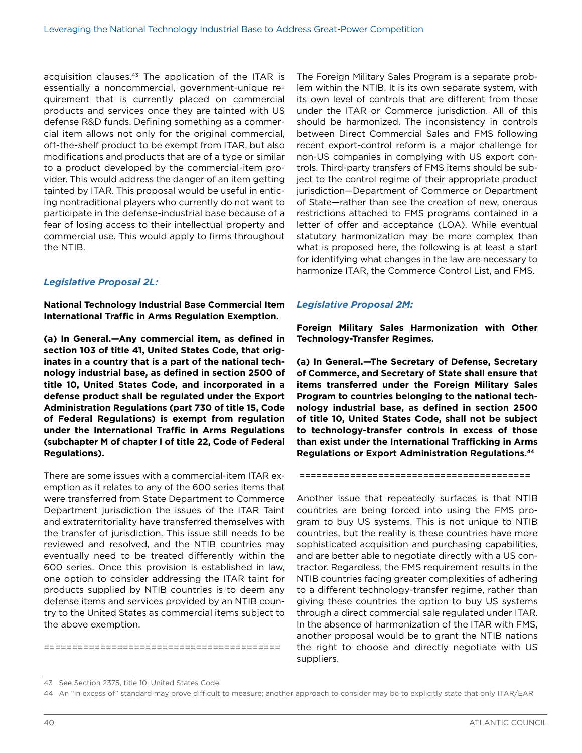acquisition clauses.[43] The application of the ITAR is essentially a noncommercial, government-unique requirement that is currently placed on commercial products and services once they are tainted with US defense R&D funds. Defining something as a commercial item allows not only for the original commercial, off-the-shelf product to be exempt from ITAR, but also modifications and products that are of a type or similar to a product developed by the commercial-item provider. This would address the danger of an item getting tainted by ITAR. This proposal would be useful in enticing nontraditional players who currently do not want to participate in the defense-industrial base because of a fear of losing access to their intellectual property and commercial use. This would apply to firms throughout the NTIB.

### *Legislative Proposal 2L:*

**National Technology Industrial Base Commercial Item International Traffic in Arms Regulation Exemption.**

**(a) In General.—Any commercial item, as defined in section 103 of title 41, United States Code, that originates in a country that is a part of the national technology industrial base, as defined in section 2500 of title 10, United States Code, and incorporated in a defense product shall be regulated under the Export Administration Regulations (part 730 of title 15, Code of Federal Regulations) is exempt from regulation under the International Traffic in Arms Regulations (subchapter M of chapter I of title 22, Code of Federal Regulations).**

There are some issues with a commercial-item ITAR exemption as it relates to any of the 600 series items that were transferred from State Department to Commerce Department jurisdiction the issues of the ITAR Taint and extraterritoriality have transferred themselves with the transfer of jurisdiction. This issue still needs to be reviewed and resolved, and the NTIB countries may eventually need to be treated differently within the 600 series. Once this provision is established in law, one option to consider addressing the ITAR taint for products supplied by NTIB countries is to deem any defense items and services provided by an NTIB country to the United States as commercial items subject to the above exemption.

==========================================

The Foreign Military Sales Program is a separate problem within the NTIB. It is its own separate system, with its own level of controls that are different from those under the ITAR or Commerce jurisdiction. All of this should be harmonized. The inconsistency in controls between Direct Commercial Sales and FMS following recent export-control reform is a major challenge for non-US companies in complying with US export controls. Third-party transfers of FMS items should be subject to the control regime of their appropriate product jurisdiction—Department of Commerce or Department of State—rather than see the creation of new, onerous restrictions attached to FMS programs contained in a letter of offer and acceptance (LOA). While eventual statutory harmonization may be more complex than what is proposed here, the following is at least a start for identifying what changes in the law are necessary to harmonize ITAR, the Commerce Control List, and FMS.

### *Legislative Proposal 2M:*

**Foreign Military Sales Harmonization with Other Technology-Transfer Regimes.**

**(a) In General.—The Secretary of Defense, Secretary of Commerce, and Secretary of State shall ensure that items transferred under the Foreign Military Sales Program to countries belonging to the national technology industrial base, as defined in section 2500 of title 10, United States Code, shall not be subject to technology-transfer controls in excess of those than exist under the International Trafficking in Arms Regulations or Export Administration Regulations.[44]**

==========================================

Another issue that repeatedly surfaces is that NTIB countries are being forced into using the FMS program to buy US systems. This is not unique to NTIB countries, but the reality is these countries have more sophisticated acquisition and purchasing capabilities, and are better able to negotiate directly with a US contractor. Regardless, the FMS requirement results in the NTIB countries facing greater complexities of adhering to a different technology-transfer regime, rather than giving these countries the option to buy US systems through a direct commercial sale regulated under ITAR. In the absence of harmonization of the ITAR with FMS, another proposal would be to grant the NTIB nations the right to choose and directly negotiate with US suppliers.

---

43 See Section 2375, title 10, United States Code.

44 An "in excess of" standard may prove difficult to measure; another approach to consider may be to explicitly state that only ITAR/EAR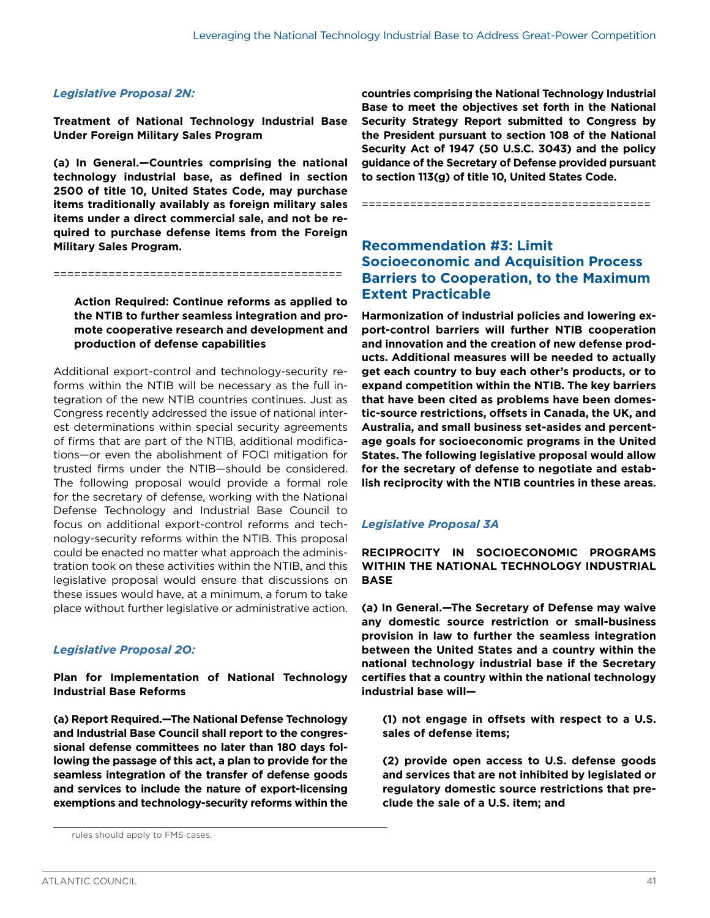### *Legislative Proposal 2N:*

**Treatment of National Technology Industrial Base Under Foreign Military Sales Program**

**(a) In General.—Countries comprising the national technology industrial base, as defined in section 2500 of title 10, United States Code, may purchase items traditionally availably as foreign military sales items under a direct commercial sale, and not be required to purchase defense items from the Foreign Military Sales Program.**

==========================================

> **Action Required: Continue reforms as applied to the NTIB to further seamless integration and promote cooperative research and development and production of defense capabilities**

Additional export-control and technology-security reforms within the NTIB will be necessary as the full integration of the new NTIB countries continues. Just as Congress recently addressed the issue of national interest determinations within special security agreements of firms that are part of the NTIB, additional modifications—or even the abolishment of FOCI mitigation for trusted firms under the NTIB—should be considered. The following proposal would provide a formal role for the secretary of defense, working with the National Defense Technology and Industrial Base Council to focus on additional export-control reforms and technology-security reforms within the NTIB. This proposal could be enacted no matter what approach the administration took on these activities within the NTIB, and this legislative proposal would ensure that discussions on these issues would have, at a minimum, a forum to take place without further legislative or administrative action.

### *Legislative Proposal 2O:*

**Plan for Implementation of National Technology Industrial Base Reforms**

**(a) Report Required.—The National Defense Technology and Industrial Base Council shall report to the congressional defense committees no later than 180 days following the passage of this act, a plan to provide for the seamless integration of the transfer of defense goods and services to include the nature of export-licensing exemptions and technology-security reforms within the countries comprising the National Technology Industrial Base to meet the objectives set forth in the National Security Strategy Report submitted to Congress by the President pursuant to section 108 of the National Security Act of 1947 (50 U.S.C. 3043) and the policy guidance of the Secretary of Defense provided pursuant to section 113(g) of title 10, United States Code.**

==========================================

## Recommendation #3: Limit Socioeconomic and Acquisition Process Barriers to Cooperation, to the Maximum Extent Practicable

**Harmonization of industrial policies and lowering export-control barriers will further NTIB cooperation and innovation and the creation of new defense products. Additional measures will be needed to actually get each country to buy each other's products, or to expand competition within the NTIB. The key barriers that have been cited as problems have been domestic-source restrictions, offsets in Canada, the UK, and Australia, and small business set-asides and percentage goals for socioeconomic programs in the United States. The following legislative proposal would allow for the secretary of defense to negotiate and establish reciprocity with the NTIB countries in these areas.**

### *Legislative Proposal 3A*

**RECIPROCITY IN SOCIOECONOMIC PROGRAMS WITHIN THE NATIONAL TECHNOLOGY INDUSTRIAL BASE**

**(a) In General.—The Secretary of Defense may waive any domestic source restriction or small-business provision in law to further the seamless integration between the United States and a country within the national technology industrial base if the Secretary certifies that a country within the national technology industrial base will—**

> **(1) not engage in offsets with respect to a U.S. sales of defense items;**
>
> **(2) provide open access to U.S. defense goods and services that are not inhibited by legislated or regulatory domestic source restrictions that preclude the sale of a U.S. item; and**

rules should apply to FMS cases.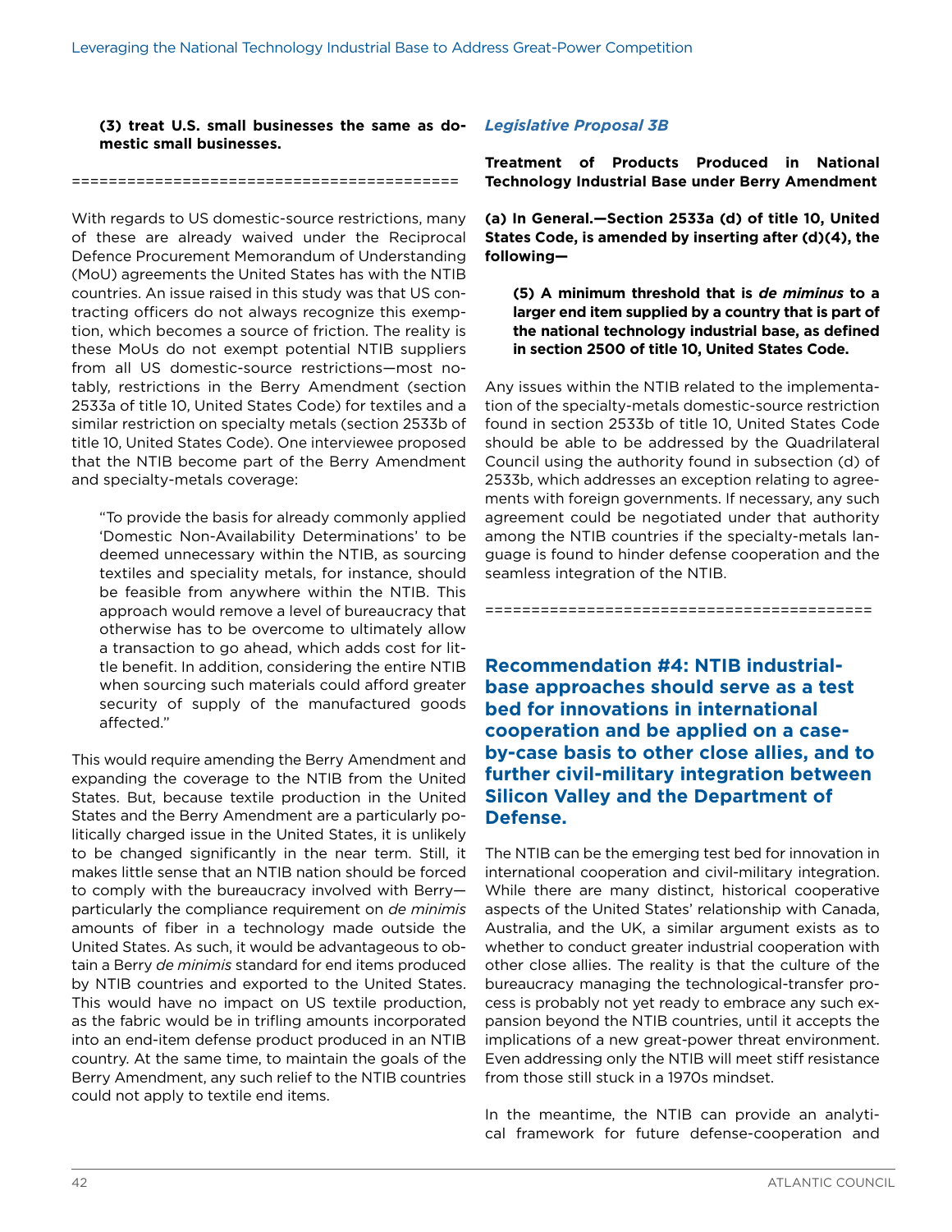**(3) treat U.S. small businesses the same as domestic small businesses.**

==========================================

With regards to US domestic-source restrictions, many of these are already waived under the Reciprocal Defence Procurement Memorandum of Understanding (MoU) agreements the United States has with the NTIB countries. An issue raised in this study was that US contracting officers do not always recognize this exemption, which becomes a source of friction. The reality is these MoUs do not exempt potential NTIB suppliers from all US domestic-source restrictions—most notably, restrictions in the Berry Amendment (section 2533a of title 10, United States Code) for textiles and a similar restriction on specialty metals (section 2533b of title 10, United States Code). One interviewee proposed that the NTIB become part of the Berry Amendment and specialty-metals coverage:

> "To provide the basis for already commonly applied 'Domestic Non-Availability Determinations' to be deemed unnecessary within the NTIB, as sourcing textiles and speciality metals, for instance, should be feasible from anywhere within the NTIB. This approach would remove a level of bureaucracy that otherwise has to be overcome to ultimately allow a transaction to go ahead, which adds cost for little benefit. In addition, considering the entire NTIB when sourcing such materials could afford greater security of supply of the manufactured goods affected."

This would require amending the Berry Amendment and expanding the coverage to the NTIB from the United States. But, because textile production in the United States and the Berry Amendment are a particularly politically charged issue in the United States, it is unlikely to be changed significantly in the near term. Still, it makes little sense that an NTIB nation should be forced to comply with the bureaucracy involved with Berry—particularly the compliance requirement on *de minimis* amounts of fiber in a technology made outside the United States. As such, it would be advantageous to obtain a Berry *de minimis* standard for end items produced by NTIB countries and exported to the United States. This would have no impact on US textile production, as the fabric would be in trifling amounts incorporated into an end-item defense product produced in an NTIB country. At the same time, to maintain the goals of the Berry Amendment, any such relief to the NTIB countries could not apply to textile end items.

### *Legislative Proposal 3B*

**Treatment of Products Produced in National Technology Industrial Base under Berry Amendment**

**(a) In General.—Section 2533a (d) of title 10, United States Code, is amended by inserting after (d)(4), the following—**

> **(5) A minimum threshold that is *de miminus* to a larger end item supplied by a country that is part of the national technology industrial base, as defined in section 2500 of title 10, United States Code.**

Any issues within the NTIB related to the implementation of the specialty-metals domestic-source restriction found in section 2533b of title 10, United States Code should be able to be addressed by the Quadrilateral Council using the authority found in subsection (d) of 2533b, which addresses an exception relating to agreements with foreign governments. If necessary, any such agreement could be negotiated under that authority among the NTIB countries if the specialty-metals language is found to hinder defense cooperation and the seamless integration of the NTIB.

==========================================

## Recommendation #4: NTIB industrial-base approaches should serve as a test bed for innovations in international cooperation and be applied on a case-by-case basis to other close allies, and to further civil-military integration between Silicon Valley and the Department of Defense.

The NTIB can be the emerging test bed for innovation in international cooperation and civil-military integration. While there are many distinct, historical cooperative aspects of the United States' relationship with Canada, Australia, and the UK, a similar argument exists as to whether to conduct greater industrial cooperation with other close allies. The reality is that the culture of the bureaucracy managing the technological-transfer process is probably not yet ready to embrace any such expansion beyond the NTIB countries, until it accepts the implications of a new great-power threat environment. Even addressing only the NTIB will meet stiff resistance from those still stuck in a 1970s mindset.

In the meantime, the NTIB can provide an analytical framework for future defense-cooperation and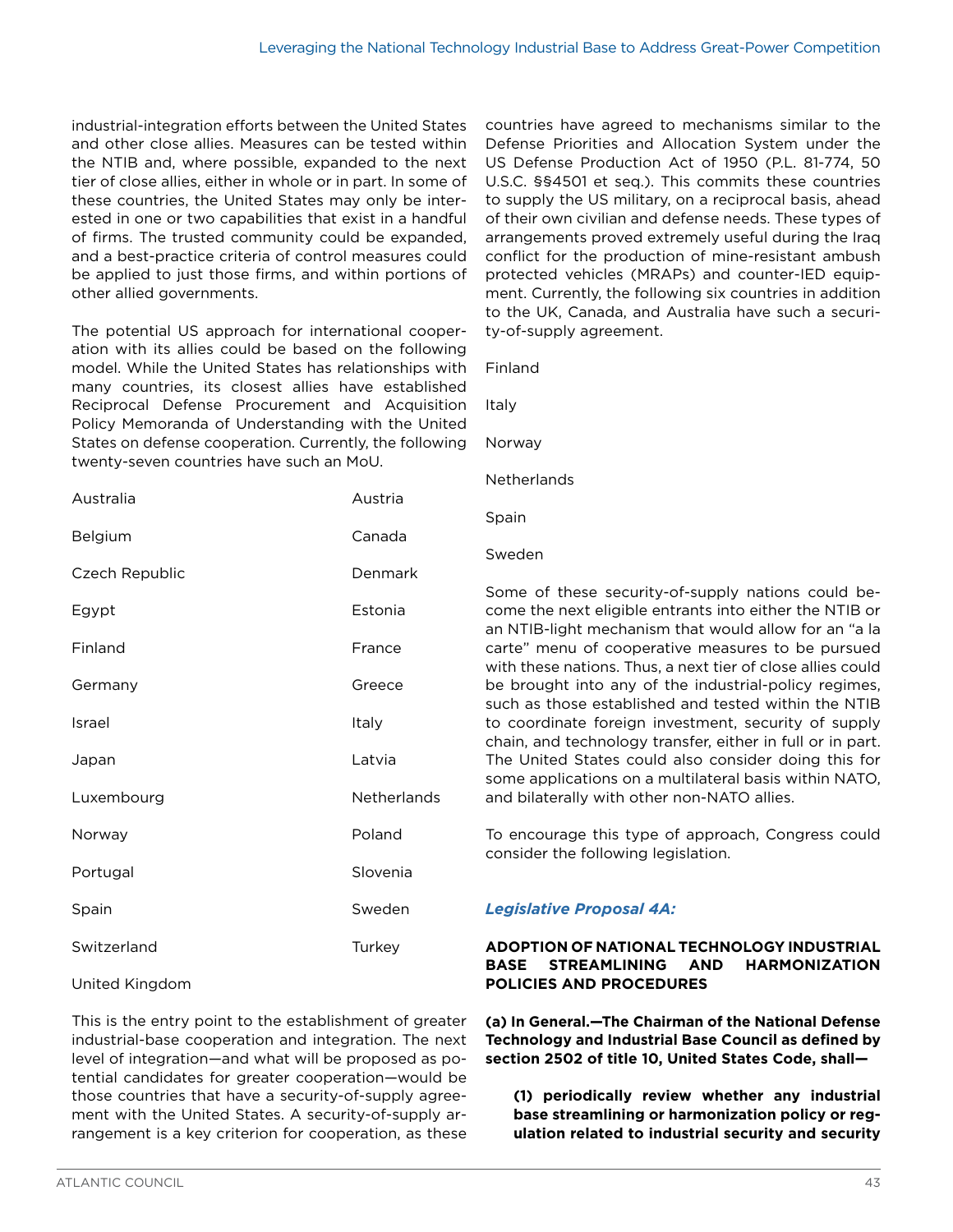industrial-integration efforts between the United States and other close allies. Measures can be tested within the NTIB and, where possible, expanded to the next tier of close allies, either in whole or in part. In some of these countries, the United States may only be interested in one or two capabilities that exist in a handful of firms. The trusted community could be expanded, and a best-practice criteria of control measures could be applied to just those firms, and within portions of other allied governments.

The potential US approach for international cooperation with its allies could be based on the following model. While the United States has relationships with many countries, its closest allies have established Reciprocal Defense Procurement and Acquisition Policy Memoranda of Understanding with the United States on defense cooperation. Currently, the following twenty-seven countries have such an MoU.

| | |
|---|---|
| Australia | Austria |
| Belgium | Canada |
| Czech Republic | Denmark |
| Egypt | Estonia |
| Finland | France |
| Germany | Greece |
| Israel | Italy |
| Japan | Latvia |
| Luxembourg | Netherlands |
| Norway | Poland |
| Portugal | Slovenia |
| Spain | Sweden |
| Switzerland | Turkey |
| United Kingdom | |

This is the entry point to the establishment of greater industrial-base cooperation and integration. The next level of integration—and what will be proposed as potential candidates for greater cooperation—would be those countries that have a security-of-supply agreement with the United States. A security-of-supply arrangement is a key criterion for cooperation, as these countries have agreed to mechanisms similar to the Defense Priorities and Allocation System under the US Defense Production Act of 1950 (P.L. 81-774, 50 U.S.C. §§4501 et seq.). This commits these countries to supply the US military, on a reciprocal basis, ahead of their own civilian and defense needs. These types of arrangements proved extremely useful during the Iraq conflict for the production of mine-resistant ambush protected vehicles (MRAPs) and counter-IED equipment. Currently, the following six countries in addition to the UK, Canada, and Australia have such a security-of-supply agreement.

Finland

Italy

Norway

Netherlands

Spain

Sweden

Some of these security-of-supply nations could become the next eligible entrants into either the NTIB or an NTIB-light mechanism that would allow for an "a la carte" menu of cooperative measures to be pursued with these nations. Thus, a next tier of close allies could be brought into any of the industrial-policy regimes, such as those established and tested within the NTIB to coordinate foreign investment, security of supply chain, and technology transfer, either in full or in part. The United States could also consider doing this for some applications on a multilateral basis within NATO, and bilaterally with other non-NATO allies.

To encourage this type of approach, Congress could consider the following legislation.

### *Legislative Proposal 4A:*

**ADOPTION OF NATIONAL TECHNOLOGY INDUSTRIAL BASE STREAMLINING AND HARMONIZATION POLICIES AND PROCEDURES**

**(a) In General.—The Chairman of the National Defense Technology and Industrial Base Council as defined by section 2502 of title 10, United States Code, shall—**

> **(1) periodically review whether any industrial base streamlining or harmonization policy or regulation related to industrial security and security**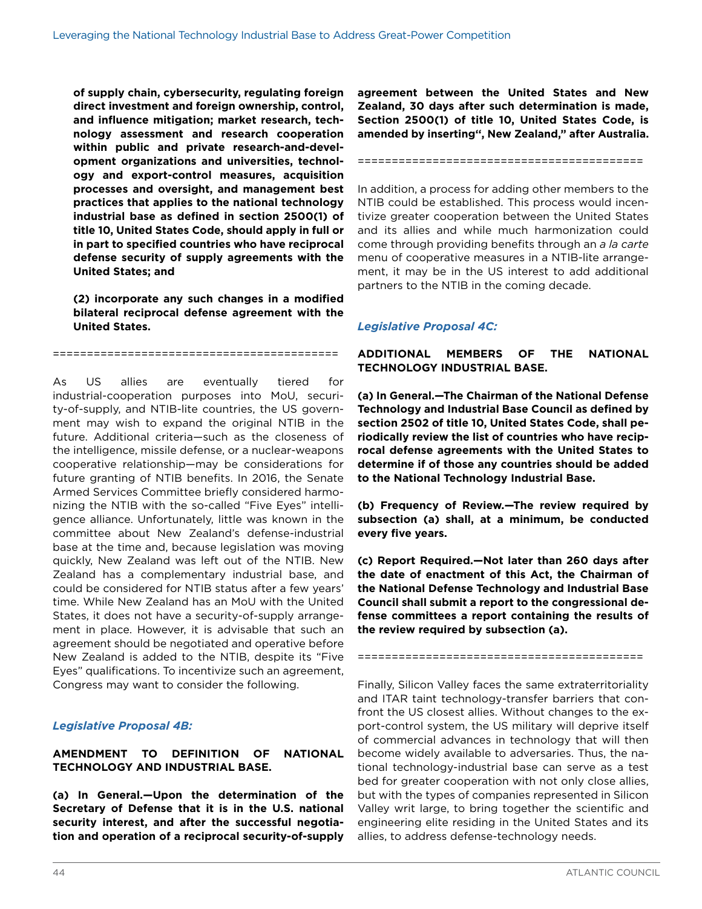**of supply chain, cybersecurity, regulating foreign direct investment and foreign ownership, control, and influence mitigation; market research, technology assessment and research cooperation within public and private research-and-development organizations and universities, technology and export-control measures, acquisition processes and oversight, and management best practices that applies to the national technology industrial base as defined in section 2500(1) of title 10, United States Code, should apply in full or in part to specified countries who have reciprocal defense security of supply agreements with the United States; and**

**(2) incorporate any such changes in a modified bilateral reciprocal defense agreement with the United States.**

==========================================

As US allies are eventually tiered for industrial-cooperation purposes into MoU, security-of-supply, and NTIB-lite countries, the US government may wish to expand the original NTIB in the future. Additional criteria—such as the closeness of the intelligence, missile defense, or a nuclear-weapons cooperative relationship—may be considerations for future granting of NTIB benefits. In 2016, the Senate Armed Services Committee briefly considered harmonizing the NTIB with the so-called "Five Eyes" intelligence alliance. Unfortunately, little was known in the committee about New Zealand's defense-industrial base at the time and, because legislation was moving quickly, New Zealand was left out of the NTIB. New Zealand has a complementary industrial base, and could be considered for NTIB status after a few years' time. While New Zealand has an MoU with the United States, it does not have a security-of-supply arrangement in place. However, it is advisable that such an agreement should be negotiated and operative before New Zealand is added to the NTIB, despite its "Five Eyes" qualifications. To incentivize such an agreement, Congress may want to consider the following.

### *Legislative Proposal 4B:*

**AMENDMENT TO DEFINITION OF NATIONAL TECHNOLOGY AND INDUSTRIAL BASE.**

**(a) In General.—Upon the determination of the Secretary of Defense that it is in the U.S. national security interest, and after the successful negotiation and operation of a reciprocal security-of-supply agreement between the United States and New Zealand, 30 days after such determination is made, Section 2500(1) of title 10, United States Code, is amended by inserting", New Zealand," after Australia.**

==========================================

In addition, a process for adding other members to the NTIB could be established. This process would incentivize greater cooperation between the United States and its allies and while much harmonization could come through providing benefits through an *a la carte* menu of cooperative measures in a NTIB-lite arrangement, it may be in the US interest to add additional partners to the NTIB in the coming decade.

### *Legislative Proposal 4C:*

**ADDITIONAL MEMBERS OF THE NATIONAL TECHNOLOGY INDUSTRIAL BASE.**

**(a) In General.—The Chairman of the National Defense Technology and Industrial Base Council as defined by section 2502 of title 10, United States Code, shall periodically review the list of countries who have reciprocal defense agreements with the United States to determine if of those any countries should be added to the National Technology Industrial Base.**

**(b) Frequency of Review.—The review required by subsection (a) shall, at a minimum, be conducted every five years.**

**(c) Report Required.—Not later than 260 days after the date of enactment of this Act, the Chairman of the National Defense Technology and Industrial Base Council shall submit a report to the congressional defense committees a report containing the results of the review required by subsection (a).**

==========================================

Finally, Silicon Valley faces the same extraterritoriality and ITAR taint technology-transfer barriers that confront the US closest allies. Without changes to the export-control system, the US military will deprive itself of commercial advances in technology that will then become widely available to adversaries. Thus, the national technology-industrial base can serve as a test bed for greater cooperation with not only close allies, but with the types of companies represented in Silicon Valley writ large, to bring together the scientific and engineering elite residing in the United States and its allies, to address defense-technology needs.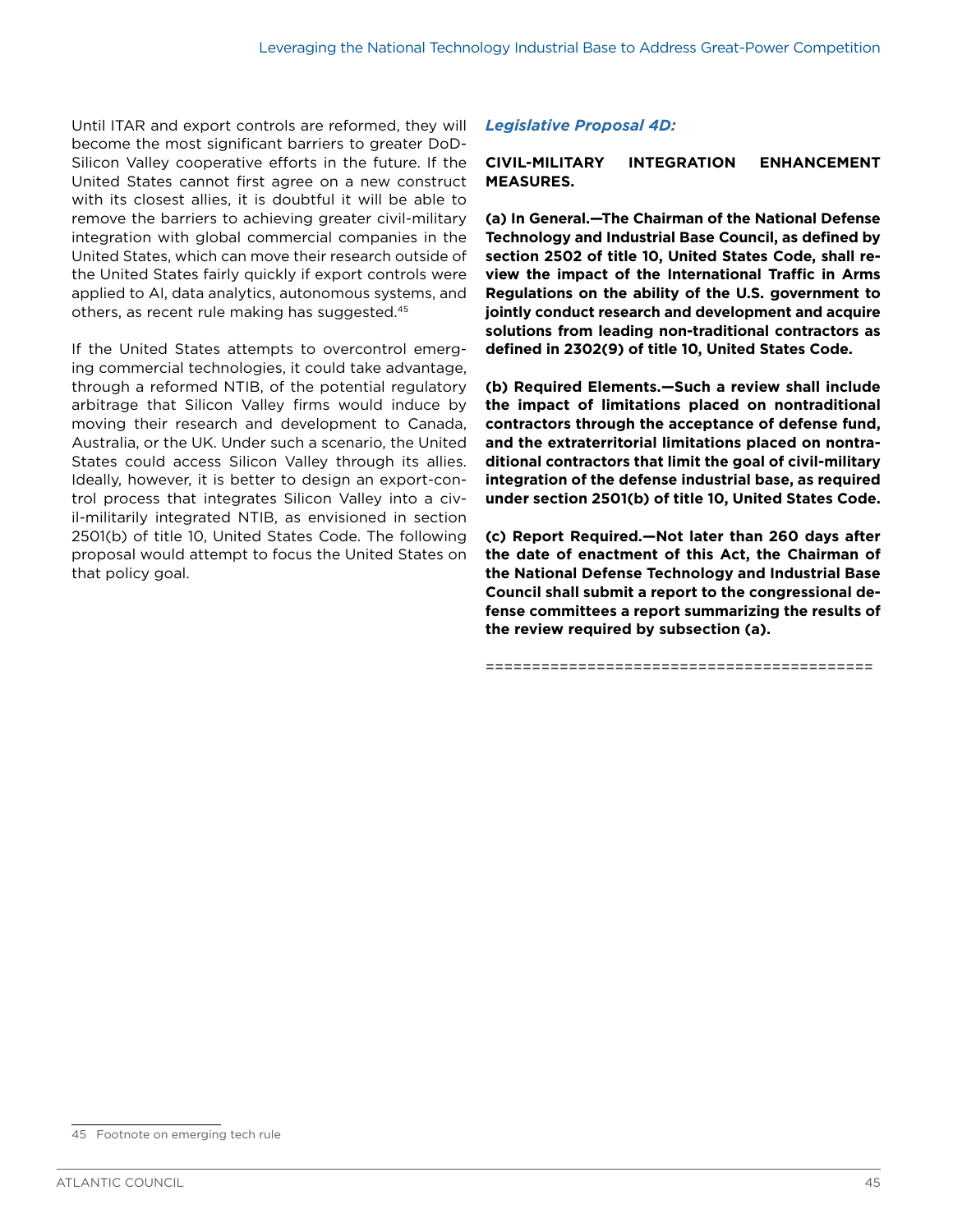Until ITAR and export controls are reformed, they will become the most significant barriers to greater DoD-Silicon Valley cooperative efforts in the future. If the United States cannot first agree on a new construct with its closest allies, it is doubtful it will be able to remove the barriers to achieving greater civil-military integration with global commercial companies in the United States, which can move their research outside of the United States fairly quickly if export controls were applied to AI, data analytics, autonomous systems, and others, as recent rule making has suggested.[45]

If the United States attempts to overcontrol emerging commercial technologies, it could take advantage, through a reformed NTIB, of the potential regulatory arbitrage that Silicon Valley firms would induce by moving their research and development to Canada, Australia, or the UK. Under such a scenario, the United States could access Silicon Valley through its allies. Ideally, however, it is better to design an export-control process that integrates Silicon Valley into a civil-militarily integrated NTIB, as envisioned in section 2501(b) of title 10, United States Code. The following proposal would attempt to focus the United States on that policy goal.

### *Legislative Proposal 4D:*

**CIVIL-MILITARY INTEGRATION ENHANCEMENT MEASURES.**

**(a) In General.—The Chairman of the National Defense Technology and Industrial Base Council, as defined by section 2502 of title 10, United States Code, shall review the impact of the International Traffic in Arms Regulations on the ability of the U.S. government to jointly conduct research and development and acquire solutions from leading non-traditional contractors as defined in 2302(9) of title 10, United States Code.**

**(b) Required Elements.—Such a review shall include the impact of limitations placed on nontraditional contractors through the acceptance of defense fund, and the extraterritorial limitations placed on nontraditional contractors that limit the goal of civil-military integration of the defense industrial base, as required under section 2501(b) of title 10, United States Code.**

**(c) Report Required.—Not later than 260 days after the date of enactment of this Act, the Chairman of the National Defense Technology and Industrial Base Council shall submit a report to the congressional defense committees a report summarizing the results of the review required by subsection (a).**

==========================================

45 Footnote on emerging tech rule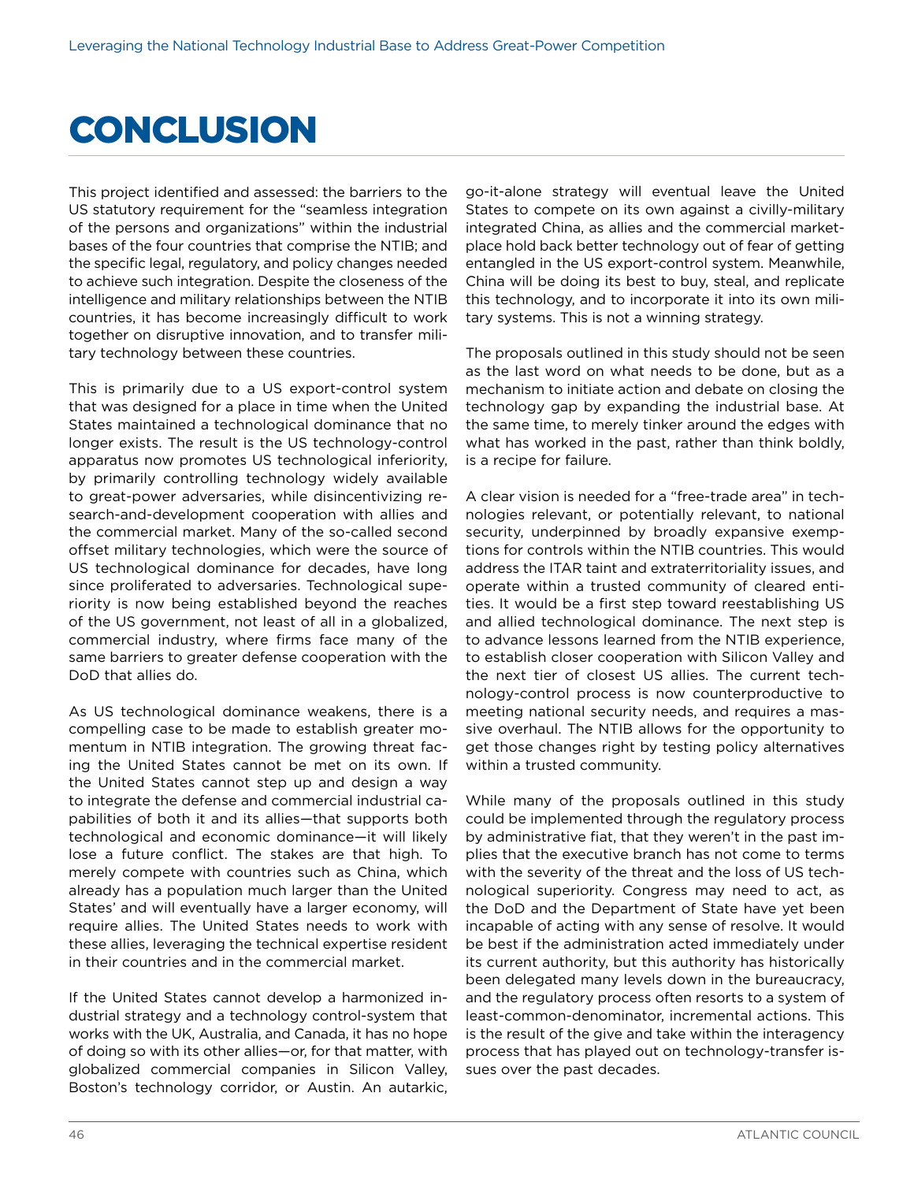# CONCLUSION

This project identified and assessed: the barriers to the US statutory requirement for the "seamless integration of the persons and organizations" within the industrial bases of the four countries that comprise the NTIB; and the specific legal, regulatory, and policy changes needed to achieve such integration. Despite the closeness of the intelligence and military relationships between the NTIB countries, it has become increasingly difficult to work together on disruptive innovation, and to transfer military technology between these countries.

This is primarily due to a US export-control system that was designed for a place in time when the United States maintained a technological dominance that no longer exists. The result is the US technology-control apparatus now promotes US technological inferiority, by primarily controlling technology widely available to great-power adversaries, while disincentivizing research-and-development cooperation with allies and the commercial market. Many of the so-called second offset military technologies, which were the source of US technological dominance for decades, have long since proliferated to adversaries. Technological superiority is now being established beyond the reaches of the US government, not least of all in a globalized, commercial industry, where firms face many of the same barriers to greater defense cooperation with the DoD that allies do.

As US technological dominance weakens, there is a compelling case to be made to establish greater momentum in NTIB integration. The growing threat facing the United States cannot be met on its own. If the United States cannot step up and design a way to integrate the defense and commercial industrial capabilities of both it and its allies—that supports both technological and economic dominance—it will likely lose a future conflict. The stakes are that high. To merely compete with countries such as China, which already has a population much larger than the United States' and will eventually have a larger economy, will require allies. The United States needs to work with these allies, leveraging the technical expertise resident in their countries and in the commercial market.

If the United States cannot develop a harmonized industrial strategy and a technology control-system that works with the UK, Australia, and Canada, it has no hope of doing so with its other allies—or, for that matter, with globalized commercial companies in Silicon Valley, Boston's technology corridor, or Austin. An autarkic, go-it-alone strategy will eventual leave the United States to compete on its own against a civilly-military integrated China, as allies and the commercial marketplace hold back better technology out of fear of getting entangled in the US export-control system. Meanwhile, China will be doing its best to buy, steal, and replicate this technology, and to incorporate it into its own military systems. This is not a winning strategy.

The proposals outlined in this study should not be seen as the last word on what needs to be done, but as a mechanism to initiate action and debate on closing the technology gap by expanding the industrial base. At the same time, to merely tinker around the edges with what has worked in the past, rather than think boldly, is a recipe for failure.

A clear vision is needed for a "free-trade area" in technologies relevant, or potentially relevant, to national security, underpinned by broadly expansive exemptions for controls within the NTIB countries. This would address the ITAR taint and extraterritoriality issues, and operate within a trusted community of cleared entities. It would be a first step toward reestablishing US and allied technological dominance. The next step is to advance lessons learned from the NTIB experience, to establish closer cooperation with Silicon Valley and the next tier of closest US allies. The current technology-control process is now counterproductive to meeting national security needs, and requires a massive overhaul. The NTIB allows for the opportunity to get those changes right by testing policy alternatives within a trusted community.

While many of the proposals outlined in this study could be implemented through the regulatory process by administrative fiat, that they weren't in the past implies that the executive branch has not come to terms with the severity of the threat and the loss of US technological superiority. Congress may need to act, as the DoD and the Department of State have yet been incapable of acting with any sense of resolve. It would be best if the administration acted immediately under its current authority, but this authority has historically been delegated many levels down in the bureaucracy, and the regulatory process often resorts to a system of least-common-denominator, incremental actions. This is the result of the give and take within the interagency process that has played out on technology-transfer issues over the past decades.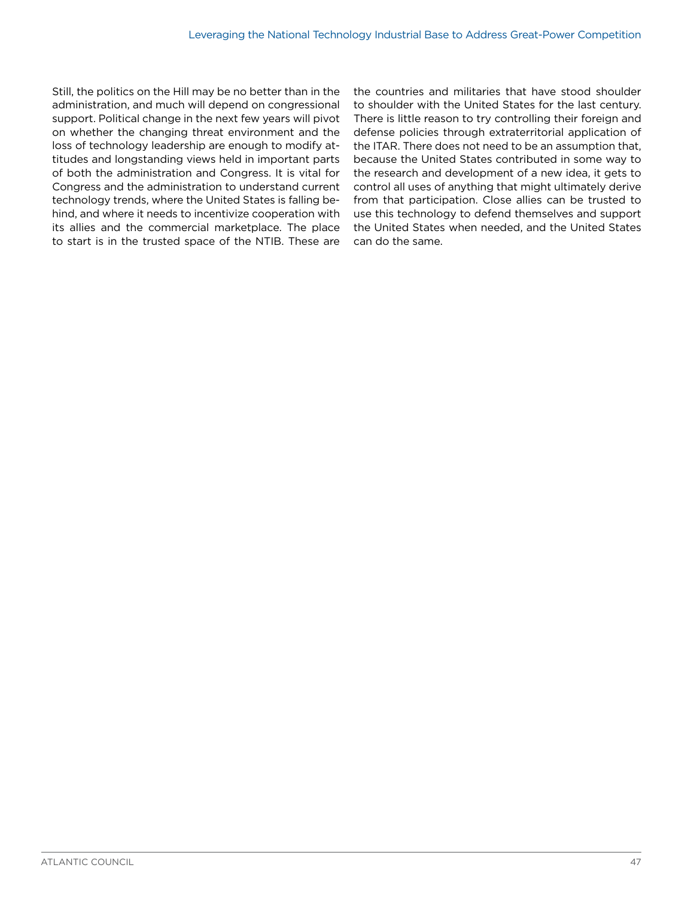Still, the politics on the Hill may be no better than in the administration, and much will depend on congressional support. Political change in the next few years will pivot on whether the changing threat environment and the loss of technology leadership are enough to modify attitudes and longstanding views held in important parts of both the administration and Congress. It is vital for Congress and the administration to understand current technology trends, where the United States is falling behind, and where it needs to incentivize cooperation with its allies and the commercial marketplace. The place to start is in the trusted space of the NTIB. These are the countries and militaries that have stood shoulder to shoulder with the United States for the last century. There is little reason to try controlling their foreign and defense policies through extraterritorial application of the ITAR. There does not need to be an assumption that, because the United States contributed in some way to the research and development of a new idea, it gets to control all uses of anything that might ultimately derive from that participation. Close allies can be trusted to use this technology to defend themselves and support the United States when needed, and the United States can do the same.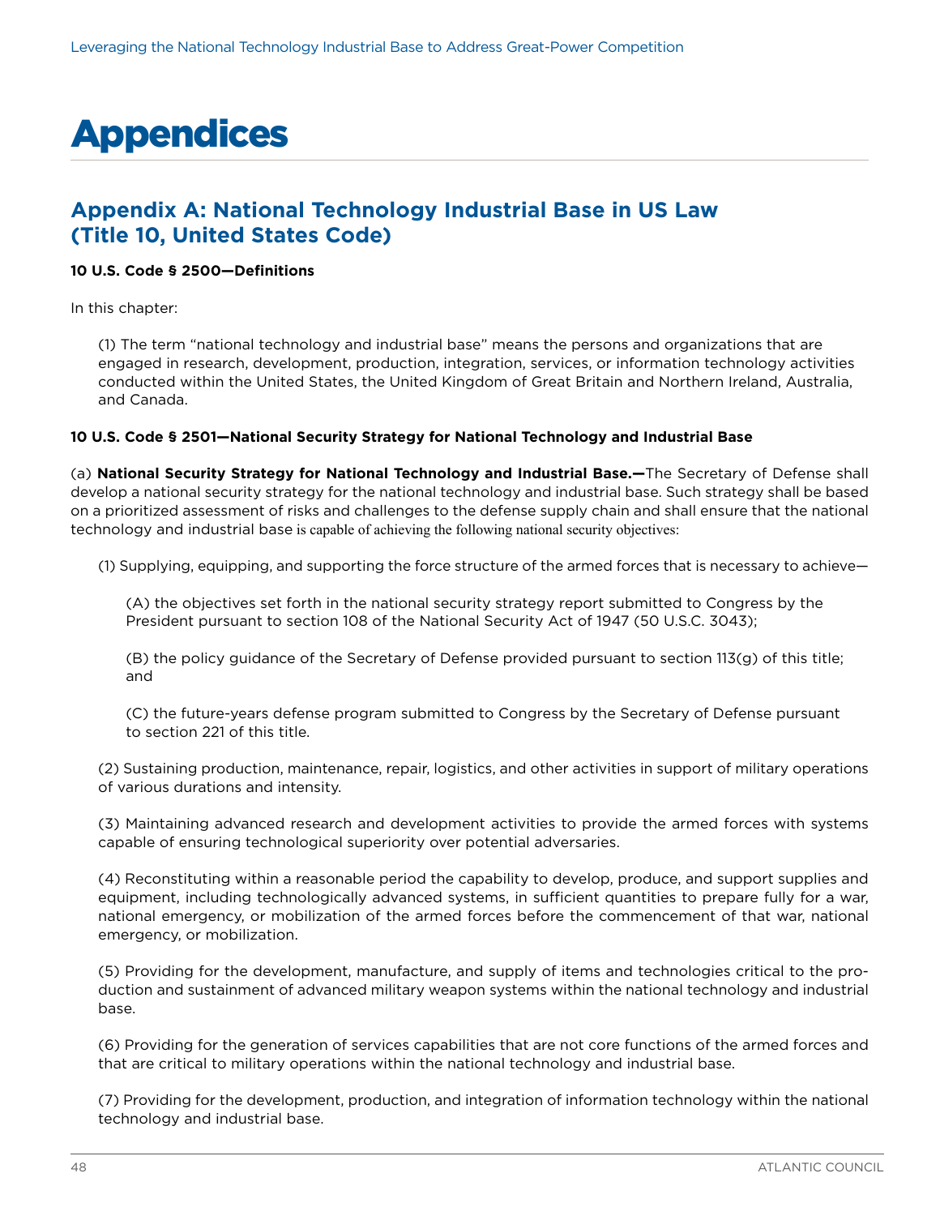# Appendices

## Appendix A: National Technology Industrial Base in US Law (Title 10, United States Code)

**10 U.S. Code § 2500—Definitions**

In this chapter:

(1) The term "national technology and industrial base" means the persons and organizations that are engaged in research, development, production, integration, services, or information technology activities conducted within the United States, the United Kingdom of Great Britain and Northern Ireland, Australia, and Canada.

**10 U.S. Code § 2501—National Security Strategy for National Technology and Industrial Base**

(a) **National Security Strategy for National Technology and Industrial Base.—**The Secretary of Defense shall develop a national security strategy for the national technology and industrial base. Such strategy shall be based on a prioritized assessment of risks and challenges to the defense supply chain and shall ensure that the national technology and industrial base is capable of achieving the following national security objectives:

(1) Supplying, equipping, and supporting the force structure of the armed forces that is necessary to achieve—

(A) the objectives set forth in the national security strategy report submitted to Congress by the President pursuant to section 108 of the National Security Act of 1947 (50 U.S.C. 3043);

(B) the policy guidance of the Secretary of Defense provided pursuant to section 113(g) of this title; and

(C) the future-years defense program submitted to Congress by the Secretary of Defense pursuant to section 221 of this title.

(2) Sustaining production, maintenance, repair, logistics, and other activities in support of military operations of various durations and intensity.

(3) Maintaining advanced research and development activities to provide the armed forces with systems capable of ensuring technological superiority over potential adversaries.

(4) Reconstituting within a reasonable period the capability to develop, produce, and support supplies and equipment, including technologically advanced systems, in sufficient quantities to prepare fully for a war, national emergency, or mobilization of the armed forces before the commencement of that war, national emergency, or mobilization.

(5) Providing for the development, manufacture, and supply of items and technologies critical to the production and sustainment of advanced military weapon systems within the national technology and industrial base.

(6) Providing for the generation of services capabilities that are not core functions of the armed forces and that are critical to military operations within the national technology and industrial base.

(7) Providing for the development, production, and integration of information technology within the national technology and industrial base.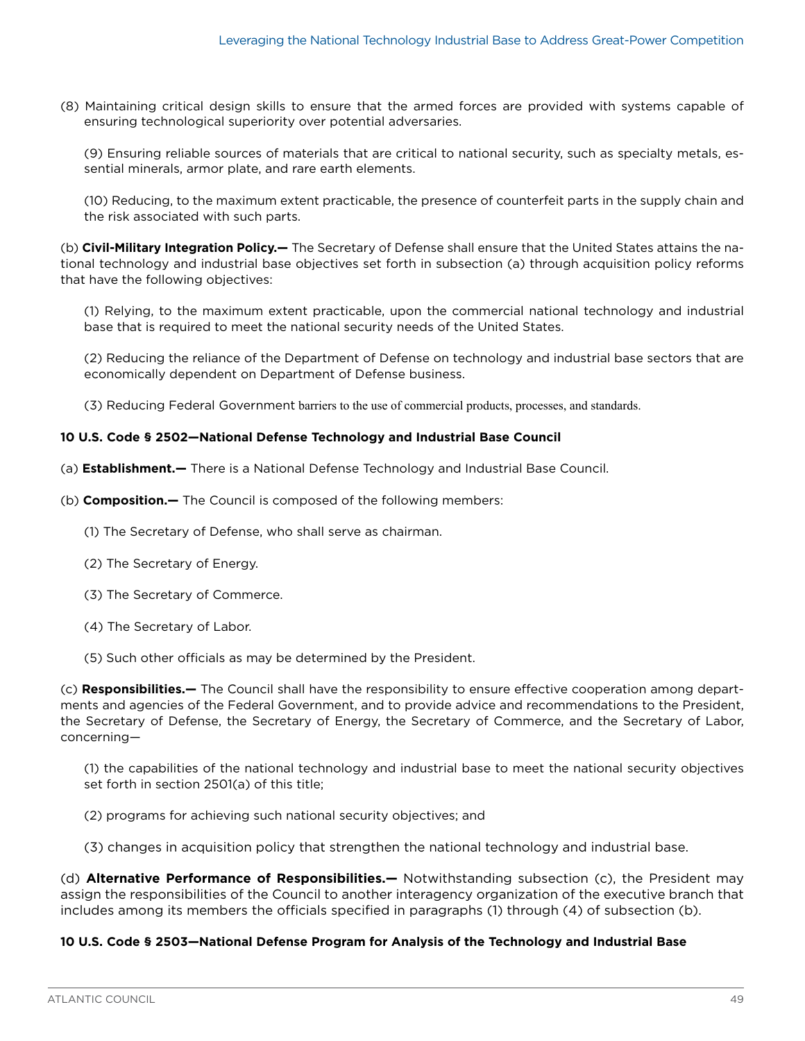(8) Maintaining critical design skills to ensure that the armed forces are provided with systems capable of ensuring technological superiority over potential adversaries.

(9) Ensuring reliable sources of materials that are critical to national security, such as specialty metals, essential minerals, armor plate, and rare earth elements.

(10) Reducing, to the maximum extent practicable, the presence of counterfeit parts in the supply chain and the risk associated with such parts.

(b) **Civil-Military Integration Policy.—** The Secretary of Defense shall ensure that the United States attains the national technology and industrial base objectives set forth in subsection (a) through acquisition policy reforms that have the following objectives:

(1) Relying, to the maximum extent practicable, upon the commercial national technology and industrial base that is required to meet the national security needs of the United States.

(2) Reducing the reliance of the Department of Defense on technology and industrial base sectors that are economically dependent on Department of Defense business.

(3) Reducing Federal Government barriers to the use of commercial products, processes, and standards.

**10 U.S. Code § 2502—National Defense Technology and Industrial Base Council**

(a) **Establishment.—** There is a National Defense Technology and Industrial Base Council.

(b) **Composition.—** The Council is composed of the following members:

(1) The Secretary of Defense, who shall serve as chairman.

(2) The Secretary of Energy.

(3) The Secretary of Commerce.

(4) The Secretary of Labor.

(5) Such other officials as may be determined by the President.

(c) **Responsibilities.—** The Council shall have the responsibility to ensure effective cooperation among departments and agencies of the Federal Government, and to provide advice and recommendations to the President, the Secretary of Defense, the Secretary of Energy, the Secretary of Commerce, and the Secretary of Labor, concerning—

(1) the capabilities of the national technology and industrial base to meet the national security objectives set forth in section 2501(a) of this title;

(2) programs for achieving such national security objectives; and

(3) changes in acquisition policy that strengthen the national technology and industrial base.

(d) **Alternative Performance of Responsibilities.—** Notwithstanding subsection (c), the President may assign the responsibilities of the Council to another interagency organization of the executive branch that includes among its members the officials specified in paragraphs (1) through (4) of subsection (b).

**10 U.S. Code § 2503—National Defense Program for Analysis of the Technology and Industrial Base**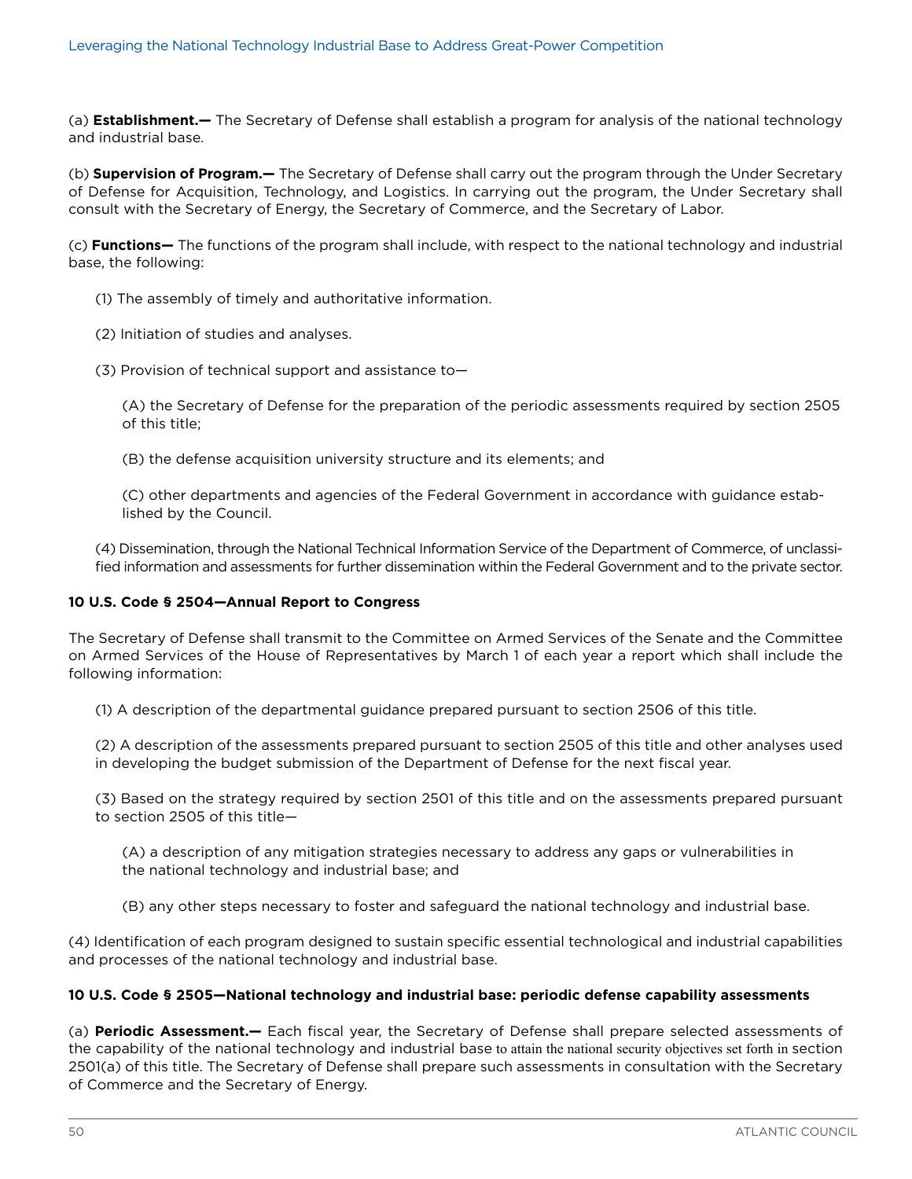(a) **Establishment.—** The Secretary of Defense shall establish a program for analysis of the national technology and industrial base.

(b) **Supervision of Program.—** The Secretary of Defense shall carry out the program through the Under Secretary of Defense for Acquisition, Technology, and Logistics. In carrying out the program, the Under Secretary shall consult with the Secretary of Energy, the Secretary of Commerce, and the Secretary of Labor.

(c) **Functions—** The functions of the program shall include, with respect to the national technology and industrial base, the following:

(1) The assembly of timely and authoritative information.

(2) Initiation of studies and analyses.

(3) Provision of technical support and assistance to—

(A) the Secretary of Defense for the preparation of the periodic assessments required by section 2505 of this title;

(B) the defense acquisition university structure and its elements; and

(C) other departments and agencies of the Federal Government in accordance with guidance established by the Council.

(4) Dissemination, through the National Technical Information Service of the Department of Commerce, of unclassified information and assessments for further dissemination within the Federal Government and to the private sector.

**10 U.S. Code § 2504—Annual Report to Congress**

The Secretary of Defense shall transmit to the Committee on Armed Services of the Senate and the Committee on Armed Services of the House of Representatives by March 1 of each year a report which shall include the following information:

(1) A description of the departmental guidance prepared pursuant to section 2506 of this title.

(2) A description of the assessments prepared pursuant to section 2505 of this title and other analyses used in developing the budget submission of the Department of Defense for the next fiscal year.

(3) Based on the strategy required by section 2501 of this title and on the assessments prepared pursuant to section 2505 of this title—

(A) a description of any mitigation strategies necessary to address any gaps or vulnerabilities in the national technology and industrial base; and

(B) any other steps necessary to foster and safeguard the national technology and industrial base.

(4) Identification of each program designed to sustain specific essential technological and industrial capabilities and processes of the national technology and industrial base.

**10 U.S. Code § 2505—National technology and industrial base: periodic defense capability assessments**

(a) **Periodic Assessment.—** Each fiscal year, the Secretary of Defense shall prepare selected assessments of the capability of the national technology and industrial base to attain the national security objectives set forth in section 2501(a) of this title. The Secretary of Defense shall prepare such assessments in consultation with the Secretary of Commerce and the Secretary of Energy.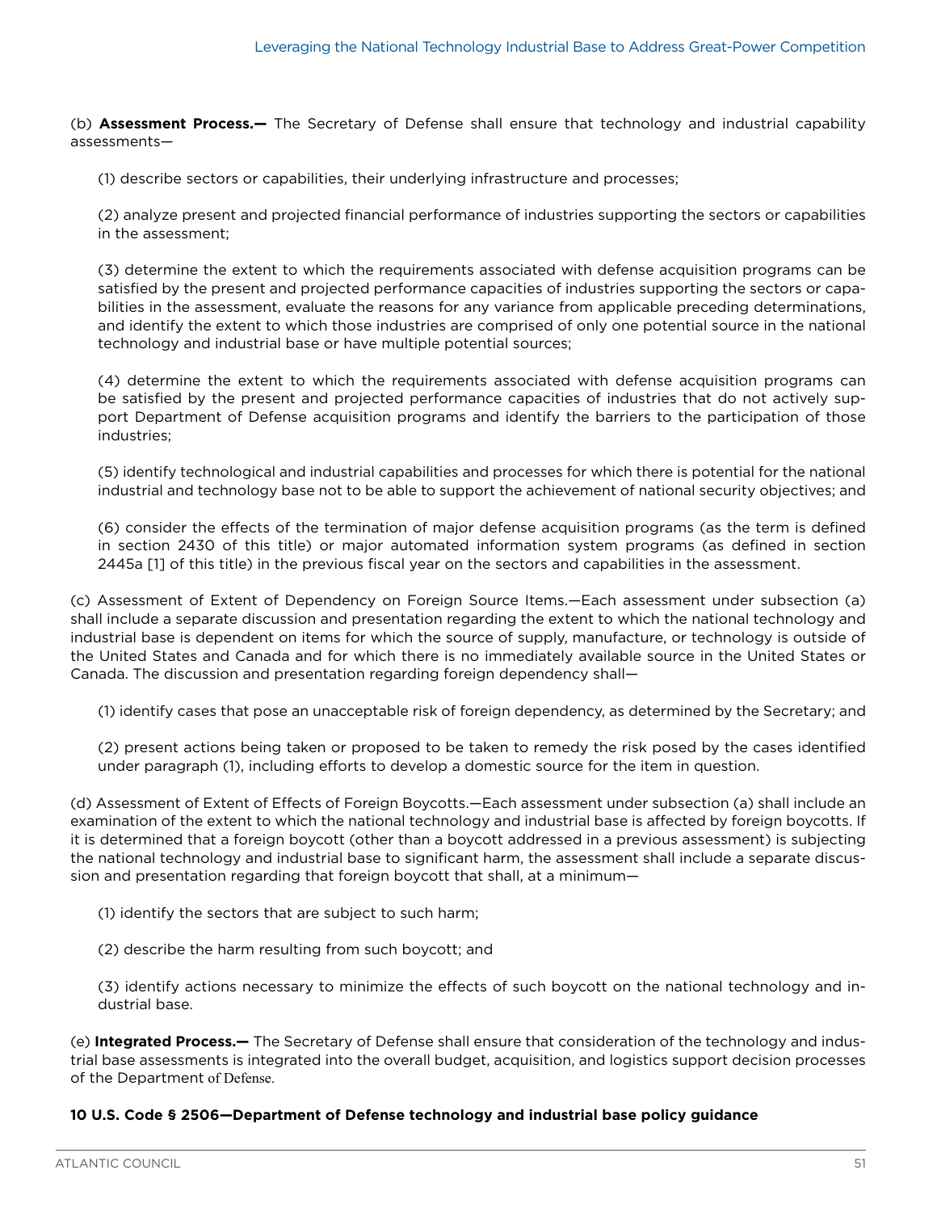(b) **Assessment Process.—** The Secretary of Defense shall ensure that technology and industrial capability assessments—

(1) describe sectors or capabilities, their underlying infrastructure and processes;

(2) analyze present and projected financial performance of industries supporting the sectors or capabilities in the assessment;

(3) determine the extent to which the requirements associated with defense acquisition programs can be satisfied by the present and projected performance capacities of industries supporting the sectors or capabilities in the assessment, evaluate the reasons for any variance from applicable preceding determinations, and identify the extent to which those industries are comprised of only one potential source in the national technology and industrial base or have multiple potential sources;

(4) determine the extent to which the requirements associated with defense acquisition programs can be satisfied by the present and projected performance capacities of industries that do not actively support Department of Defense acquisition programs and identify the barriers to the participation of those industries;

(5) identify technological and industrial capabilities and processes for which there is potential for the national industrial and technology base not to be able to support the achievement of national security objectives; and

(6) consider the effects of the termination of major defense acquisition programs (as the term is defined in section 2430 of this title) or major automated information system programs (as defined in section 2445a [1] of this title) in the previous fiscal year on the sectors and capabilities in the assessment.

(c) Assessment of Extent of Dependency on Foreign Source Items.—Each assessment under subsection (a) shall include a separate discussion and presentation regarding the extent to which the national technology and industrial base is dependent on items for which the source of supply, manufacture, or technology is outside of the United States and Canada and for which there is no immediately available source in the United States or Canada. The discussion and presentation regarding foreign dependency shall—

(1) identify cases that pose an unacceptable risk of foreign dependency, as determined by the Secretary; and

(2) present actions being taken or proposed to be taken to remedy the risk posed by the cases identified under paragraph (1), including efforts to develop a domestic source for the item in question.

(d) Assessment of Extent of Effects of Foreign Boycotts.—Each assessment under subsection (a) shall include an examination of the extent to which the national technology and industrial base is affected by foreign boycotts. If it is determined that a foreign boycott (other than a boycott addressed in a previous assessment) is subjecting the national technology and industrial base to significant harm, the assessment shall include a separate discussion and presentation regarding that foreign boycott that shall, at a minimum—

(1) identify the sectors that are subject to such harm;

(2) describe the harm resulting from such boycott; and

(3) identify actions necessary to minimize the effects of such boycott on the national technology and industrial base.

(e) **Integrated Process.—** The Secretary of Defense shall ensure that consideration of the technology and industrial base assessments is integrated into the overall budget, acquisition, and logistics support decision processes of the Department of Defense.

**10 U.S. Code § 2506—Department of Defense technology and industrial base policy guidance**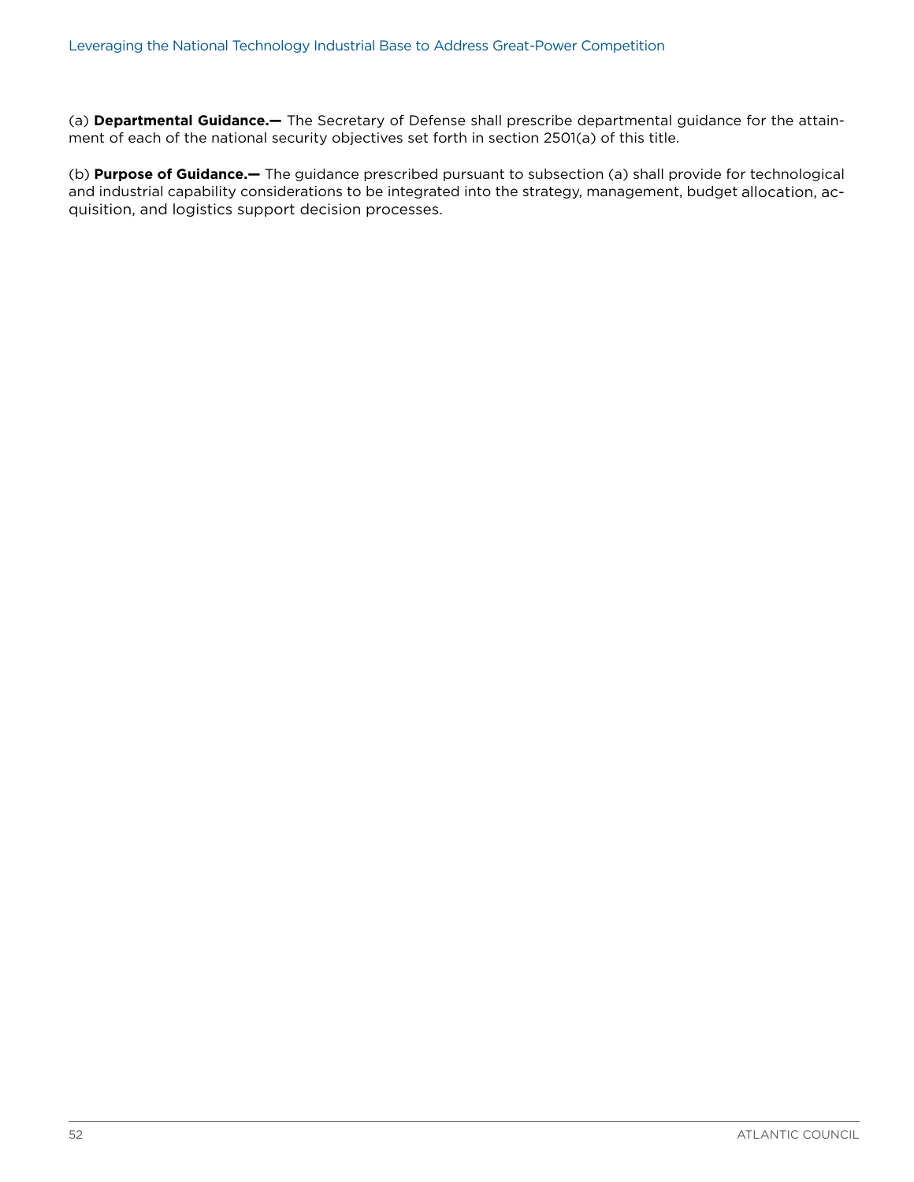(a) **Departmental Guidance.—** The Secretary of Defense shall prescribe departmental guidance for the attainment of each of the national security objectives set forth in section 2501(a) of this title.

(b) **Purpose of Guidance.—** The guidance prescribed pursuant to subsection (a) shall provide for technological and industrial capability considerations to be integrated into the strategy, management, budget allocation, acquisition, and logistics support decision processes.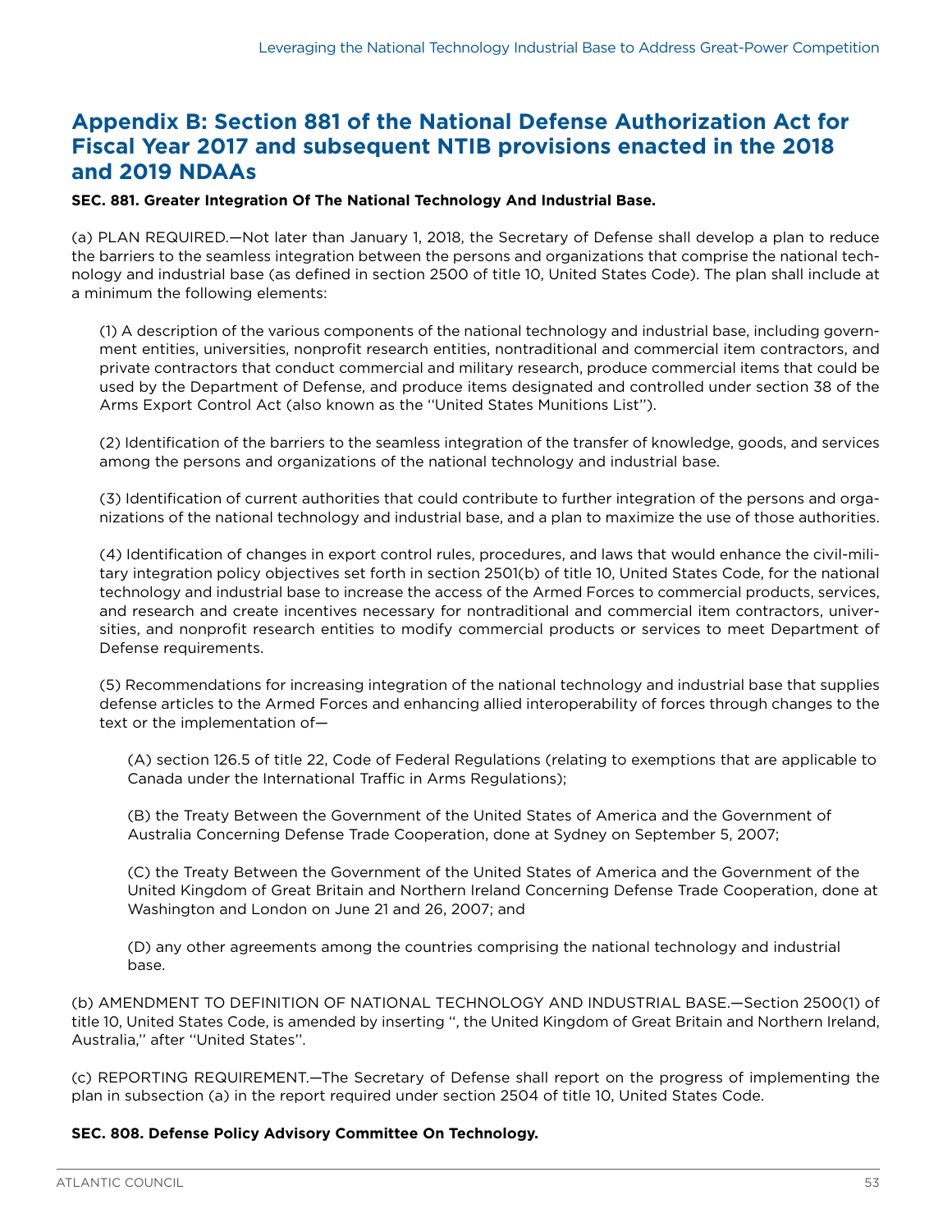## Appendix B: Section 881 of the National Defense Authorization Act for Fiscal Year 2017 and subsequent NTIB provisions enacted in the 2018 and 2019 NDAAs

**SEC. 881. Greater Integration Of The National Technology And Industrial Base.**

(a) PLAN REQUIRED.—Not later than January 1, 2018, the Secretary of Defense shall develop a plan to reduce the barriers to the seamless integration between the persons and organizations that comprise the national technology and industrial base (as defined in section 2500 of title 10, United States Code). The plan shall include at a minimum the following elements:

(1) A description of the various components of the national technology and industrial base, including government entities, universities, nonprofit research entities, nontraditional and commercial item contractors, and private contractors that conduct commercial and military research, produce commercial items that could be used by the Department of Defense, and produce items designated and controlled under section 38 of the Arms Export Control Act (also known as the ''United States Munitions List'').

(2) Identification of the barriers to the seamless integration of the transfer of knowledge, goods, and services among the persons and organizations of the national technology and industrial base.

(3) Identification of current authorities that could contribute to further integration of the persons and organizations of the national technology and industrial base, and a plan to maximize the use of those authorities.

(4) Identification of changes in export control rules, procedures, and laws that would enhance the civil-military integration policy objectives set forth in section 2501(b) of title 10, United States Code, for the national technology and industrial base to increase the access of the Armed Forces to commercial products, services, and research and create incentives necessary for nontraditional and commercial item contractors, universities, and nonprofit research entities to modify commercial products or services to meet Department of Defense requirements.

(5) Recommendations for increasing integration of the national technology and industrial base that supplies defense articles to the Armed Forces and enhancing allied interoperability of forces through changes to the text or the implementation of—

(A) section 126.5 of title 22, Code of Federal Regulations (relating to exemptions that are applicable to Canada under the International Traffic in Arms Regulations);

(B) the Treaty Between the Government of the United States of America and the Government of Australia Concerning Defense Trade Cooperation, done at Sydney on September 5, 2007;

(C) the Treaty Between the Government of the United States of America and the Government of the United Kingdom of Great Britain and Northern Ireland Concerning Defense Trade Cooperation, done at Washington and London on June 21 and 26, 2007; and

(D) any other agreements among the countries comprising the national technology and industrial base.

(b) AMENDMENT TO DEFINITION OF NATIONAL TECHNOLOGY AND INDUSTRIAL BASE.—Section 2500(1) of title 10, United States Code, is amended by inserting '', the United Kingdom of Great Britain and Northern Ireland, Australia,'' after ''United States''.

(c) REPORTING REQUIREMENT.—The Secretary of Defense shall report on the progress of implementing the plan in subsection (a) in the report required under section 2504 of title 10, United States Code.

**SEC. 808. Defense Policy Advisory Committee On Technology.**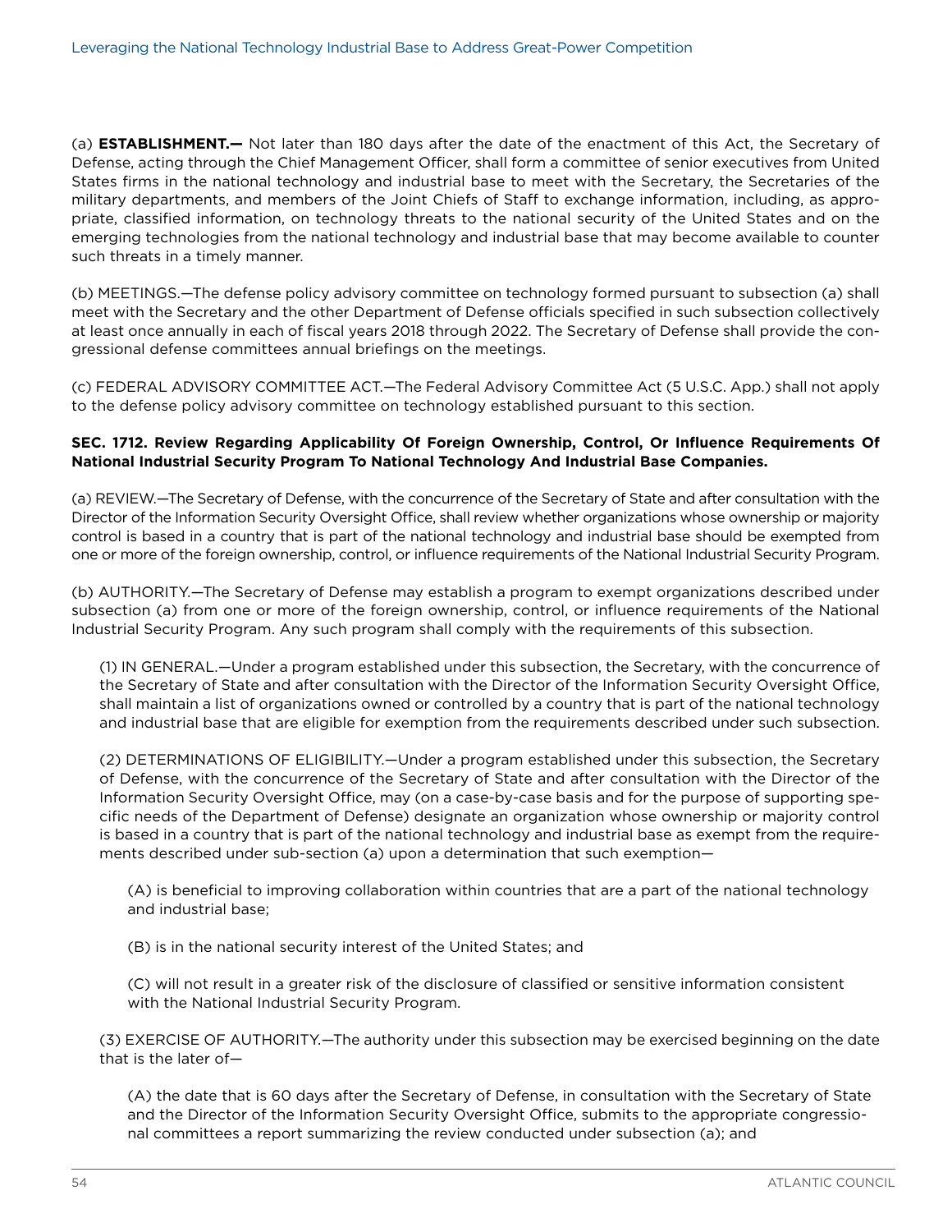(a) **ESTABLISHMENT.—** Not later than 180 days after the date of the enactment of this Act, the Secretary of Defense, acting through the Chief Management Officer, shall form a committee of senior executives from United States firms in the national technology and industrial base to meet with the Secretary, the Secretaries of the military departments, and members of the Joint Chiefs of Staff to exchange information, including, as appropriate, classified information, on technology threats to the national security of the United States and on the emerging technologies from the national technology and industrial base that may become available to counter such threats in a timely manner.

(b) MEETINGS.—The defense policy advisory committee on technology formed pursuant to subsection (a) shall meet with the Secretary and the other Department of Defense officials specified in such subsection collectively at least once annually in each of fiscal years 2018 through 2022. The Secretary of Defense shall provide the congressional defense committees annual briefings on the meetings.

(c) FEDERAL ADVISORY COMMITTEE ACT.—The Federal Advisory Committee Act (5 U.S.C. App.) shall not apply to the defense policy advisory committee on technology established pursuant to this section.

**SEC. 1712. Review Regarding Applicability Of Foreign Ownership, Control, Or Influence Requirements Of National Industrial Security Program To National Technology And Industrial Base Companies.**

(a) REVIEW.—The Secretary of Defense, with the concurrence of the Secretary of State and after consultation with the Director of the Information Security Oversight Office, shall review whether organizations whose ownership or majority control is based in a country that is part of the national technology and industrial base should be exempted from one or more of the foreign ownership, control, or influence requirements of the National Industrial Security Program.

(b) AUTHORITY.—The Secretary of Defense may establish a program to exempt organizations described under subsection (a) from one or more of the foreign ownership, control, or influence requirements of the National Industrial Security Program. Any such program shall comply with the requirements of this subsection.

(1) IN GENERAL.—Under a program established under this subsection, the Secretary, with the concurrence of the Secretary of State and after consultation with the Director of the Information Security Oversight Office, shall maintain a list of organizations owned or controlled by a country that is part of the national technology and industrial base that are eligible for exemption from the requirements described under such subsection.

(2) DETERMINATIONS OF ELIGIBILITY.—Under a program established under this subsection, the Secretary of Defense, with the concurrence of the Secretary of State and after consultation with the Director of the Information Security Oversight Office, may (on a case-by-case basis and for the purpose of supporting specific needs of the Department of Defense) designate an organization whose ownership or majority control is based in a country that is part of the national technology and industrial base as exempt from the requirements described under sub-section (a) upon a determination that such exemption—

(A) is beneficial to improving collaboration within countries that are a part of the national technology and industrial base;

(B) is in the national security interest of the United States; and

(C) will not result in a greater risk of the disclosure of classified or sensitive information consistent with the National Industrial Security Program.

(3) EXERCISE OF AUTHORITY.—The authority under this subsection may be exercised beginning on the date that is the later of—

(A) the date that is 60 days after the Secretary of Defense, in consultation with the Secretary of State and the Director of the Information Security Oversight Office, submits to the appropriate congressional committees a report summarizing the review conducted under subsection (a); and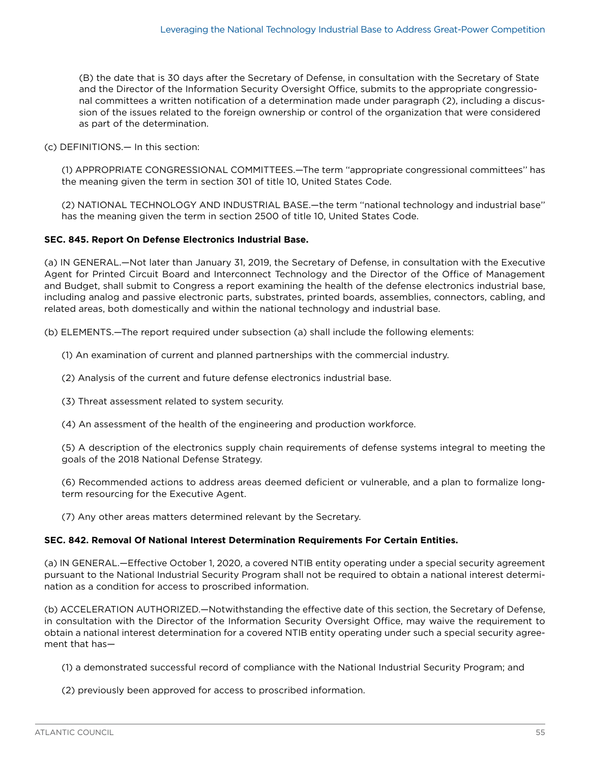(B) the date that is 30 days after the Secretary of Defense, in consultation with the Secretary of State and the Director of the Information Security Oversight Office, submits to the appropriate congressional committees a written notification of a determination made under paragraph (2), including a discussion of the issues related to the foreign ownership or control of the organization that were considered as part of the determination.

(c) DEFINITIONS.— In this section:

(1) APPROPRIATE CONGRESSIONAL COMMITTEES.—The term ''appropriate congressional committees'' has the meaning given the term in section 301 of title 10, United States Code.

(2) NATIONAL TECHNOLOGY AND INDUSTRIAL BASE.—the term ''national technology and industrial base'' has the meaning given the term in section 2500 of title 10, United States Code.

**SEC. 845. Report On Defense Electronics Industrial Base.**

(a) IN GENERAL.—Not later than January 31, 2019, the Secretary of Defense, in consultation with the Executive Agent for Printed Circuit Board and Interconnect Technology and the Director of the Office of Management and Budget, shall submit to Congress a report examining the health of the defense electronics industrial base, including analog and passive electronic parts, substrates, printed boards, assemblies, connectors, cabling, and related areas, both domestically and within the national technology and industrial base.

(b) ELEMENTS.—The report required under subsection (a) shall include the following elements:

(1) An examination of current and planned partnerships with the commercial industry.

(2) Analysis of the current and future defense electronics industrial base.

(3) Threat assessment related to system security.

(4) An assessment of the health of the engineering and production workforce.

(5) A description of the electronics supply chain requirements of defense systems integral to meeting the goals of the 2018 National Defense Strategy.

(6) Recommended actions to address areas deemed deficient or vulnerable, and a plan to formalize long-term resourcing for the Executive Agent.

(7) Any other areas matters determined relevant by the Secretary.

**SEC. 842. Removal Of National Interest Determination Requirements For Certain Entities.**

(a) IN GENERAL.—Effective October 1, 2020, a covered NTIB entity operating under a special security agreement pursuant to the National Industrial Security Program shall not be required to obtain a national interest determination as a condition for access to proscribed information.

(b) ACCELERATION AUTHORIZED.—Notwithstanding the effective date of this section, the Secretary of Defense, in consultation with the Director of the Information Security Oversight Office, may waive the requirement to obtain a national interest determination for a covered NTIB entity operating under such a special security agreement that has—

(1) a demonstrated successful record of compliance with the National Industrial Security Program; and

(2) previously been approved for access to proscribed information.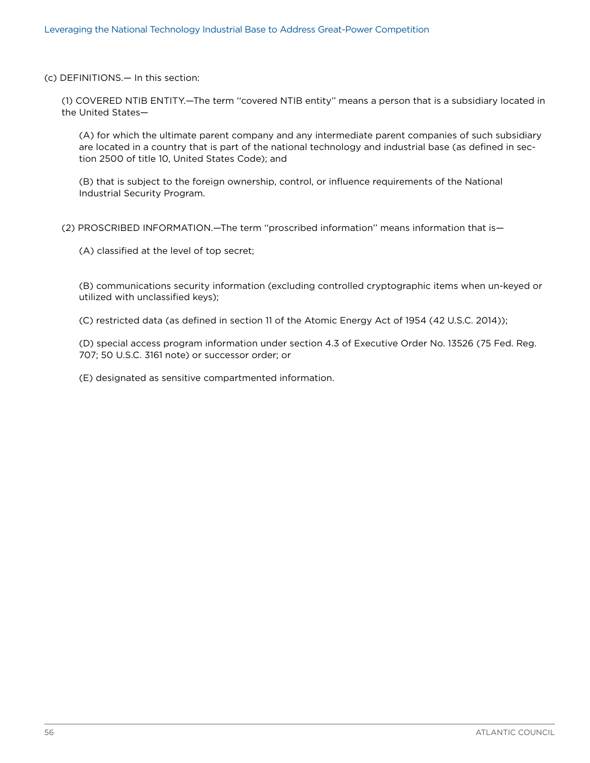(c) DEFINITIONS.— In this section:

(1) COVERED NTIB ENTITY.—The term ''covered NTIB entity'' means a person that is a subsidiary located in the United States—

(A) for which the ultimate parent company and any intermediate parent companies of such subsidiary are located in a country that is part of the national technology and industrial base (as defined in section 2500 of title 10, United States Code); and

(B) that is subject to the foreign ownership, control, or influence requirements of the National Industrial Security Program.

(2) PROSCRIBED INFORMATION.—The term ''proscribed information'' means information that is—

(A) classified at the level of top secret;

(B) communications security information (excluding controlled cryptographic items when un-keyed or utilized with unclassified keys);

(C) restricted data (as defined in section 11 of the Atomic Energy Act of 1954 (42 U.S.C. 2014));

(D) special access program information under section 4.3 of Executive Order No. 13526 (75 Fed. Reg. 707; 50 U.S.C. 3161 note) or successor order; or

(E) designated as sensitive compartmented information.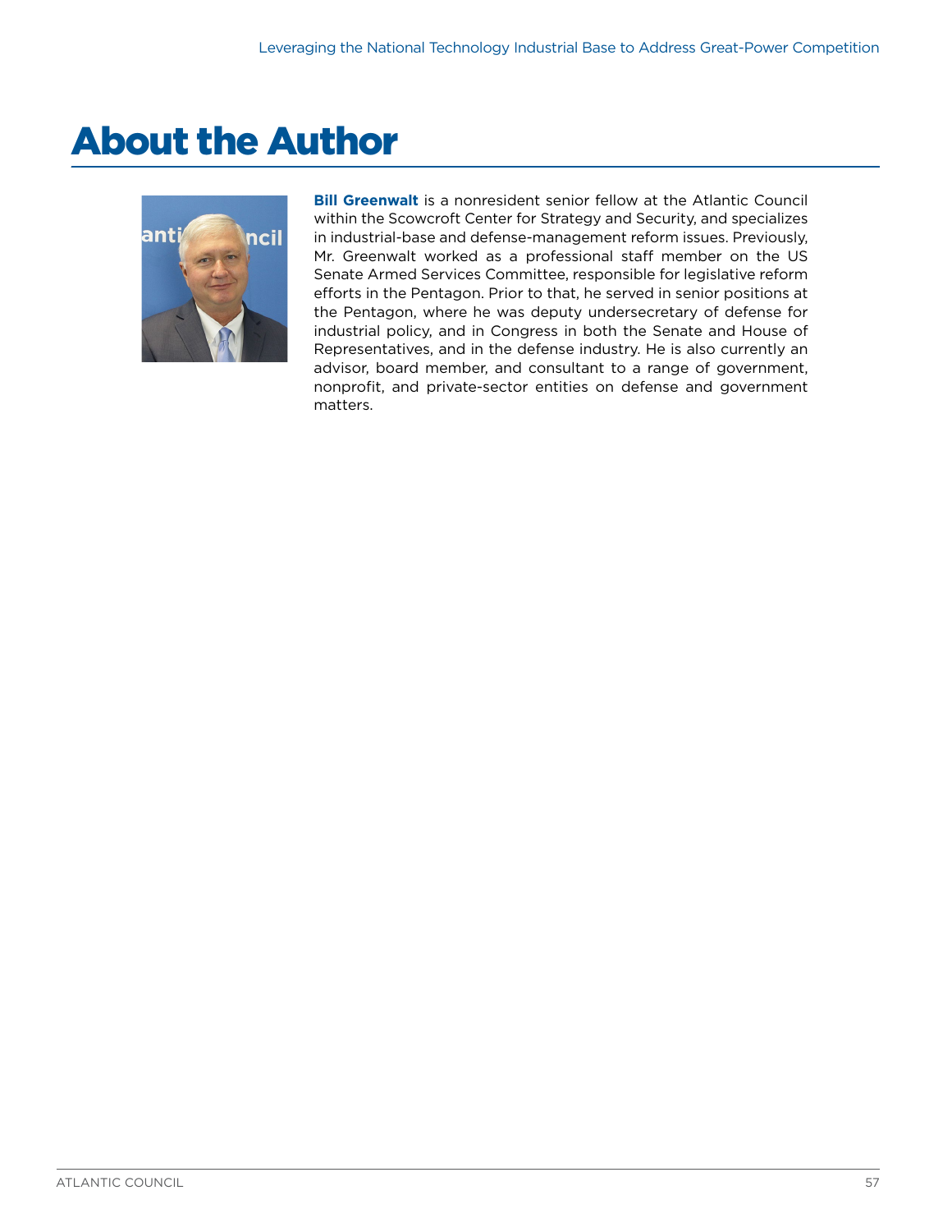# About the Author

**Bill Greenwalt** is a nonresident senior fellow at the Atlantic Council within the Scowcroft Center for Strategy and Security, and specializes in industrial-base and defense-management reform issues. Previously, Mr. Greenwalt worked as a professional staff member on the US Senate Armed Services Committee, responsible for legislative reform efforts in the Pentagon. Prior to that, he served in senior positions at the Pentagon, where he was deputy undersecretary of defense for industrial policy, and in Congress in both the Senate and House of Representatives, and in the defense industry. He is also currently an advisor, board member, and consultant to a range of government, nonprofit, and private-sector entities on defense and government matters.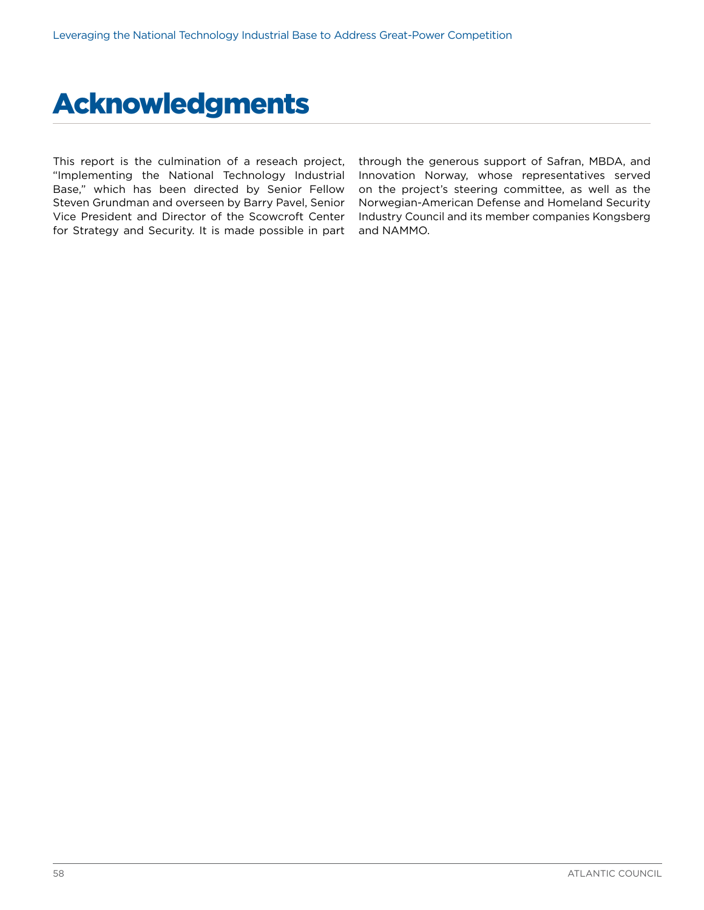# Acknowledgments

This report is the culmination of a reseach project, "Implementing the National Technology Industrial Base," which has been directed by Senior Fellow Steven Grundman and overseen by Barry Pavel, Senior Vice President and Director of the Scowcroft Center for Strategy and Security. It is made possible in part through the generous support of Safran, MBDA, and Innovation Norway, whose representatives served on the project's steering committee, as well as the Norwegian-American Defense and Homeland Security Industry Council and its member companies Kongsberg and NAMMO.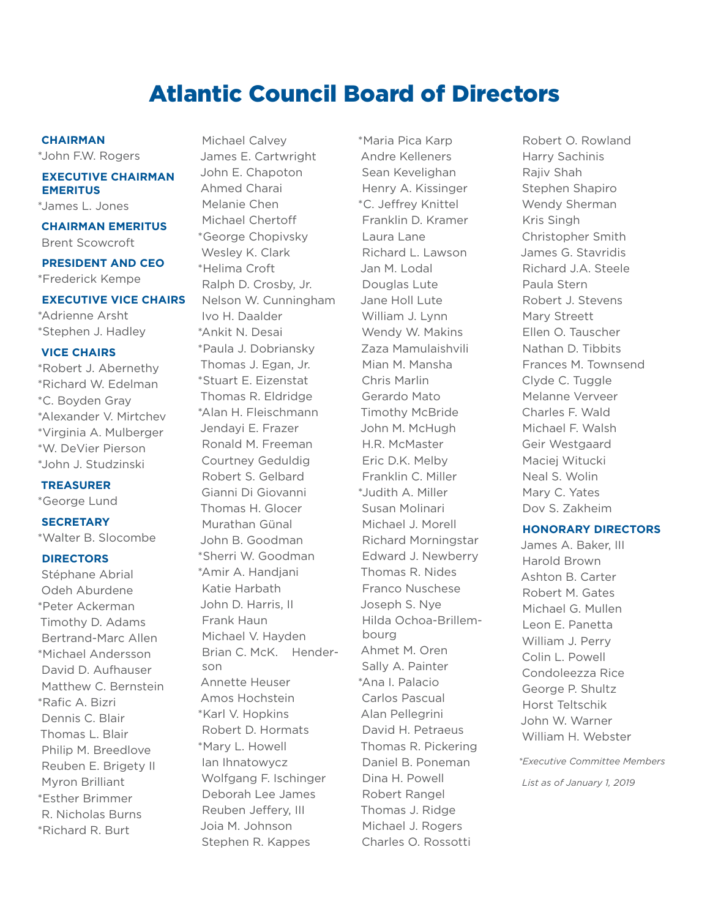# Atlantic Council Board of Directors

**CHAIRMAN**

*John F.W. Rogers

**EXECUTIVE CHAIRMAN EMERITUS**

*James L. Jones

**CHAIRMAN EMERITUS**

Brent Scowcroft

**PRESIDENT AND CEO**

*Frederick Kempe

**EXECUTIVE VICE CHAIRS**

*Adrienne Arsht
*Stephen J. Hadley

**VICE CHAIRS**

*Robert J. Abernethy
*Richard W. Edelman
*C. Boyden Gray
*Alexander V. Mirtchev
*Virginia A. Mulberger
*W. DeVier Pierson
*John J. Studzinski

**TREASURER**

*George Lund

**SECRETARY**

*Walter B. Slocombe

**DIRECTORS**

Stéphane Abrial
Odeh Aburdene
*Peter Ackerman
Timothy D. Adams
Bertrand-Marc Allen
*Michael Andersson
David D. Aufhauser
Matthew C. Bernstein
*Rafic A. Bizri
Dennis C. Blair
Thomas L. Blair
Philip M. Breedlove
Reuben E. Brigety II
Myron Brilliant
*Esther Brimmer
R. Nicholas Burns
*Richard R. Burt
Michael Calvey
James E. Cartwright
John E. Chapoton
Ahmed Charai
Melanie Chen
Michael Chertoff
*George Chopivsky
Wesley K. Clark
*Helima Croft
Ralph D. Crosby, Jr.
Nelson W. Cunningham
Ivo H. Daalder
*Ankit N. Desai
*Paula J. Dobriansky
Thomas J. Egan, Jr.
*Stuart E. Eizenstat
Thomas R. Eldridge
*Alan H. Fleischmann
Jendayi E. Frazer
Ronald M. Freeman
Courtney Geduldig
Robert S. Gelbard
Gianni Di Giovanni
Thomas H. Glocer
Murathan Günal
John B. Goodman
*Sherri W. Goodman
*Amir A. Handjani
Katie Harbath
John D. Harris, II
Frank Haun
Michael V. Hayden
Brian C. McK. Henderson
Annette Heuser
Amos Hochstein
*Karl V. Hopkins
Robert D. Hormats
*Mary L. Howell
Ian Ihnatowycz
Wolfgang F. Ischinger
Deborah Lee James
Reuben Jeffery, III
Joia M. Johnson
Stephen R. Kappes
*Maria Pica Karp
Andre Kelleners
Sean Kevelighan
Henry A. Kissinger
*C. Jeffrey Knittel
Franklin D. Kramer
Laura Lane
Richard L. Lawson
Jan M. Lodal
Douglas Lute
Jane Holl Lute
William J. Lynn
Wendy W. Makins
Zaza Mamulaishvili
Mian M. Mansha
Chris Marlin
Gerardo Mato
Timothy McBride
John M. McHugh
H.R. McMaster
Eric D.K. Melby
Franklin C. Miller
*Judith A. Miller
Susan Molinari
Michael J. Morell
Richard Morningstar
Edward J. Newberry
Thomas R. Nides
Franco Nuschese
Joseph S. Nye
Hilda Ochoa-Brillembourg
Ahmet M. Oren
Sally A. Painter
*Ana I. Palacio
Carlos Pascual
Alan Pellegrini
David H. Petraeus
Thomas R. Pickering
Daniel B. Poneman
Dina H. Powell
Robert Rangel
Thomas J. Ridge
Michael J. Rogers
Charles O. Rossotti
Robert O. Rowland
Harry Sachinis
Rajiv Shah
Stephen Shapiro
Wendy Sherman
Kris Singh
Christopher Smith
James G. Stavridis
Richard J.A. Steele
Paula Stern
Robert J. Stevens
Mary Streett
Ellen O. Tauscher
Nathan D. Tibbits
Frances M. Townsend
Clyde C. Tuggle
Melanne Verveer
Charles F. Wald
Michael F. Walsh
Geir Westgaard
Maciej Witucki
Neal S. Wolin
Mary C. Yates
Dov S. Zakheim

**HONORARY DIRECTORS**

James A. Baker, III
Harold Brown
Ashton B. Carter
Robert M. Gates
Michael G. Mullen
Leon E. Panetta
William J. Perry
Colin L. Powell
Condoleezza Rice
George P. Shultz
Horst Teltschik
John W. Warner
William H. Webster

*\*Executive Committee Members*

*List as of January 1, 2019*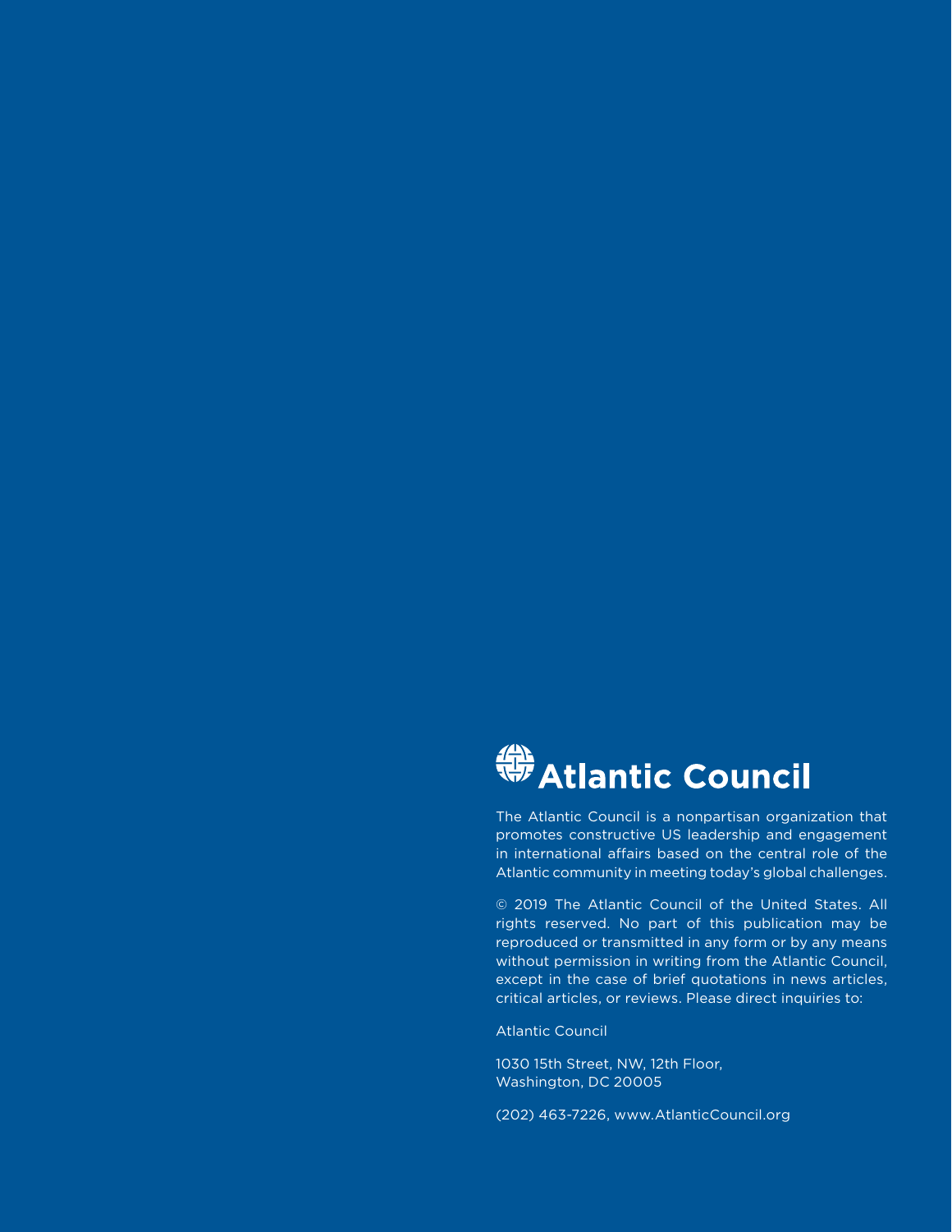# Atlantic Council

The Atlantic Council is a nonpartisan organization that promotes constructive US leadership and engagement in international affairs based on the central role of the Atlantic community in meeting today's global challenges.

© 2019 The Atlantic Council of the United States. All rights reserved. No part of this publication may be reproduced or transmitted in any form or by any means without permission in writing from the Atlantic Council, except in the case of brief quotations in news articles, critical articles, or reviews. Please direct inquiries to:

Atlantic Council

1030 15th Street, NW, 12th Floor,
Washington, DC 20005

(202) 463-7226, www.AtlanticCouncil.org